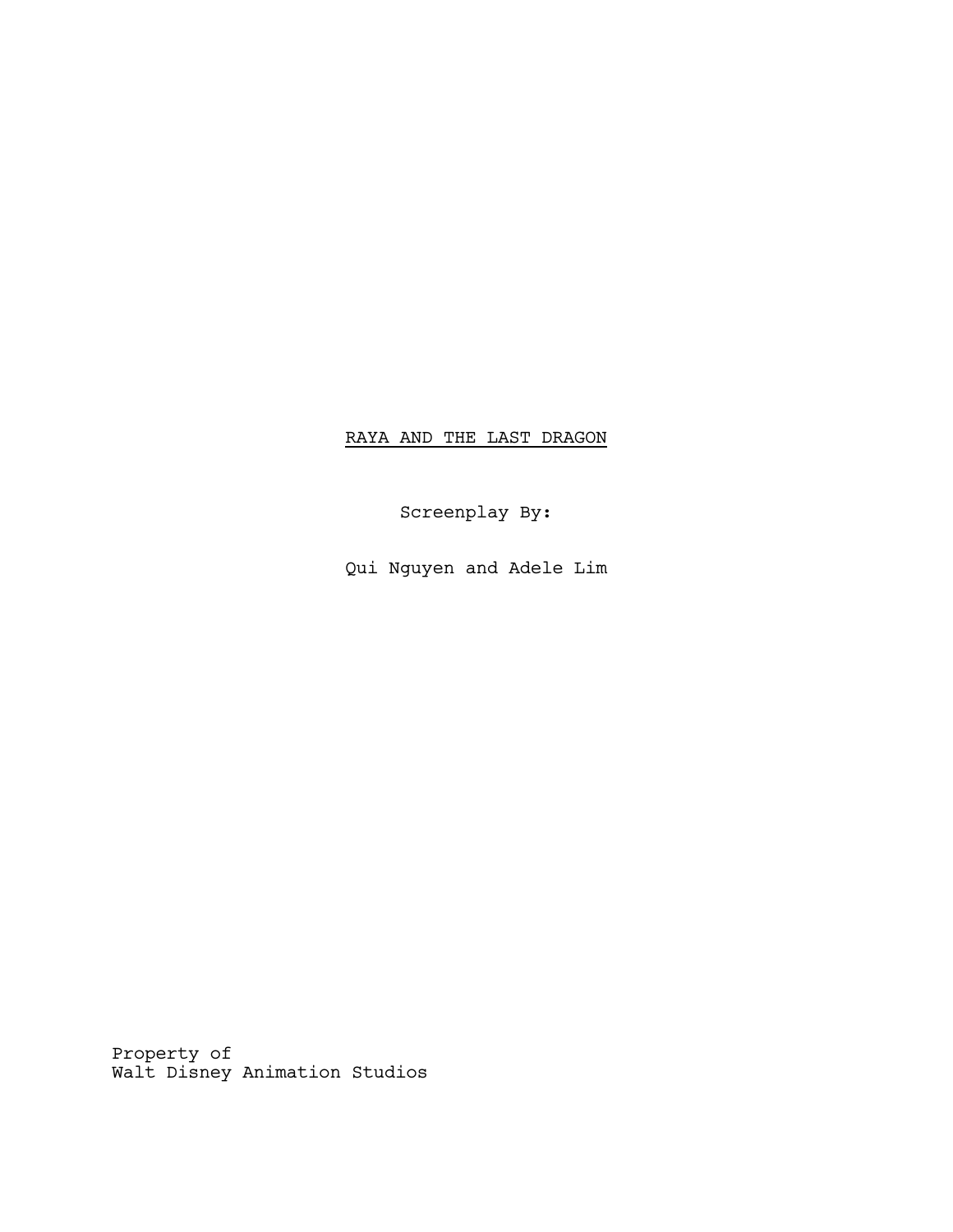# RAYA AND THE LAST DRAGON

Screenplay By:

Qui Nguyen and Adele Lim

Property of
Walt Disney Animation Studios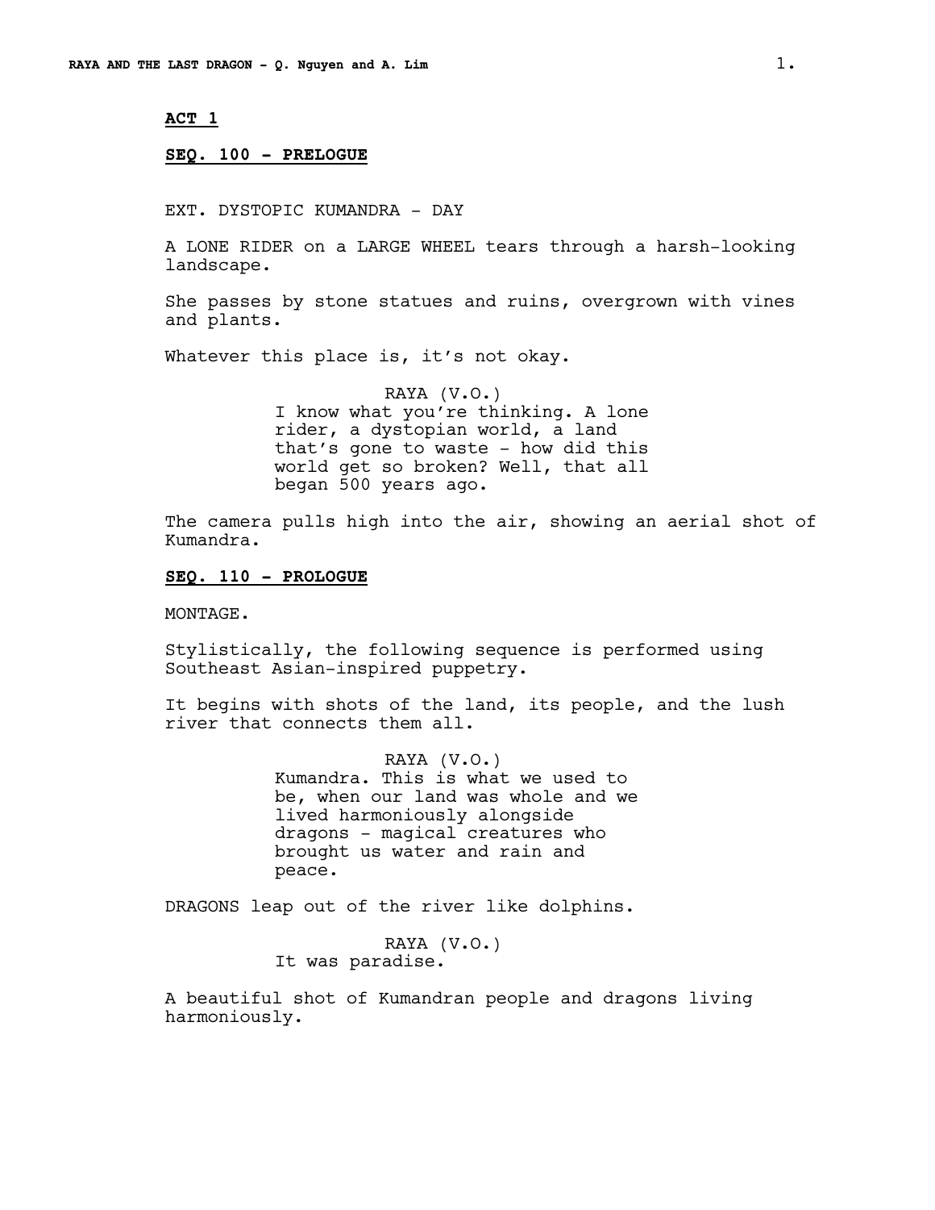**ACT 1**

**SEQ. 100 - PRELOGUE**

EXT. DYSTOPIC KUMANDRA - DAY

A LONE RIDER on a LARGE WHEEL tears through a harsh-looking landscape.

She passes by stone statues and ruins, overgrown with vines and plants.

Whatever this place is, it's not okay.

RAYA (V.O.)
I know what you're thinking. A lone rider, a dystopian world, a land that's gone to waste - how did this world get so broken? Well, that all began 500 years ago.

The camera pulls high into the air, showing an aerial shot of Kumandra.

**SEQ. 110 - PROLOGUE**

MONTAGE.

Stylistically, the following sequence is performed using Southeast Asian-inspired puppetry.

It begins with shots of the land, its people, and the lush river that connects them all.

RAYA (V.O.)
Kumandra. This is what we used to be, when our land was whole and we lived harmoniously alongside dragons - magical creatures who brought us water and rain and peace.

DRAGONS leap out of the river like dolphins.

RAYA (V.O.)
It was paradise.

A beautiful shot of Kumandran people and dragons living harmoniously.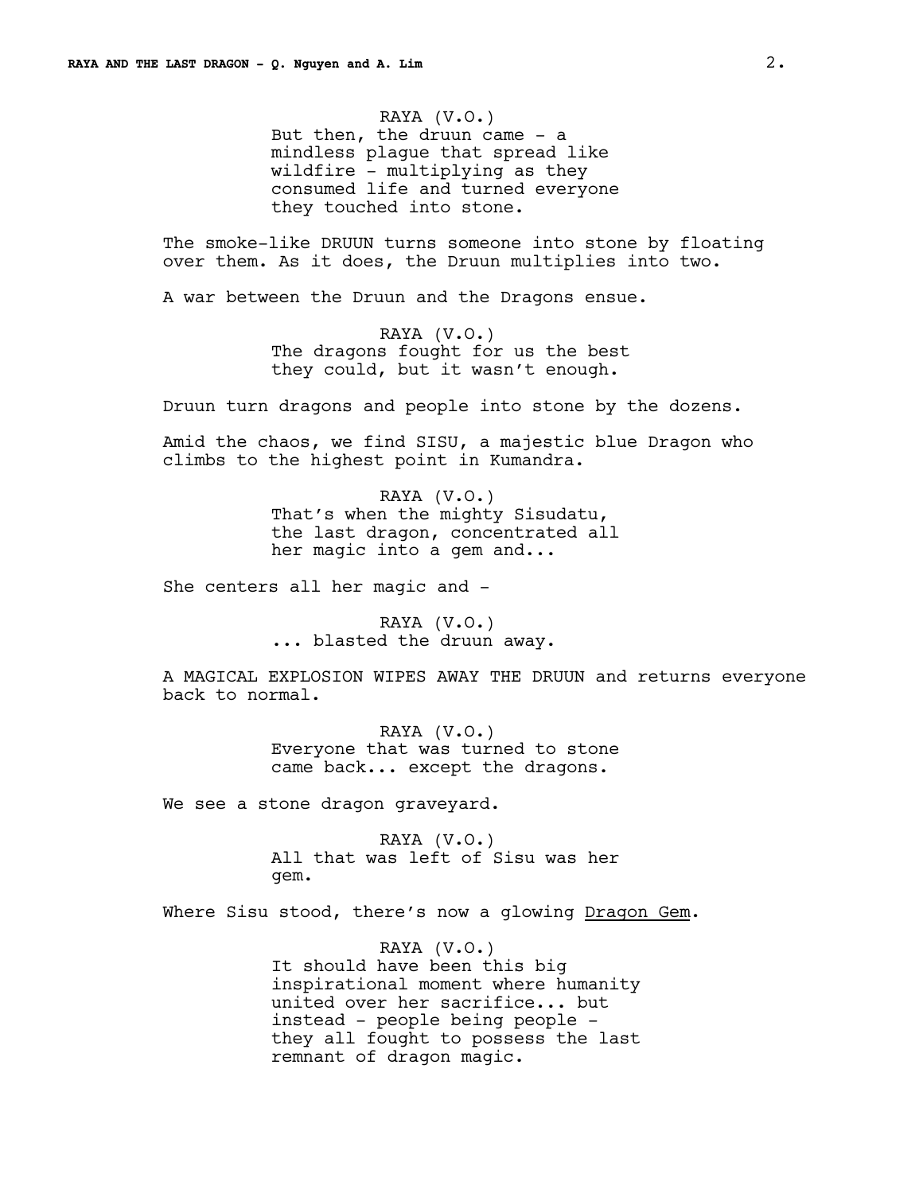RAYA (V.O.)
But then, the druun came - a mindless plague that spread like wildfire - multiplying as they consumed life and turned everyone they touched into stone.

The smoke-like DRUUN turns someone into stone by floating over them. As it does, the Druun multiplies into two.

A war between the Druun and the Dragons ensue.

RAYA (V.O.)
The dragons fought for us the best they could, but it wasn't enough.

Druun turn dragons and people into stone by the dozens.

Amid the chaos, we find SISU, a majestic blue Dragon who climbs to the highest point in Kumandra.

RAYA (V.O.)
That's when the mighty Sisudatu, the last dragon, concentrated all her magic into a gem and...

She centers all her magic and -

RAYA (V.O.)
... blasted the druun away.

A MAGICAL EXPLOSION WIPES AWAY THE DRUUN and returns everyone back to normal.

RAYA (V.O.)
Everyone that was turned to stone came back... except the dragons.

We see a stone dragon graveyard.

RAYA (V.O.)
All that was left of Sisu was her gem.

Where Sisu stood, there's now a glowing <u>Dragon Gem</u>.

RAYA (V.O.)
It should have been this big inspirational moment where humanity united over her sacrifice... but instead - people being people - they all fought to possess the last remnant of dragon magic.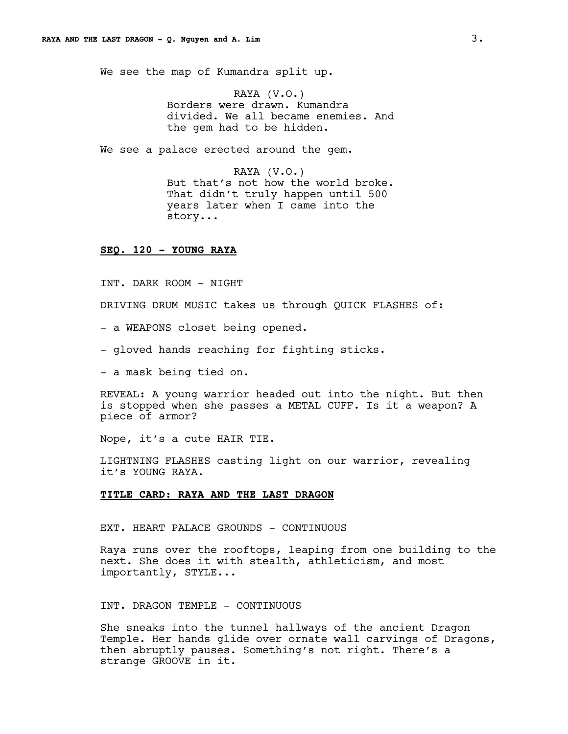We see the map of Kumandra split up.

RAYA (V.O.)
Borders were drawn. Kumandra divided. We all became enemies. And the gem had to be hidden.

We see a palace erected around the gem.

RAYA (V.O.)
But that's not how the world broke. That didn't truly happen until 500 years later when I came into the story...

**SEQ. 120 - YOUNG RAYA**

INT. DARK ROOM - NIGHT

DRIVING DRUM MUSIC takes us through QUICK FLASHES of:

- a WEAPONS closet being opened.

- gloved hands reaching for fighting sticks.

- a mask being tied on.

REVEAL: A young warrior headed out into the night. But then is stopped when she passes a METAL CUFF. Is it a weapon? A piece of armor?

Nope, it's a cute HAIR TIE.

LIGHTNING FLASHES casting light on our warrior, revealing it's YOUNG RAYA.

**TITLE CARD: RAYA AND THE LAST DRAGON**

EXT. HEART PALACE GROUNDS - CONTINUOUS

Raya runs over the rooftops, leaping from one building to the next. She does it with stealth, athleticism, and most importantly, STYLE...

INT. DRAGON TEMPLE - CONTINUOUS

She sneaks into the tunnel hallways of the ancient Dragon Temple. Her hands glide over ornate wall carvings of Dragons, then abruptly pauses. Something's not right. There's a strange GROOVE in it.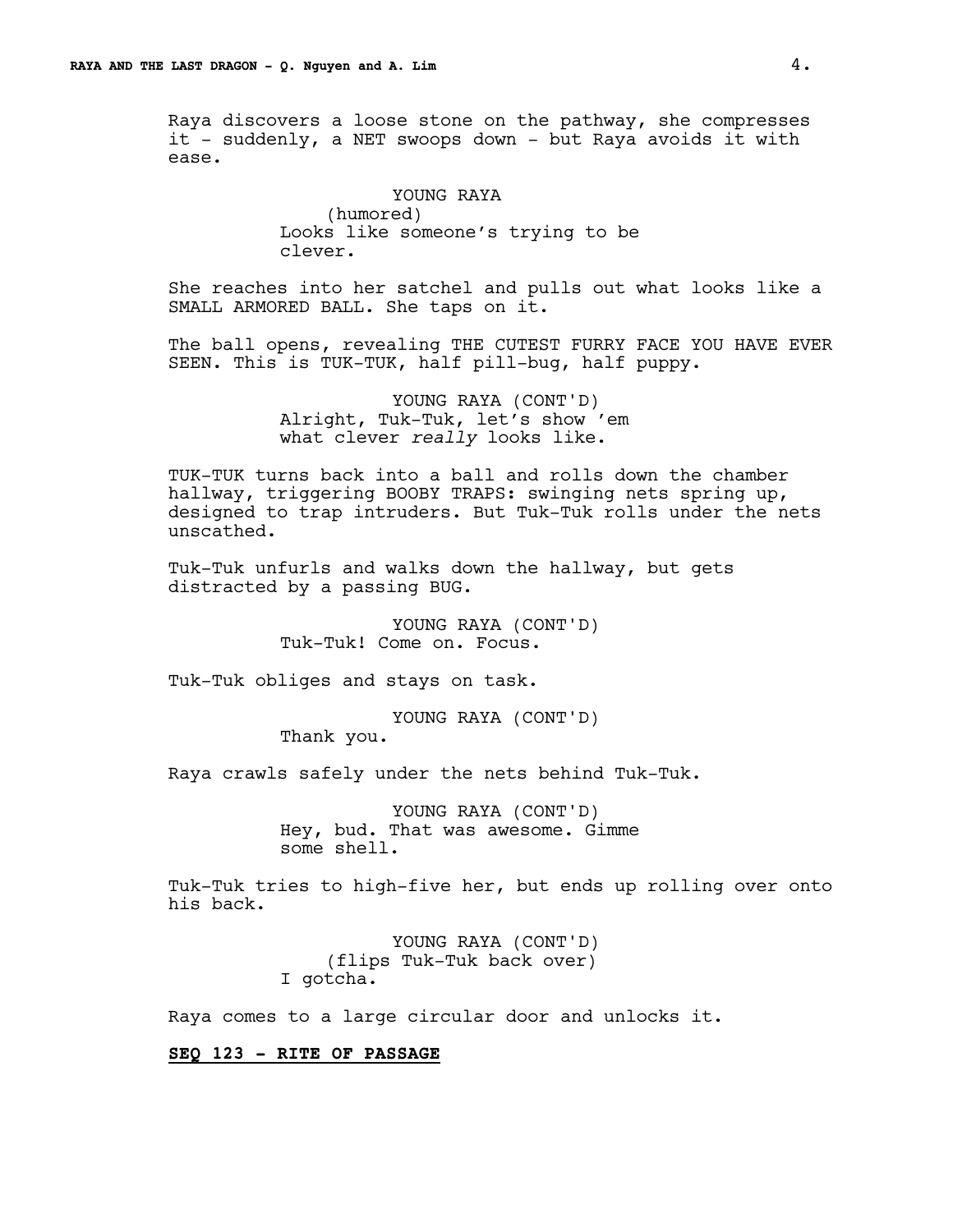Raya discovers a loose stone on the pathway, she compresses it - suddenly, a NET swoops down - but Raya avoids it with ease.

YOUNG RAYA
(humored)
Looks like someone's trying to be clever.

She reaches into her satchel and pulls out what looks like a SMALL ARMORED BALL. She taps on it.

The ball opens, revealing THE CUTEST FURRY FACE YOU HAVE EVER SEEN. This is TUK-TUK, half pill-bug, half puppy.

YOUNG RAYA (CONT'D)
Alright, Tuk-Tuk, let's show 'em what clever *really* looks like.

TUK-TUK turns back into a ball and rolls down the chamber hallway, triggering BOOBY TRAPS: swinging nets spring up, designed to trap intruders. But Tuk-Tuk rolls under the nets unscathed.

Tuk-Tuk unfurls and walks down the hallway, but gets distracted by a passing BUG.

YOUNG RAYA (CONT'D)
Tuk-Tuk! Come on. Focus.

Tuk-Tuk obliges and stays on task.

YOUNG RAYA (CONT'D)
Thank you.

Raya crawls safely under the nets behind Tuk-Tuk.

YOUNG RAYA (CONT'D)
Hey, bud. That was awesome. Gimme some shell.

Tuk-Tuk tries to high-five her, but ends up rolling over onto his back.

YOUNG RAYA (CONT'D)
(flips Tuk-Tuk back over)
I gotcha.

Raya comes to a large circular door and unlocks it.

**SEQ 123 - RITE OF PASSAGE**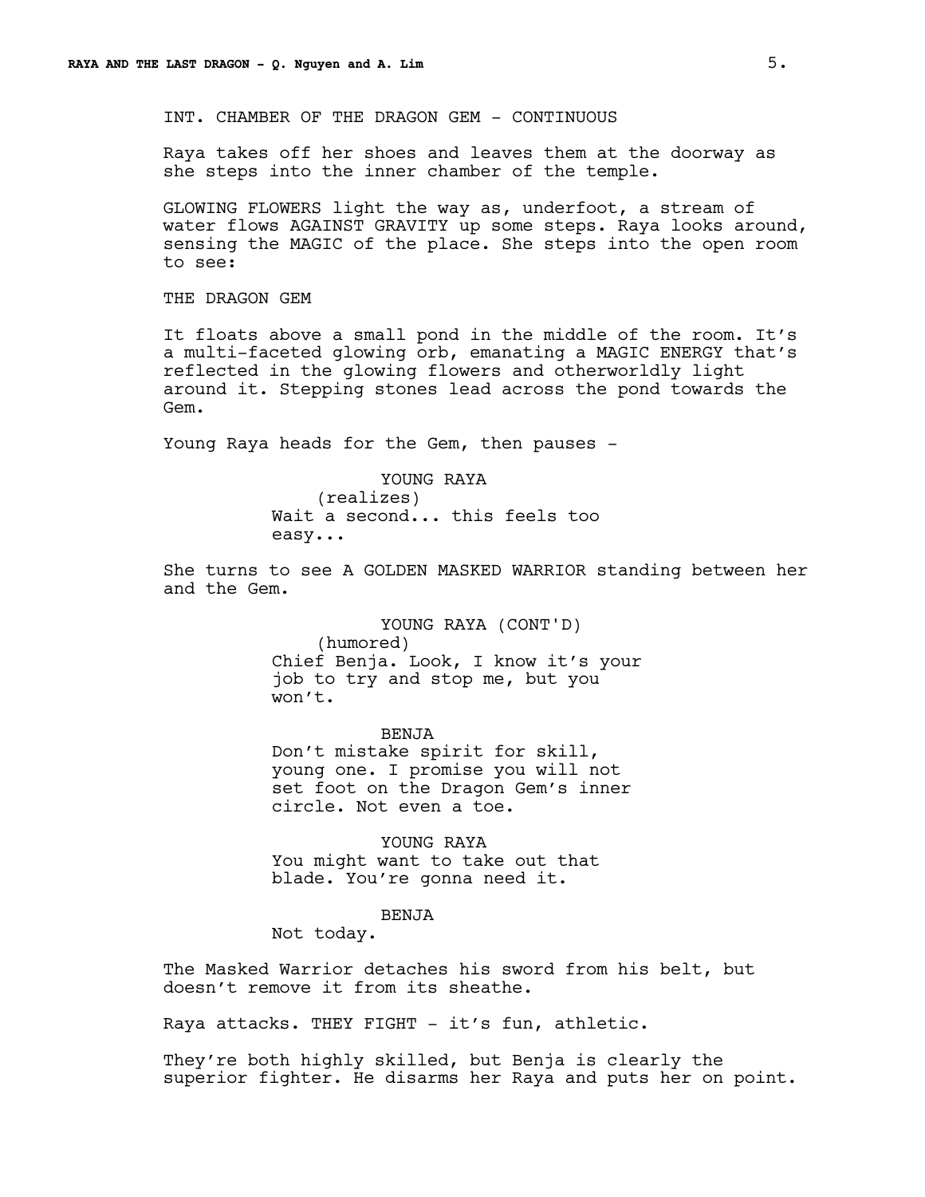INT. CHAMBER OF THE DRAGON GEM - CONTINUOUS

Raya takes off her shoes and leaves them at the doorway as she steps into the inner chamber of the temple.

GLOWING FLOWERS light the way as, underfoot, a stream of water flows AGAINST GRAVITY up some steps. Raya looks around, sensing the MAGIC of the place. She steps into the open room to see:

THE DRAGON GEM

It floats above a small pond in the middle of the room. It's a multi-faceted glowing orb, emanating a MAGIC ENERGY that's reflected in the glowing flowers and otherworldly light around it. Stepping stones lead across the pond towards the Gem.

Young Raya heads for the Gem, then pauses -

YOUNG RAYA
(realizes)
Wait a second... this feels too easy...

She turns to see A GOLDEN MASKED WARRIOR standing between her and the Gem.

YOUNG RAYA (CONT'D)
(humored)
Chief Benja. Look, I know it's your job to try and stop me, but you won't.

BENJA
Don't mistake spirit for skill, young one. I promise you will not set foot on the Dragon Gem's inner circle. Not even a toe.

YOUNG RAYA
You might want to take out that blade. You're gonna need it.

BENJA
Not today.

The Masked Warrior detaches his sword from his belt, but doesn't remove it from its sheathe.

Raya attacks. THEY FIGHT - it's fun, athletic.

They're both highly skilled, but Benja is clearly the superior fighter. He disarms her Raya and puts her on point.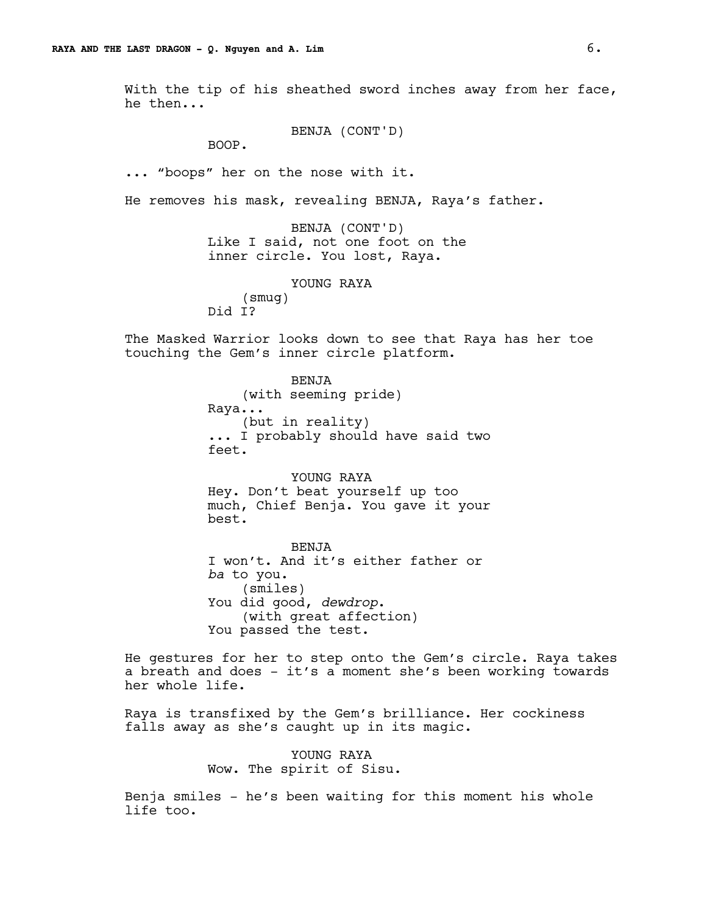With the tip of his sheathed sword inches away from her face, he then...

BENJA (CONT'D)
BOOP.

... “boops” her on the nose with it.

He removes his mask, revealing BENJA, Raya’s father.

BENJA (CONT'D)
Like I said, not one foot on the inner circle. You lost, Raya.

YOUNG RAYA
(smug)
Did I?

The Masked Warrior looks down to see that Raya has her toe touching the Gem’s inner circle platform.

BENJA
(with seeming pride)
Raya...
(but in reality)
... I probably should have said two feet.

YOUNG RAYA
Hey. Don’t beat yourself up too much, Chief Benja. You gave it your best.

BENJA
I won’t. And it’s either father or *ba* to you.
(smiles)
You did good, *dewdrop*.
(with great affection)
You passed the test.

He gestures for her to step onto the Gem’s circle. Raya takes a breath and does - it’s a moment she’s been working towards her whole life.

Raya is transfixed by the Gem’s brilliance. Her cockiness falls away as she’s caught up in its magic.

YOUNG RAYA
Wow. The spirit of Sisu.

Benja smiles - he’s been waiting for this moment his whole life too.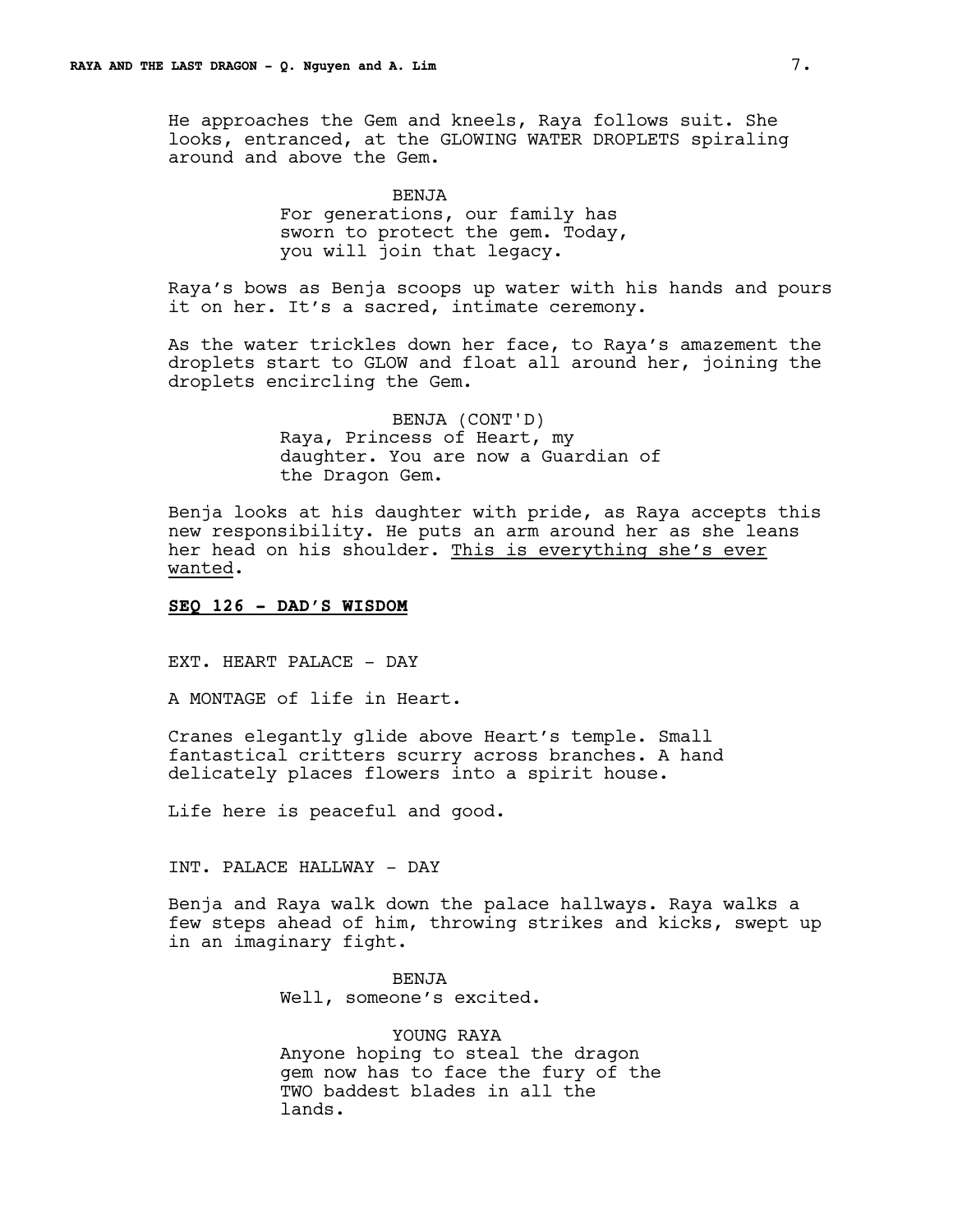He approaches the Gem and kneels, Raya follows suit. She looks, entranced, at the GLOWING WATER DROPLETS spiraling around and above the Gem.

BENJA
For generations, our family has sworn to protect the gem. Today, you will join that legacy.

Raya's bows as Benja scoops up water with his hands and pours it on her. It's a sacred, intimate ceremony.

As the water trickles down her face, to Raya's amazement the droplets start to GLOW and float all around her, joining the droplets encircling the Gem.

BENJA (CONT'D)
Raya, Princess of Heart, my daughter. You are now a Guardian of the Dragon Gem.

Benja looks at his daughter with pride, as Raya accepts this new responsibility. He puts an arm around her as she leans her head on his shoulder. <u>This is everything she's ever wanted</u>.

**<u>SEQ 126 - DAD'S WISDOM</u>**

EXT. HEART PALACE - DAY

A MONTAGE of life in Heart.

Cranes elegantly glide above Heart's temple. Small fantastical critters scurry across branches. A hand delicately places flowers into a spirit house.

Life here is peaceful and good.

INT. PALACE HALLWAY - DAY

Benja and Raya walk down the palace hallways. Raya walks a few steps ahead of him, throwing strikes and kicks, swept up in an imaginary fight.

BENJA
Well, someone's excited.

YOUNG RAYA
Anyone hoping to steal the dragon gem now has to face the fury of the TWO baddest blades in all the lands.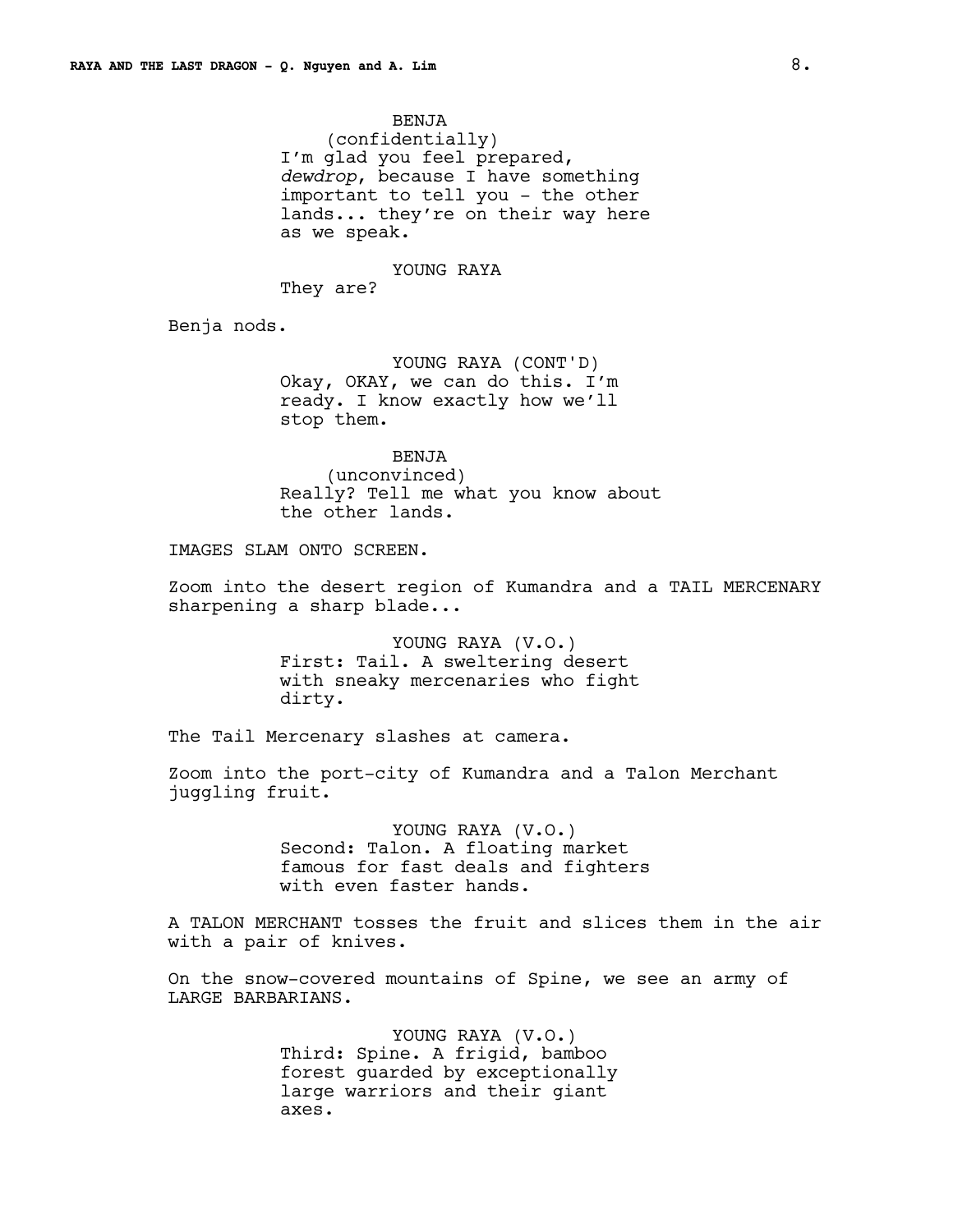BENJA
(confidentially)
I'm glad you feel prepared, *dewdrop*, because I have something important to tell you - the other lands... they're on their way here as we speak.

YOUNG RAYA
They are?

Benja nods.

YOUNG RAYA (CONT'D)
Okay, OKAY, we can do this. I'm ready. I know exactly how we'll stop them.

BENJA
(unconvinced)
Really? Tell me what you know about the other lands.

IMAGES SLAM ONTO SCREEN.

Zoom into the desert region of Kumandra and a TAIL MERCENARY sharpening a sharp blade...

YOUNG RAYA (V.O.)
First: Tail. A sweltering desert with sneaky mercenaries who fight dirty.

The Tail Mercenary slashes at camera.

Zoom into the port-city of Kumandra and a Talon Merchant juggling fruit.

YOUNG RAYA (V.O.)
Second: Talon. A floating market famous for fast deals and fighters with even faster hands.

A TALON MERCHANT tosses the fruit and slices them in the air with a pair of knives.

On the snow-covered mountains of Spine, we see an army of LARGE BARBARIANS.

YOUNG RAYA (V.O.)
Third: Spine. A frigid, bamboo forest guarded by exceptionally large warriors and their giant axes.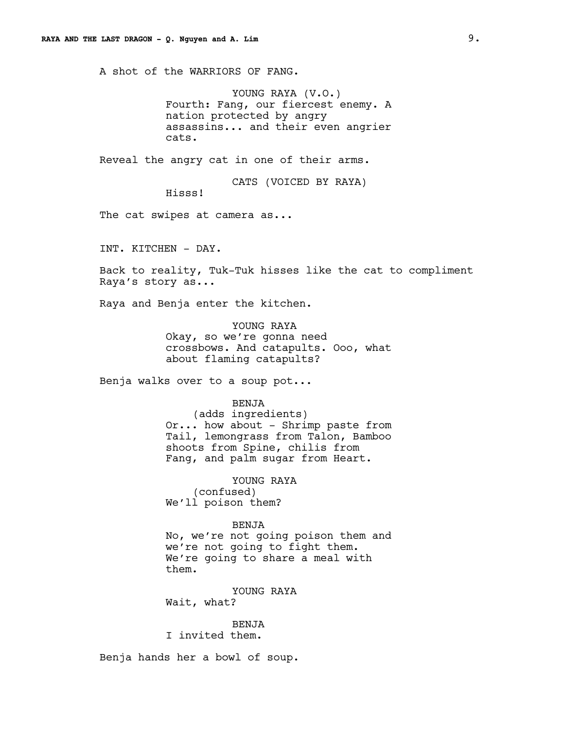A shot of the WARRIORS OF FANG.

YOUNG RAYA (V.O.)
Fourth: Fang, our fiercest enemy. A nation protected by angry assassins... and their even angrier cats.

Reveal the angry cat in one of their arms.

CATS (VOICED BY RAYA)
Hisss!

The cat swipes at camera as...

INT. KITCHEN - DAY.

Back to reality, Tuk-Tuk hisses like the cat to compliment Raya's story as...

Raya and Benja enter the kitchen.

YOUNG RAYA
Okay, so we're gonna need crossbows. And catapults. Ooo, what about flaming catapults?

Benja walks over to a soup pot...

BENJA
(adds ingredients)
Or... how about - Shrimp paste from Tail, lemongrass from Talon, Bamboo shoots from Spine, chilis from Fang, and palm sugar from Heart.

YOUNG RAYA
(confused)
We'll poison them?

BENJA
No, we're not going poison them and we're not going to fight them. We're going to share a meal with them.

YOUNG RAYA
Wait, what?

BENJA
I invited them.

Benja hands her a bowl of soup.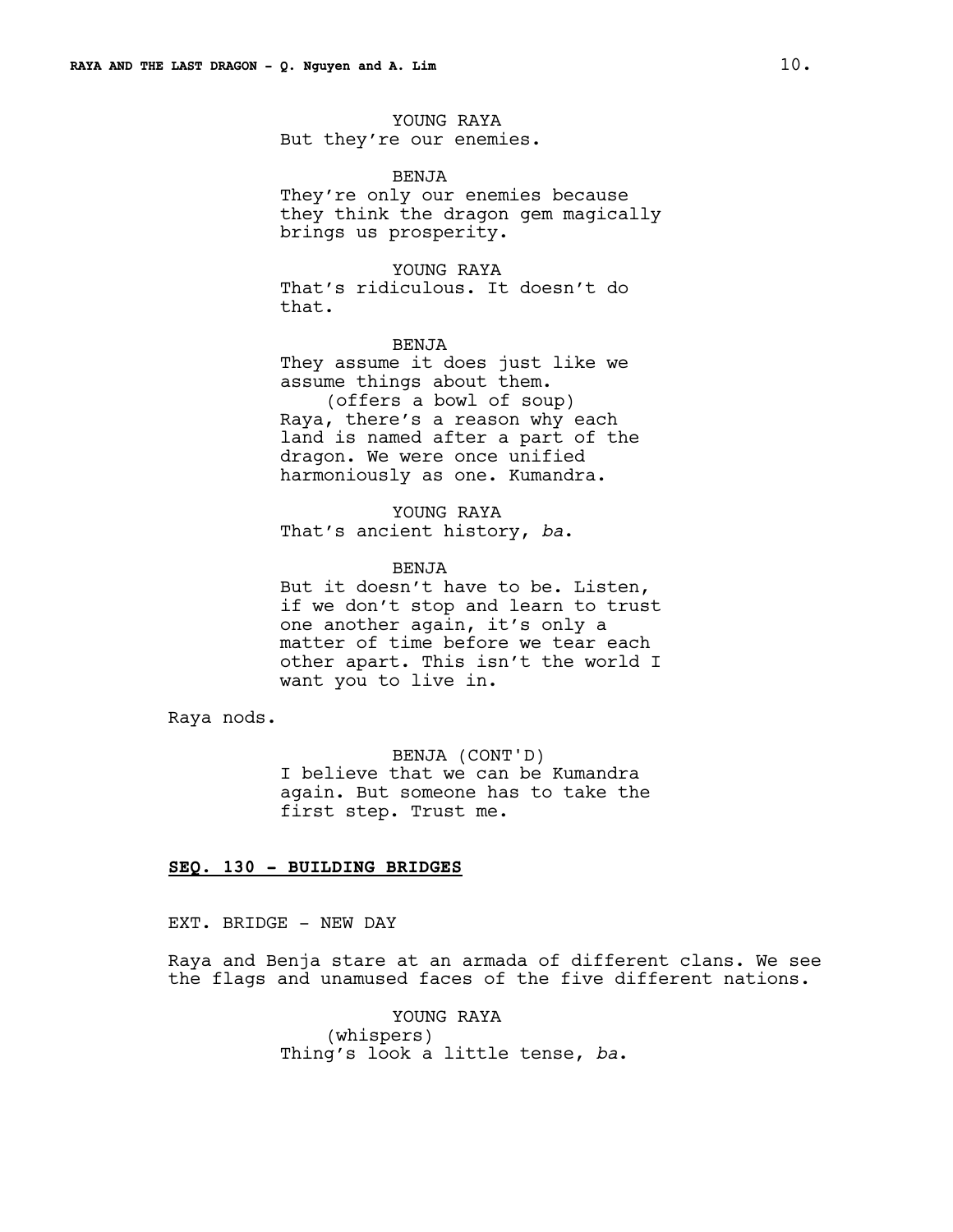YOUNG RAYA
But they're our enemies.

BENJA
They're only our enemies because they think the dragon gem magically brings us prosperity.

YOUNG RAYA
That's ridiculous. It doesn't do that.

BENJA
They assume it does just like we assume things about them.
(offers a bowl of soup)
Raya, there's a reason why each land is named after a part of the dragon. We were once unified harmoniously as one. Kumandra.

YOUNG RAYA
That's ancient history, *ba*.

BENJA
But it doesn't have to be. Listen, if we don't stop and learn to trust one another again, it's only a matter of time before we tear each other apart. This isn't the world I want you to live in.

Raya nods.

BENJA (CONT'D)
I believe that we can be Kumandra again. But someone has to take the first step. Trust me.

**SEQ. 130 - BUILDING BRIDGES**

EXT. BRIDGE - NEW DAY

Raya and Benja stare at an armada of different clans. We see the flags and unamused faces of the five different nations.

YOUNG RAYA
(whispers)
Thing's look a little tense, *ba*.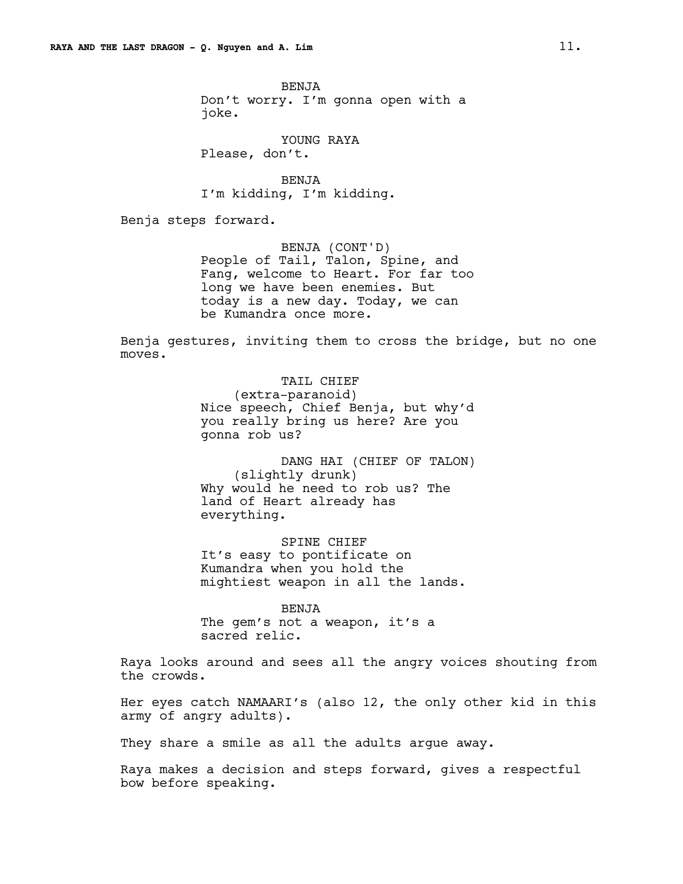BENJA
Don't worry. I'm gonna open with a joke.

YOUNG RAYA
Please, don't.

BENJA
I'm kidding, I'm kidding.

Benja steps forward.

BENJA (CONT'D)
People of Tail, Talon, Spine, and Fang, welcome to Heart. For far too long we have been enemies. But today is a new day. Today, we can be Kumandra once more.

Benja gestures, inviting them to cross the bridge, but no one moves.

TAIL CHIEF
(extra-paranoid)
Nice speech, Chief Benja, but why'd you really bring us here? Are you gonna rob us?

DANG HAI (CHIEF OF TALON)
(slightly drunk)
Why would he need to rob us? The land of Heart already has everything.

SPINE CHIEF
It's easy to pontificate on Kumandra when you hold the mightiest weapon in all the lands.

BENJA
The gem's not a weapon, it's a sacred relic.

Raya looks around and sees all the angry voices shouting from the crowds.

Her eyes catch NAMAARI's (also 12, the only other kid in this army of angry adults).

They share a smile as all the adults argue away.

Raya makes a decision and steps forward, gives a respectful bow before speaking.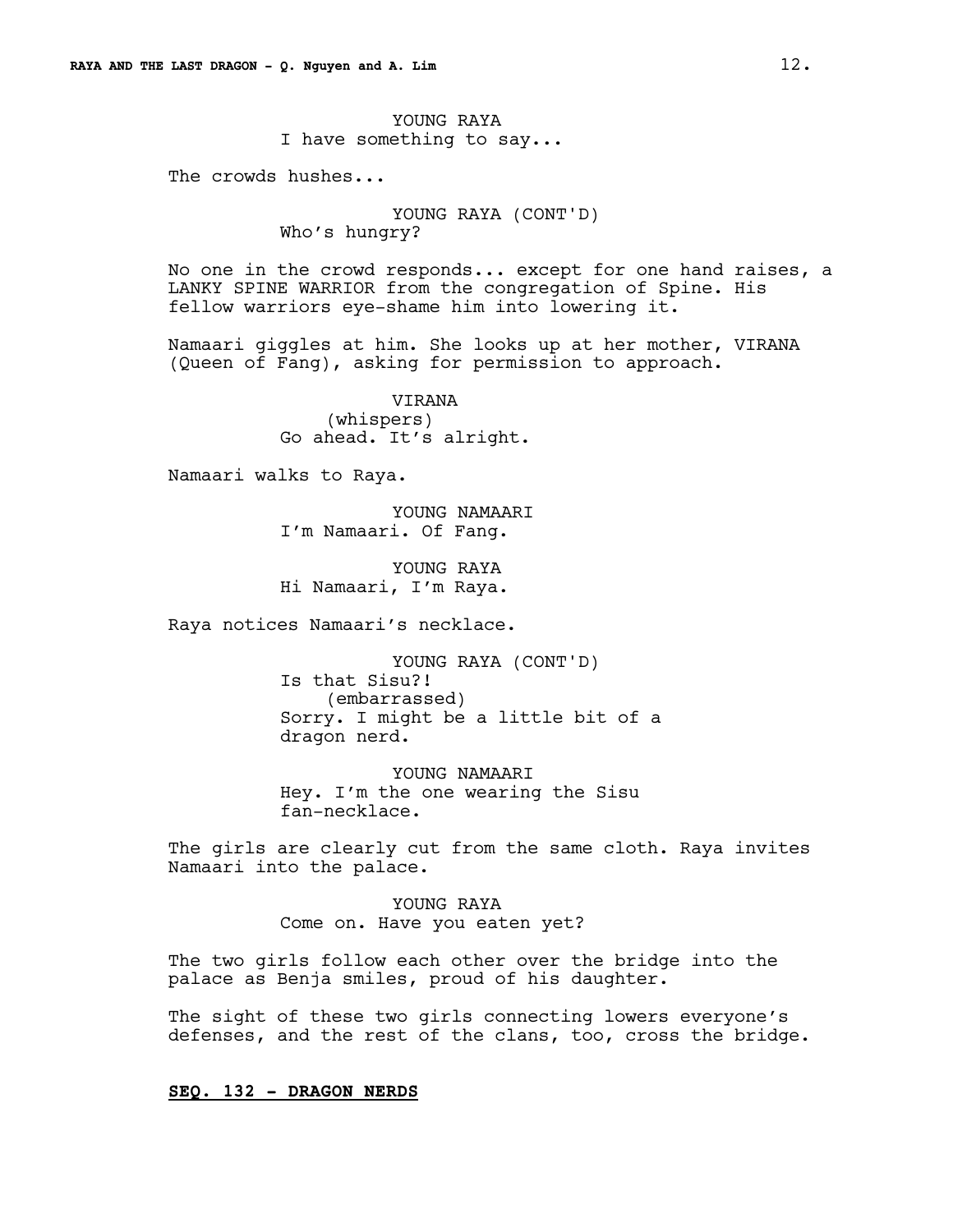YOUNG RAYA
I have something to say...

The crowds hushes...

YOUNG RAYA (CONT'D)
Who's hungry?

No one in the crowd responds... except for one hand raises, a LANKY SPINE WARRIOR from the congregation of Spine. His fellow warriors eye-shame him into lowering it.

Namaari giggles at him. She looks up at her mother, VIRANA (Queen of Fang), asking for permission to approach.

VIRANA
(whispers)
Go ahead. It's alright.

Namaari walks to Raya.

YOUNG NAMAARI
I'm Namaari. Of Fang.

YOUNG RAYA
Hi Namaari, I'm Raya.

Raya notices Namaari's necklace.

YOUNG RAYA (CONT'D)
Is that Sisu?!
(embarrassed)
Sorry. I might be a little bit of a dragon nerd.

YOUNG NAMAARI
Hey. I'm the one wearing the Sisu fan-necklace.

The girls are clearly cut from the same cloth. Raya invites Namaari into the palace.

YOUNG RAYA
Come on. Have you eaten yet?

The two girls follow each other over the bridge into the palace as Benja smiles, proud of his daughter.

The sight of these two girls connecting lowers everyone's defenses, and the rest of the clans, too, cross the bridge.

**SEQ. 132 - DRAGON NERDS**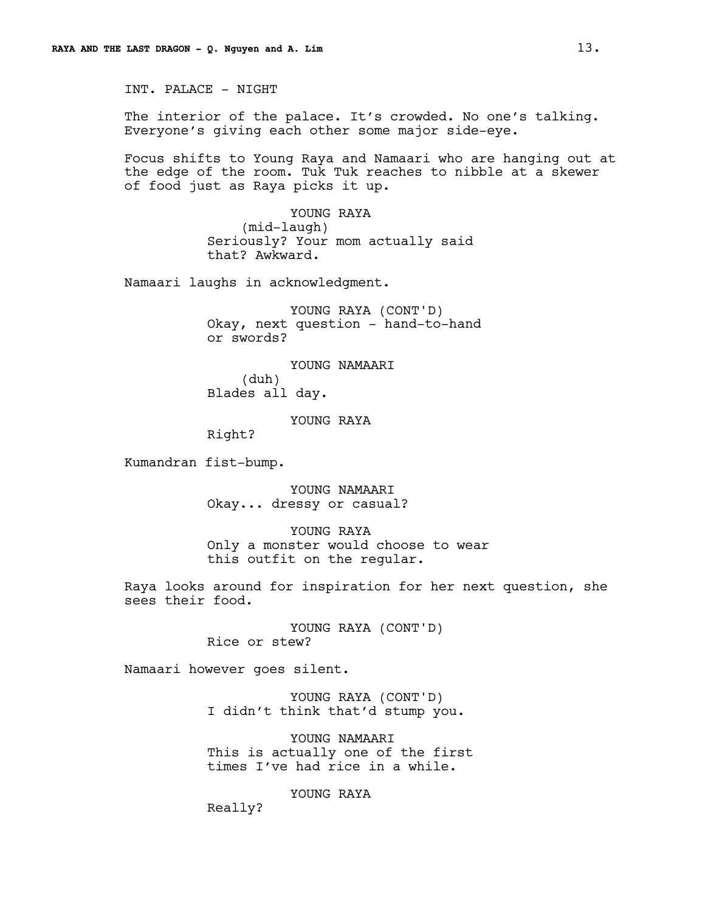INT. PALACE - NIGHT

The interior of the palace. It's crowded. No one's talking. Everyone's giving each other some major side-eye.

Focus shifts to Young Raya and Namaari who are hanging out at the edge of the room. Tuk Tuk reaches to nibble at a skewer of food just as Raya picks it up.

YOUNG RAYA
(mid-laugh)
Seriously? Your mom actually said that? Awkward.

Namaari laughs in acknowledgment.

YOUNG RAYA (CONT'D)
Okay, next question - hand-to-hand or swords?

YOUNG NAMAARI
(duh)
Blades all day.

YOUNG RAYA
Right?

Kumandran fist-bump.

YOUNG NAMAARI
Okay... dressy or casual?

YOUNG RAYA
Only a monster would choose to wear this outfit on the regular.

Raya looks around for inspiration for her next question, she sees their food.

YOUNG RAYA (CONT'D)
Rice or stew?

Namaari however goes silent.

YOUNG RAYA (CONT'D)
I didn't think that'd stump you.

YOUNG NAMAARI
This is actually one of the first times I've had rice in a while.

YOUNG RAYA
Really?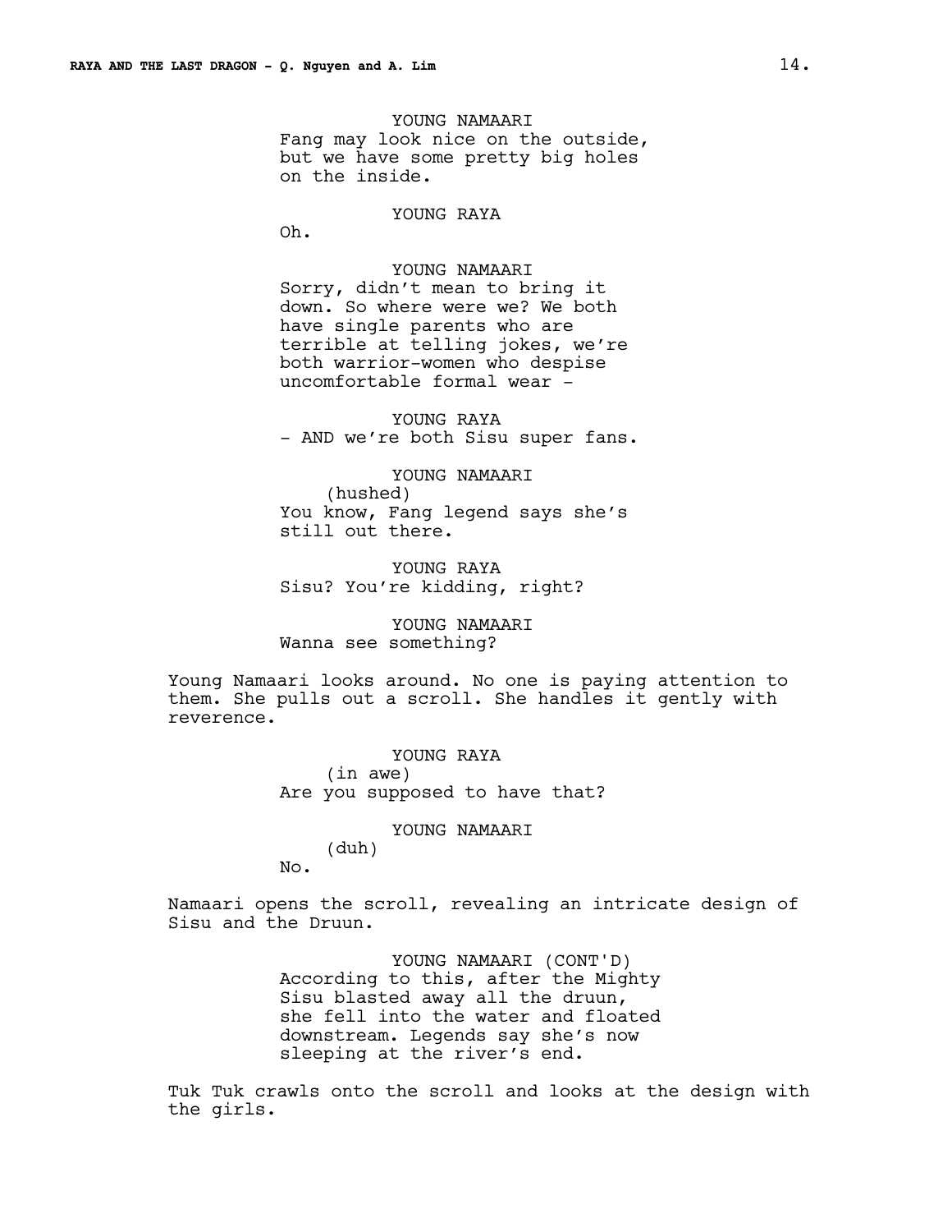YOUNG NAMAARI
Fang may look nice on the outside, but we have some pretty big holes on the inside.

YOUNG RAYA
Oh.

YOUNG NAMAARI
Sorry, didn't mean to bring it down. So where were we? We both have single parents who are terrible at telling jokes, we're both warrior-women who despise uncomfortable formal wear -

YOUNG RAYA
- AND we're both Sisu super fans.

YOUNG NAMAARI
(hushed)
You know, Fang legend says she's still out there.

YOUNG RAYA
Sisu? You're kidding, right?

YOUNG NAMAARI
Wanna see something?

Young Namaari looks around. No one is paying attention to them. She pulls out a scroll. She handles it gently with reverence.

YOUNG RAYA
(in awe)
Are you supposed to have that?

YOUNG NAMAARI
(duh)
No.

Namaari opens the scroll, revealing an intricate design of Sisu and the Druun.

YOUNG NAMAARI (CONT'D)
According to this, after the Mighty Sisu blasted away all the druun, she fell into the water and floated downstream. Legends say she's now sleeping at the river's end.

Tuk Tuk crawls onto the scroll and looks at the design with the girls.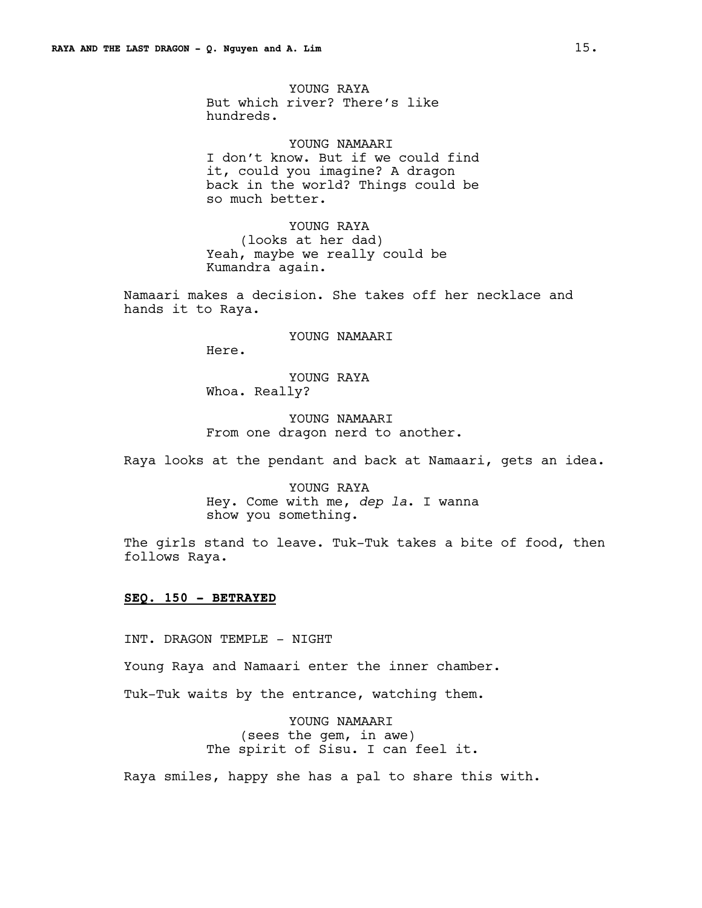YOUNG RAYA
But which river? There's like hundreds.

YOUNG NAMAARI
I don't know. But if we could find it, could you imagine? A dragon back in the world? Things could be so much better.

YOUNG RAYA
(looks at her dad)
Yeah, maybe we really could be Kumandra again.

Namaari makes a decision. She takes off her necklace and hands it to Raya.

YOUNG NAMAARI
Here.

YOUNG RAYA
Whoa. Really?

YOUNG NAMAARI
From one dragon nerd to another.

Raya looks at the pendant and back at Namaari, gets an idea.

YOUNG RAYA
Hey. Come with me, *dep la*. I wanna show you something.

The girls stand to leave. Tuk-Tuk takes a bite of food, then follows Raya.

**SEQ. 150 - BETRAYED**

INT. DRAGON TEMPLE - NIGHT

Young Raya and Namaari enter the inner chamber.

Tuk-Tuk waits by the entrance, watching them.

YOUNG NAMAARI
(sees the gem, in awe)
The spirit of Sisu. I can feel it.

Raya smiles, happy she has a pal to share this with.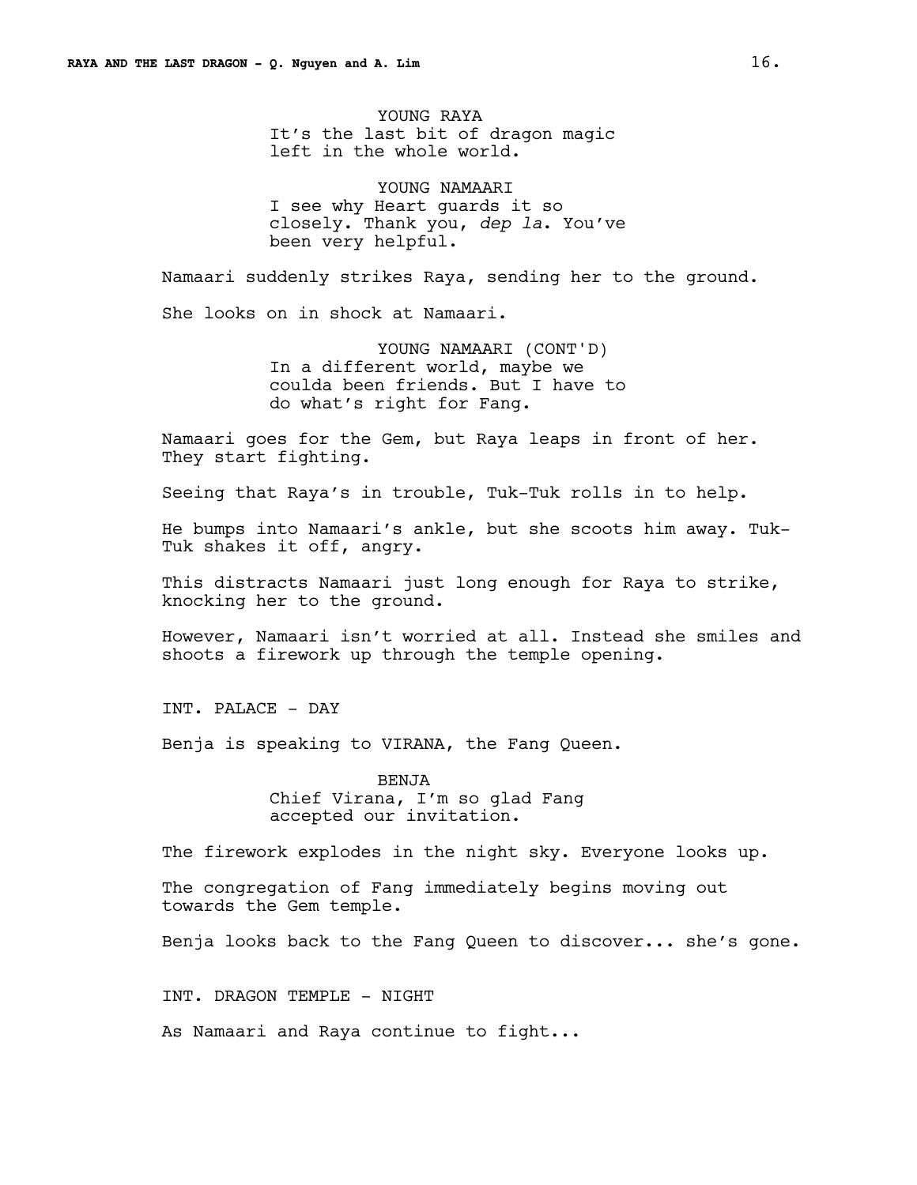YOUNG RAYA
It's the last bit of dragon magic left in the whole world.

YOUNG NAMAARI
I see why Heart guards it so closely. Thank you, *dep la*. You've been very helpful.

Namaari suddenly strikes Raya, sending her to the ground.

She looks on in shock at Namaari.

YOUNG NAMAARI (CONT'D)
In a different world, maybe we coulda been friends. But I have to do what's right for Fang.

Namaari goes for the Gem, but Raya leaps in front of her. They start fighting.

Seeing that Raya's in trouble, Tuk-Tuk rolls in to help.

He bumps into Namaari's ankle, but she scoots him away. Tuk-Tuk shakes it off, angry.

This distracts Namaari just long enough for Raya to strike, knocking her to the ground.

However, Namaari isn't worried at all. Instead she smiles and shoots a firework up through the temple opening.

INT. PALACE - DAY

Benja is speaking to VIRANA, the Fang Queen.

BENJA
Chief Virana, I'm so glad Fang accepted our invitation.

The firework explodes in the night sky. Everyone looks up.

The congregation of Fang immediately begins moving out towards the Gem temple.

Benja looks back to the Fang Queen to discover... she's gone.

INT. DRAGON TEMPLE - NIGHT

As Namaari and Raya continue to fight...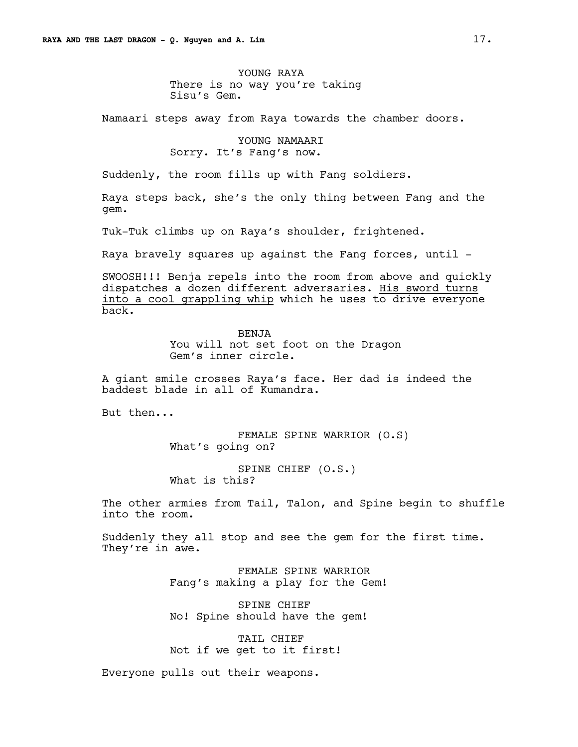YOUNG RAYA
There is no way you're taking Sisu's Gem.

Namaari steps away from Raya towards the chamber doors.

YOUNG NAMAARI
Sorry. It's Fang's now.

Suddenly, the room fills up with Fang soldiers.

Raya steps back, she's the only thing between Fang and the gem.

Tuk-Tuk climbs up on Raya's shoulder, frightened.

Raya bravely squares up against the Fang forces, until -

SWOOSH!!! Benja repels into the room from above and quickly dispatches a dozen different adversaries. <u>His sword turns into a cool grappling whip</u> which he uses to drive everyone back.

BENJA
You will not set foot on the Dragon Gem's inner circle.

A giant smile crosses Raya's face. Her dad is indeed the baddest blade in all of Kumandra.

But then...

FEMALE SPINE WARRIOR (O.S)
What's going on?

SPINE CHIEF (O.S.)
What is this?

The other armies from Tail, Talon, and Spine begin to shuffle into the room.

Suddenly they all stop and see the gem for the first time. They're in awe.

FEMALE SPINE WARRIOR
Fang's making a play for the Gem!

SPINE CHIEF
No! Spine should have the gem!

TAIL CHIEF
Not if we get to it first!

Everyone pulls out their weapons.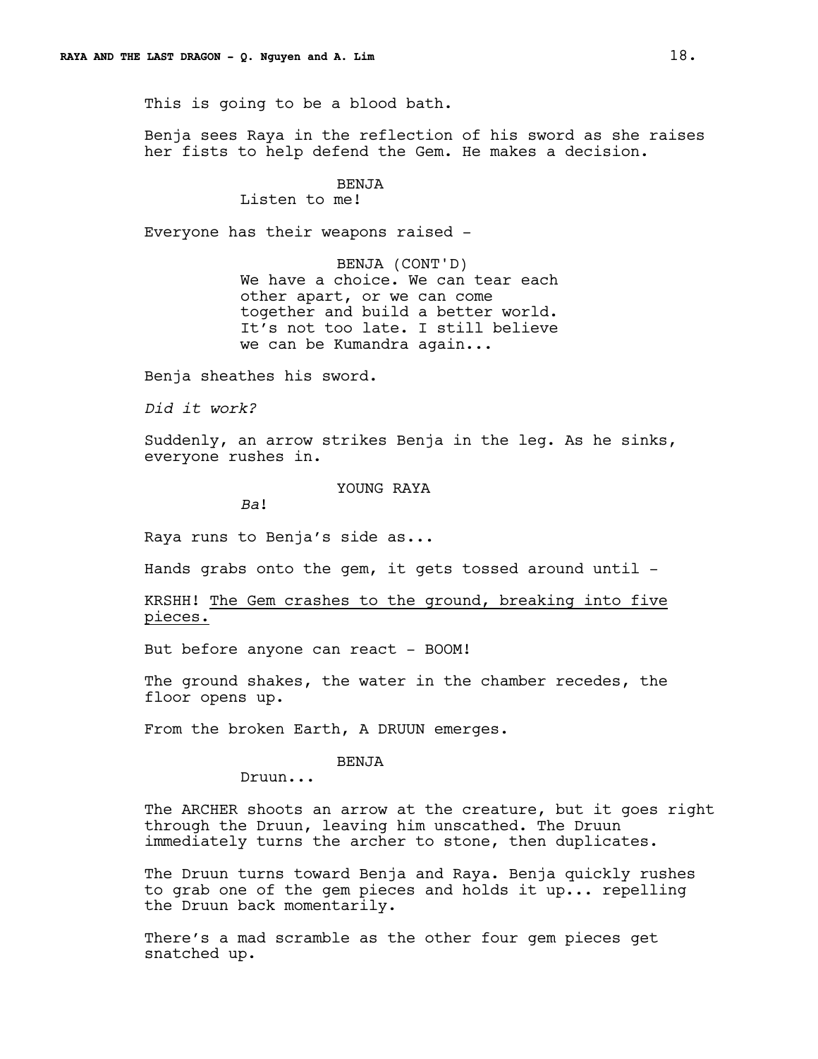This is going to be a blood bath.

Benja sees Raya in the reflection of his sword as she raises her fists to help defend the Gem. He makes a decision.

BENJA
Listen to me!

Everyone has their weapons raised -

BENJA (CONT'D)
We have a choice. We can tear each other apart, or we can come together and build a better world. It's not too late. I still believe we can be Kumandra again...

Benja sheathes his sword.

*Did it work?*

Suddenly, an arrow strikes Benja in the leg. As he sinks, everyone rushes in.

YOUNG RAYA
*Ba*!

Raya runs to Benja's side as...

Hands grabs onto the gem, it gets tossed around until -

KRSHH! <u>The Gem crashes to the ground, breaking into five pieces.</u>

But before anyone can react - BOOM!

The ground shakes, the water in the chamber recedes, the floor opens up.

From the broken Earth, A DRUUN emerges.

BENJA
Druun...

The ARCHER shoots an arrow at the creature, but it goes right through the Druun, leaving him unscathed. The Druun immediately turns the archer to stone, then duplicates.

The Druun turns toward Benja and Raya. Benja quickly rushes to grab one of the gem pieces and holds it up... repelling the Druun back momentarily.

There's a mad scramble as the other four gem pieces get snatched up.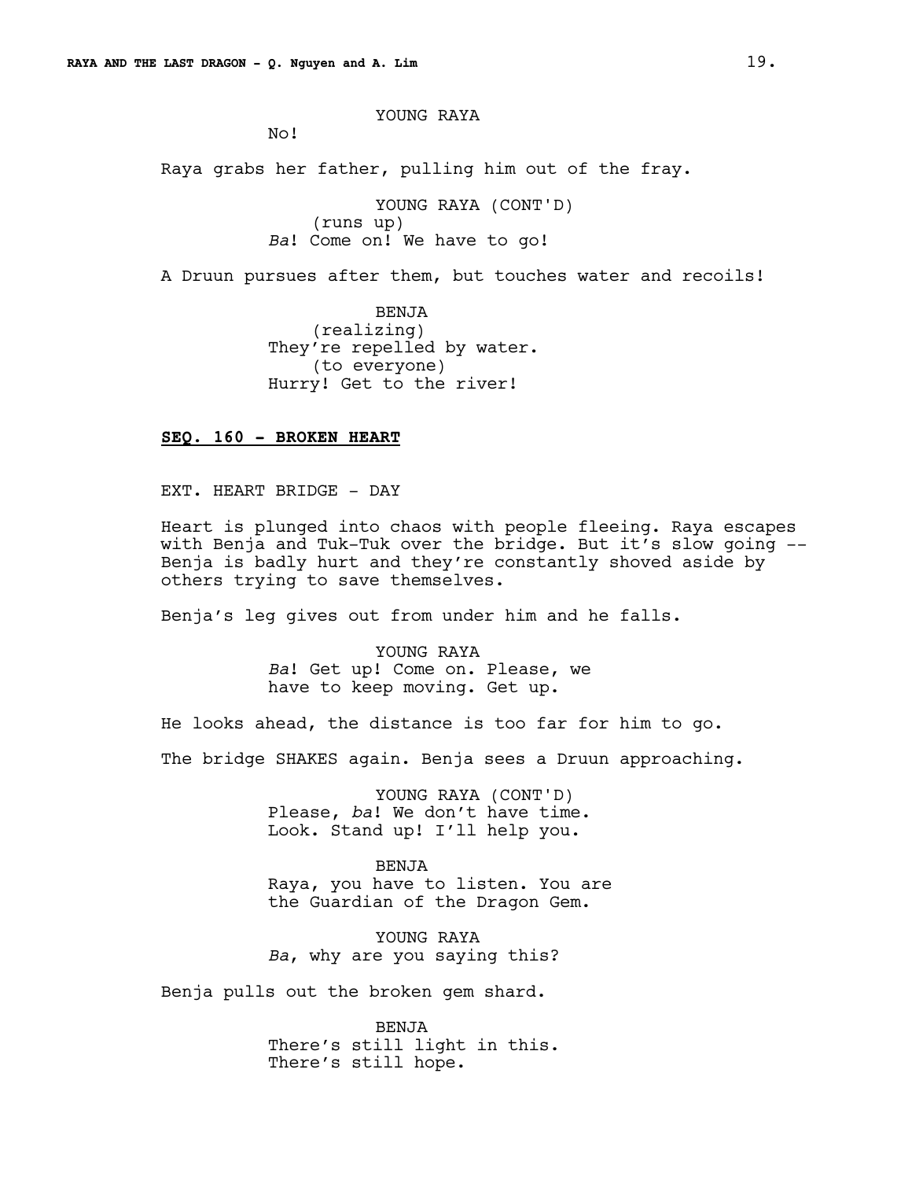YOUNG RAYA

No!

Raya grabs her father, pulling him out of the fray.

YOUNG RAYA (CONT'D)

(runs up)

*Ba*! Come on! We have to go!

A Druun pursues after them, but touches water and recoils!

BENJA

(realizing)

They're repelled by water.

(to everyone)

Hurry! Get to the river!

**SEQ. 160 - BROKEN HEART**

EXT. HEART BRIDGE - DAY

Heart is plunged into chaos with people fleeing. Raya escapes with Benja and Tuk-Tuk over the bridge. But it's slow going -- Benja is badly hurt and they're constantly shoved aside by others trying to save themselves.

Benja's leg gives out from under him and he falls.

YOUNG RAYA

*Ba*! Get up! Come on. Please, we have to keep moving. Get up.

He looks ahead, the distance is too far for him to go.

The bridge SHAKES again. Benja sees a Druun approaching.

YOUNG RAYA (CONT'D)

Please, *ba*! We don't have time. Look. Stand up! I'll help you.

BENJA

Raya, you have to listen. You are the Guardian of the Dragon Gem.

YOUNG RAYA

*Ba*, why are you saying this?

Benja pulls out the broken gem shard.

BENJA

There's still light in this. There's still hope.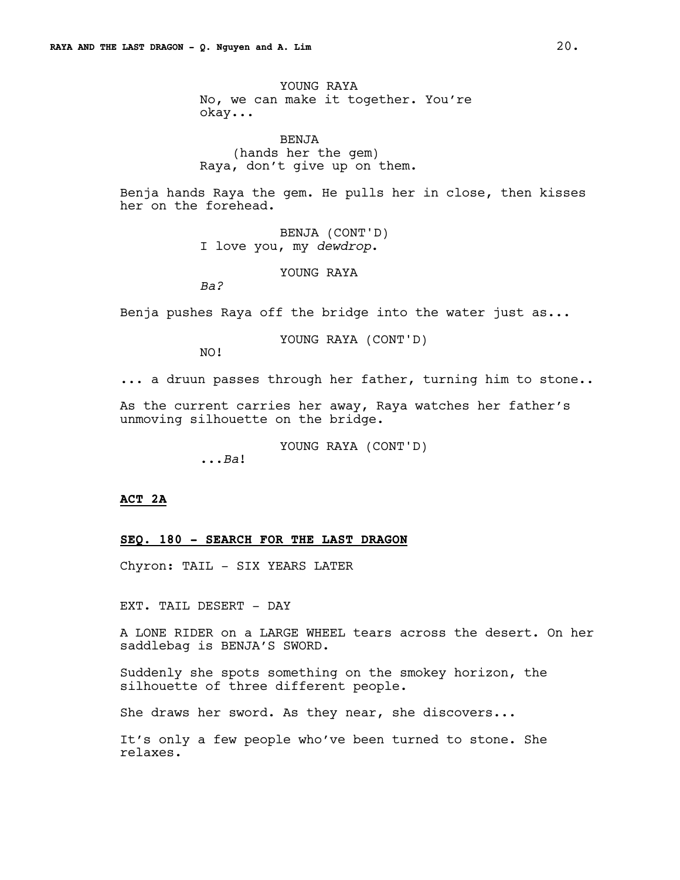YOUNG RAYA
No, we can make it together. You're okay...

BENJA
(hands her the gem)
Raya, don't give up on them.

Benja hands Raya the gem. He pulls her in close, then kisses her on the forehead.

BENJA (CONT'D)
I love you, my *dewdrop*.

YOUNG RAYA
*Ba?*

Benja pushes Raya off the bridge into the water just as...

YOUNG RAYA (CONT'D)
NO!

... a druun passes through her father, turning him to stone..

As the current carries her away, Raya watches her father's unmoving silhouette on the bridge.

YOUNG RAYA (CONT'D)
...*Ba*!

**ACT 2A**

**SEQ. 180 - SEARCH FOR THE LAST DRAGON**

Chyron: TAIL - SIX YEARS LATER

EXT. TAIL DESERT - DAY

A LONE RIDER on a LARGE WHEEL tears across the desert. On her saddlebag is BENJA'S SWORD.

Suddenly she spots something on the smokey horizon, the silhouette of three different people.

She draws her sword. As they near, she discovers...

It's only a few people who've been turned to stone. She relaxes.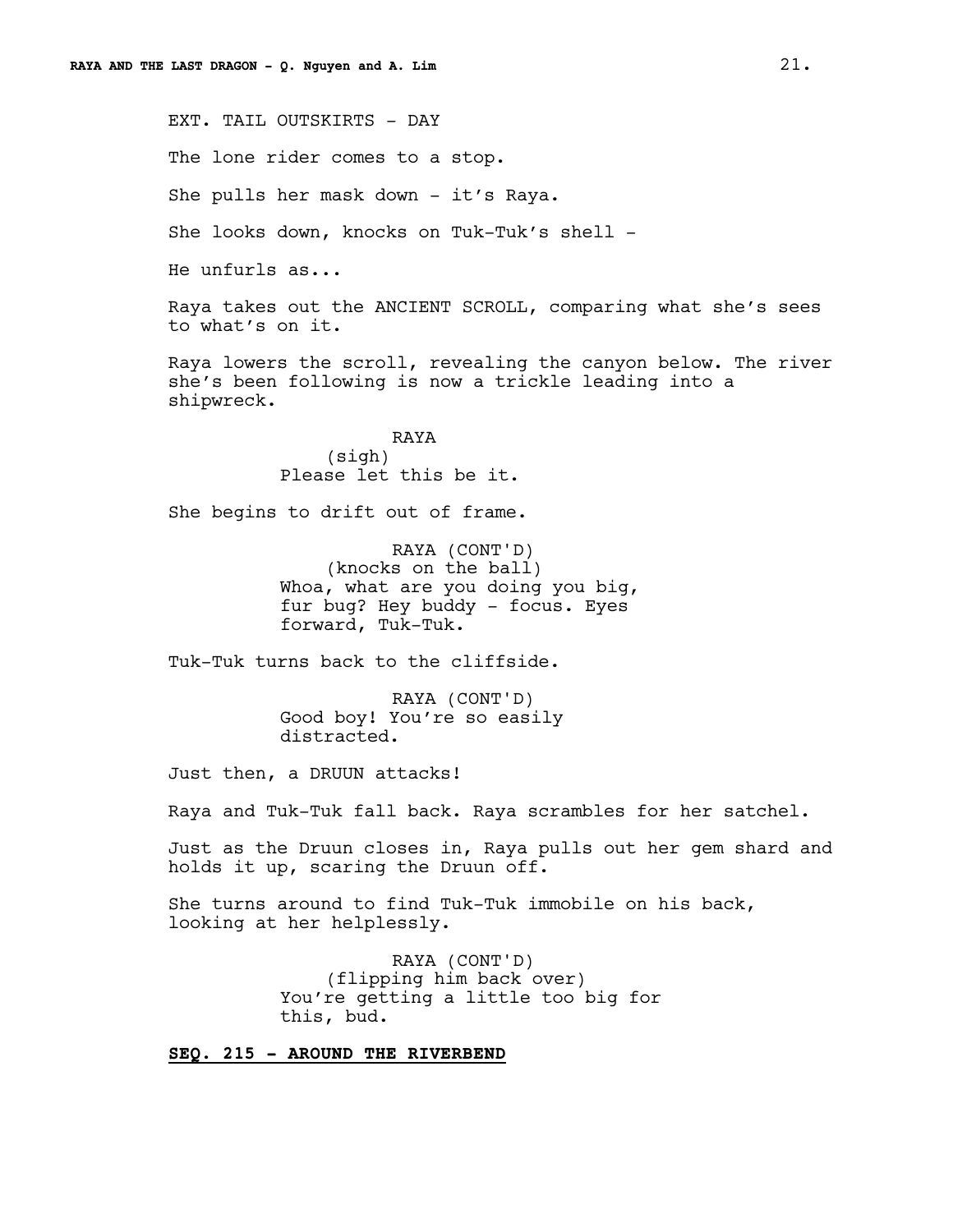EXT. TAIL OUTSKIRTS - DAY

The lone rider comes to a stop.

She pulls her mask down - it's Raya.

She looks down, knocks on Tuk-Tuk's shell -

He unfurls as...

Raya takes out the ANCIENT SCROLL, comparing what she's sees to what's on it.

Raya lowers the scroll, revealing the canyon below. The river she's been following is now a trickle leading into a shipwreck.

RAYA
(sigh)
Please let this be it.

She begins to drift out of frame.

RAYA (CONT'D)
(knocks on the ball)
Whoa, what are you doing you big, fur bug? Hey buddy - focus. Eyes forward, Tuk-Tuk.

Tuk-Tuk turns back to the cliffside.

RAYA (CONT'D)
Good boy! You're so easily distracted.

Just then, a DRUUN attacks!

Raya and Tuk-Tuk fall back. Raya scrambles for her satchel.

Just as the Druun closes in, Raya pulls out her gem shard and holds it up, scaring the Druun off.

She turns around to find Tuk-Tuk immobile on his back, looking at her helplessly.

RAYA (CONT'D)
(flipping him back over)
You're getting a little too big for this, bud.

**SEQ. 215 - AROUND THE RIVERBEND**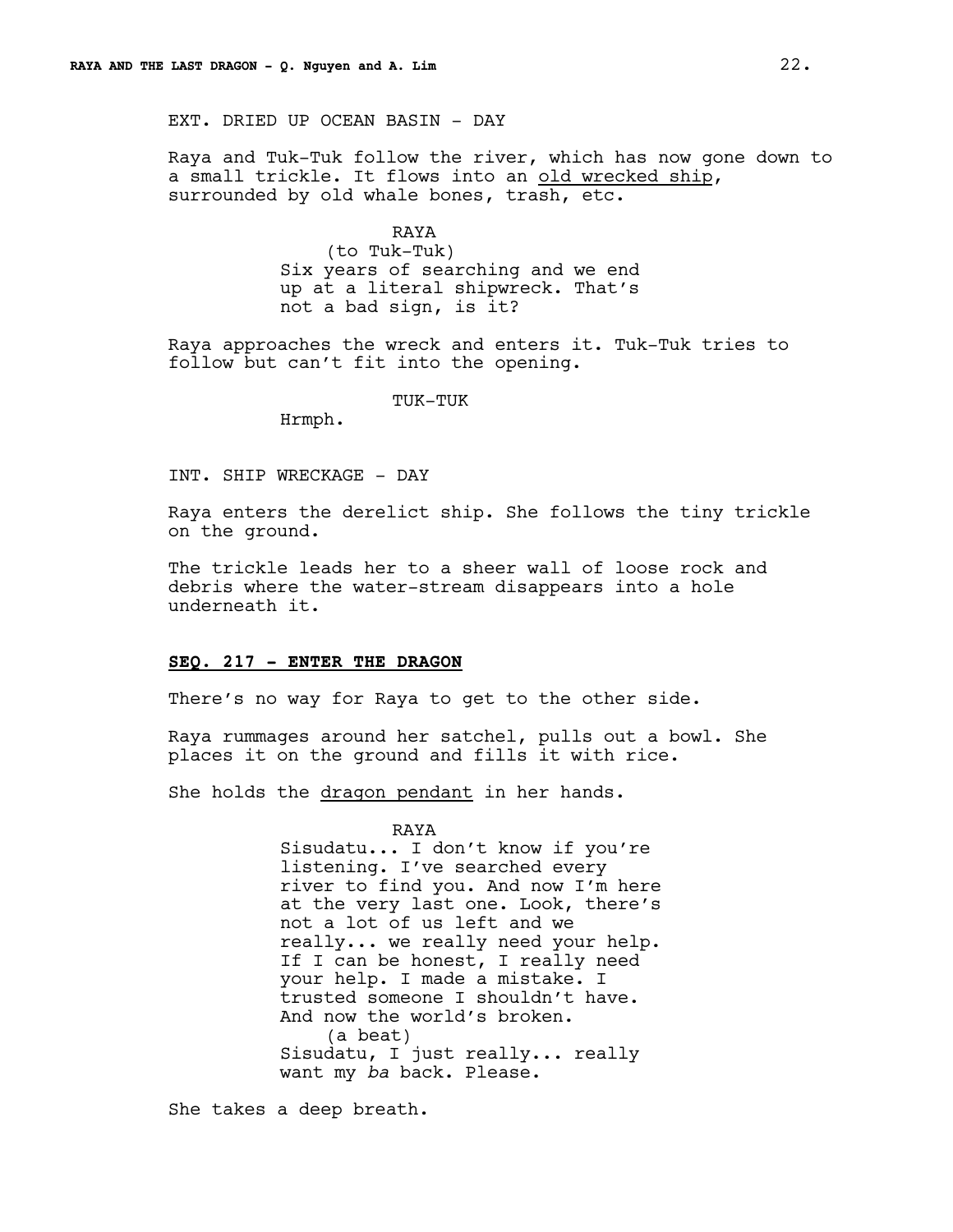EXT. DRIED UP OCEAN BASIN - DAY

Raya and Tuk-Tuk follow the river, which has now gone down to a small trickle. It flows into an old wrecked ship, surrounded by old whale bones, trash, etc.

RAYA
(to Tuk-Tuk)
Six years of searching and we end up at a literal shipwreck. That's not a bad sign, is it?

Raya approaches the wreck and enters it. Tuk-Tuk tries to follow but can't fit into the opening.

TUK-TUK
Hrmph.

INT. SHIP WRECKAGE - DAY

Raya enters the derelict ship. She follows the tiny trickle on the ground.

The trickle leads her to a sheer wall of loose rock and debris where the water-stream disappears into a hole underneath it.

**SEQ. 217 - ENTER THE DRAGON**

There's no way for Raya to get to the other side.

Raya rummages around her satchel, pulls out a bowl. She places it on the ground and fills it with rice.

She holds the dragon pendant in her hands.

RAYA
Sisudatu... I don't know if you're listening. I've searched every river to find you. And now I'm here at the very last one. Look, there's not a lot of us left and we really... we really need your help. If I can be honest, I really need your help. I made a mistake. I trusted someone I shouldn't have. And now the world's broken.
(a beat)
Sisudatu, I just really... really want my *ba* back. Please.

She takes a deep breath.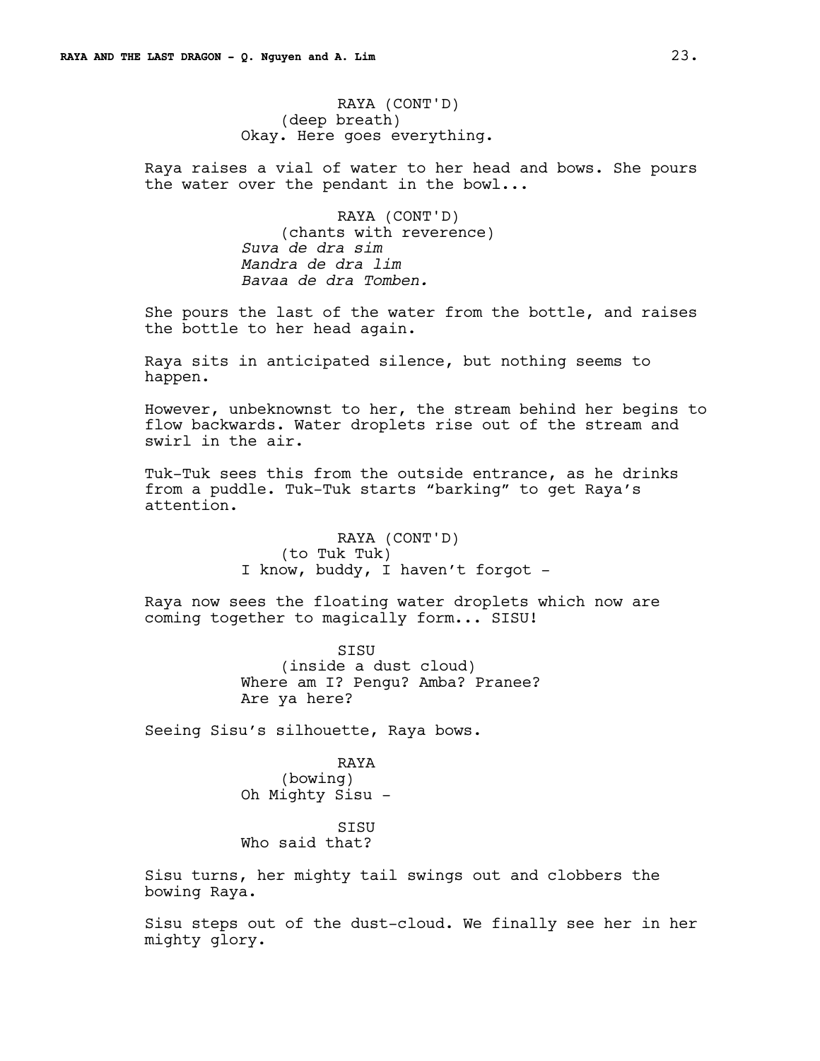RAYA (CONT'D)
(deep breath)
Okay. Here goes everything.

Raya raises a vial of water to her head and bows. She pours the water over the pendant in the bowl...

RAYA (CONT'D)
(chants with reverence)
*Suva de dra sim*
*Mandra de dra lim*
*Bavaa de dra Tomben.*

She pours the last of the water from the bottle, and raises the bottle to her head again.

Raya sits in anticipated silence, but nothing seems to happen.

However, unbeknownst to her, the stream behind her begins to flow backwards. Water droplets rise out of the stream and swirl in the air.

Tuk-Tuk sees this from the outside entrance, as he drinks from a puddle. Tuk-Tuk starts "barking" to get Raya's attention.

RAYA (CONT'D)
(to Tuk Tuk)
I know, buddy, I haven't forgot -

Raya now sees the floating water droplets which now are coming together to magically form... SISU!

SISU
(inside a dust cloud)
Where am I? Pengu? Amba? Pranee?
Are ya here?

Seeing Sisu's silhouette, Raya bows.

RAYA
(bowing)
Oh Mighty Sisu -

SISU
Who said that?

Sisu turns, her mighty tail swings out and clobbers the bowing Raya.

Sisu steps out of the dust-cloud. We finally see her in her mighty glory.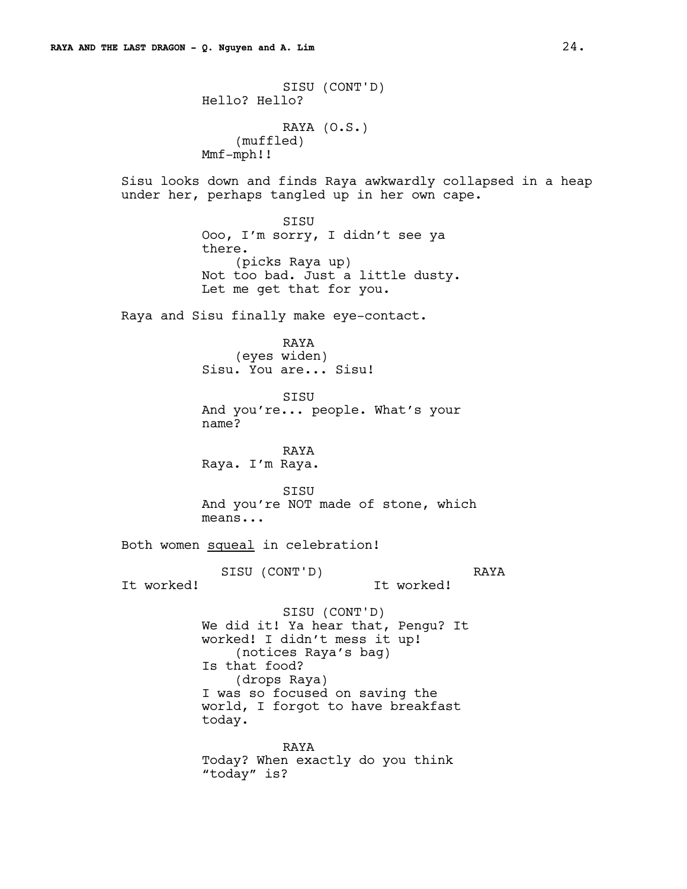SISU (CONT'D)
Hello? Hello?

RAYA (O.S.)
(muffled)
Mmf-mph!!

Sisu looks down and finds Raya awkwardly collapsed in a heap under her, perhaps tangled up in her own cape.

SISU
Ooo, I'm sorry, I didn't see ya there.
(picks Raya up)
Not too bad. Just a little dusty. Let me get that for you.

Raya and Sisu finally make eye-contact.

RAYA
(eyes widen)
Sisu. You are... Sisu!

SISU
And you're... people. What's your name?

RAYA
Raya. I'm Raya.

SISU
And you're NOT made of stone, which means...

Both women squeal in celebration!

SISU (CONT'D)
It worked!

RAYA
It worked!

SISU (CONT'D)
We did it! Ya hear that, Pengu? It worked! I didn't mess it up!
(notices Raya's bag)
Is that food?
(drops Raya)
I was so focused on saving the world, I forgot to have breakfast today.

RAYA
Today? When exactly do you think "today" is?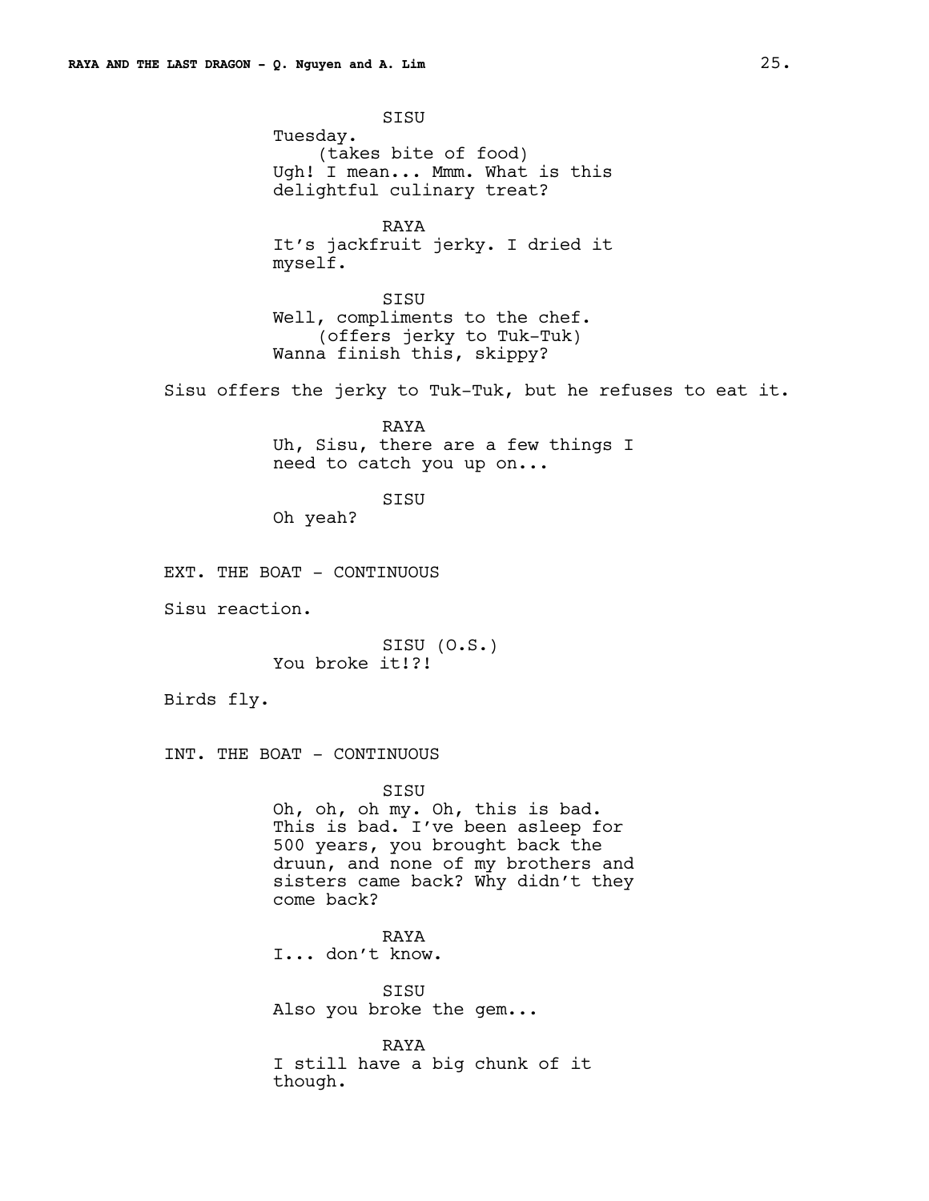SISU
Tuesday.
(takes bite of food)
Ugh! I mean... Mmm. What is this delightful culinary treat?

RAYA
It's jackfruit jerky. I dried it myself.

SISU
Well, compliments to the chef.
(offers jerky to Tuk-Tuk)
Wanna finish this, skippy?

Sisu offers the jerky to Tuk-Tuk, but he refuses to eat it.

RAYA
Uh, Sisu, there are a few things I need to catch you up on...

SISU
Oh yeah?

EXT. THE BOAT - CONTINUOUS

Sisu reaction.

SISU (O.S.)
You broke it!?!

Birds fly.

INT. THE BOAT - CONTINUOUS

SISU
Oh, oh, oh my. Oh, this is bad. This is bad. I've been asleep for 500 years, you brought back the druun, and none of my brothers and sisters came back? Why didn't they come back?

RAYA
I... don't know.

SISU
Also you broke the gem...

RAYA
I still have a big chunk of it though.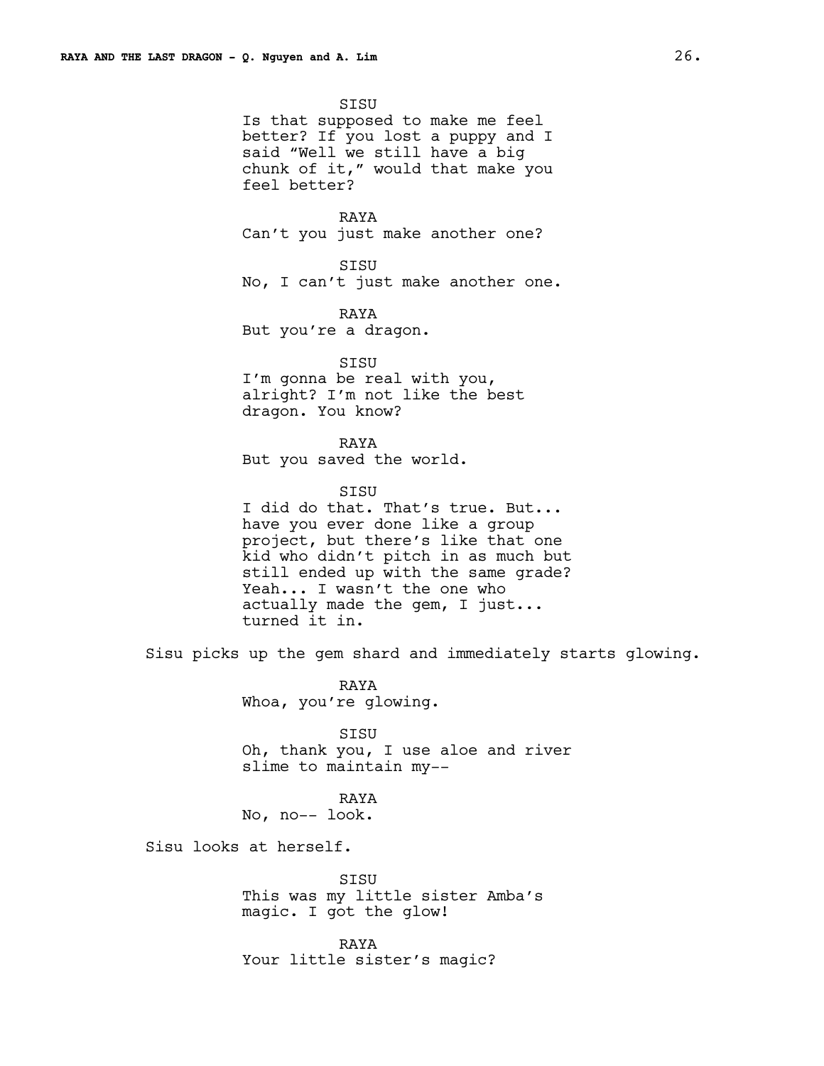SISU

Is that supposed to make me feel better? If you lost a puppy and I said "Well we still have a big chunk of it," would that make you feel better?

RAYA

Can't you just make another one?

SISU

No, I can't just make another one.

RAYA

But you're a dragon.

SISU

I'm gonna be real with you, alright? I'm not like the best dragon. You know?

RAYA

But you saved the world.

SISU

I did do that. That's true. But... have you ever done like a group project, but there's like that one kid who didn't pitch in as much but still ended up with the same grade? Yeah... I wasn't the one who actually made the gem, I just... turned it in.

Sisu picks up the gem shard and immediately starts glowing.

RAYA

Whoa, you're glowing.

SISU

Oh, thank you, I use aloe and river slime to maintain my--

RAYA

No, no-- look.

Sisu looks at herself.

SISU

This was my little sister Amba's magic. I got the glow!

RAYA

Your little sister's magic?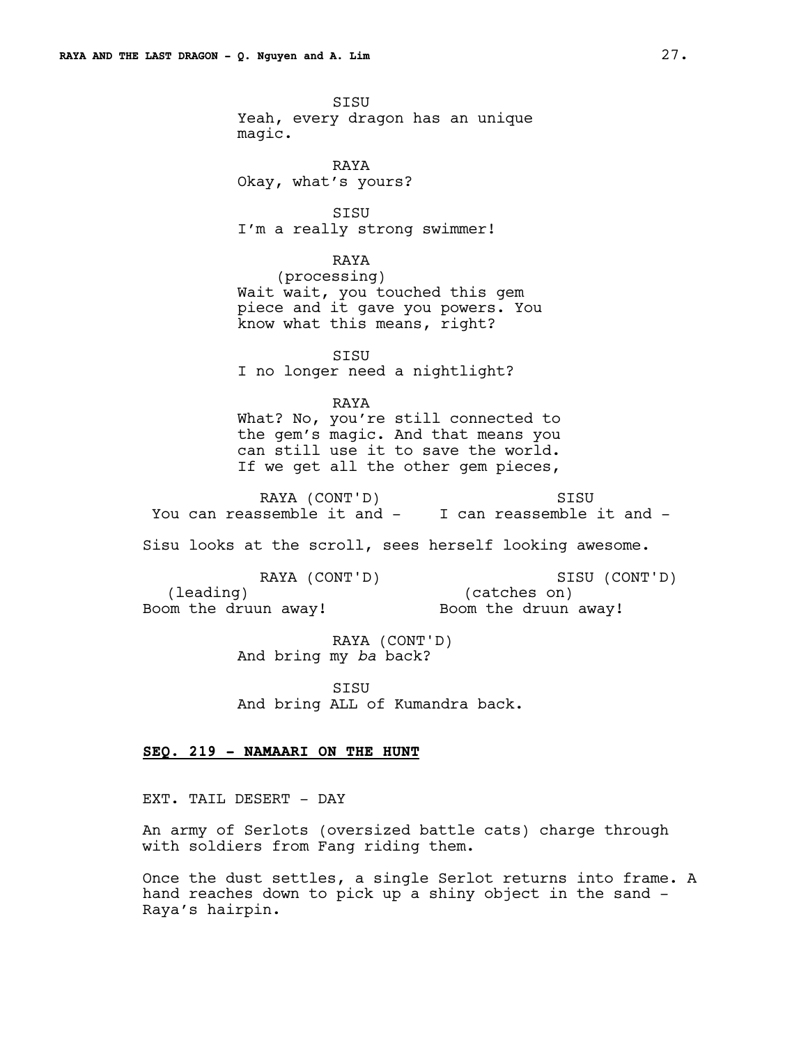SISU
Yeah, every dragon has an unique magic.

RAYA
Okay, what's yours?

SISU
I'm a really strong swimmer!

RAYA
(processing)
Wait wait, you touched this gem piece and it gave you powers. You know what this means, right?

SISU
I no longer need a nightlight?

RAYA
What? No, you're still connected to the gem's magic. And that means you can still use it to save the world. If we get all the other gem pieces,

RAYA (CONT'D)
You can reassemble it and -

SISU
I can reassemble it and -

Sisu looks at the scroll, sees herself looking awesome.

RAYA (CONT'D)
(leading)
Boom the druun away!

SISU (CONT'D)
(catches on)
Boom the druun away!

RAYA (CONT'D)
And bring my *ba* back?

SISU
And bring ALL of Kumandra back.

**SEQ. 219 - NAMAARI ON THE HUNT**

EXT. TAIL DESERT - DAY

An army of Serlots (oversized battle cats) charge through with soldiers from Fang riding them.

Once the dust settles, a single Serlot returns into frame. A hand reaches down to pick up a shiny object in the sand - Raya's hairpin.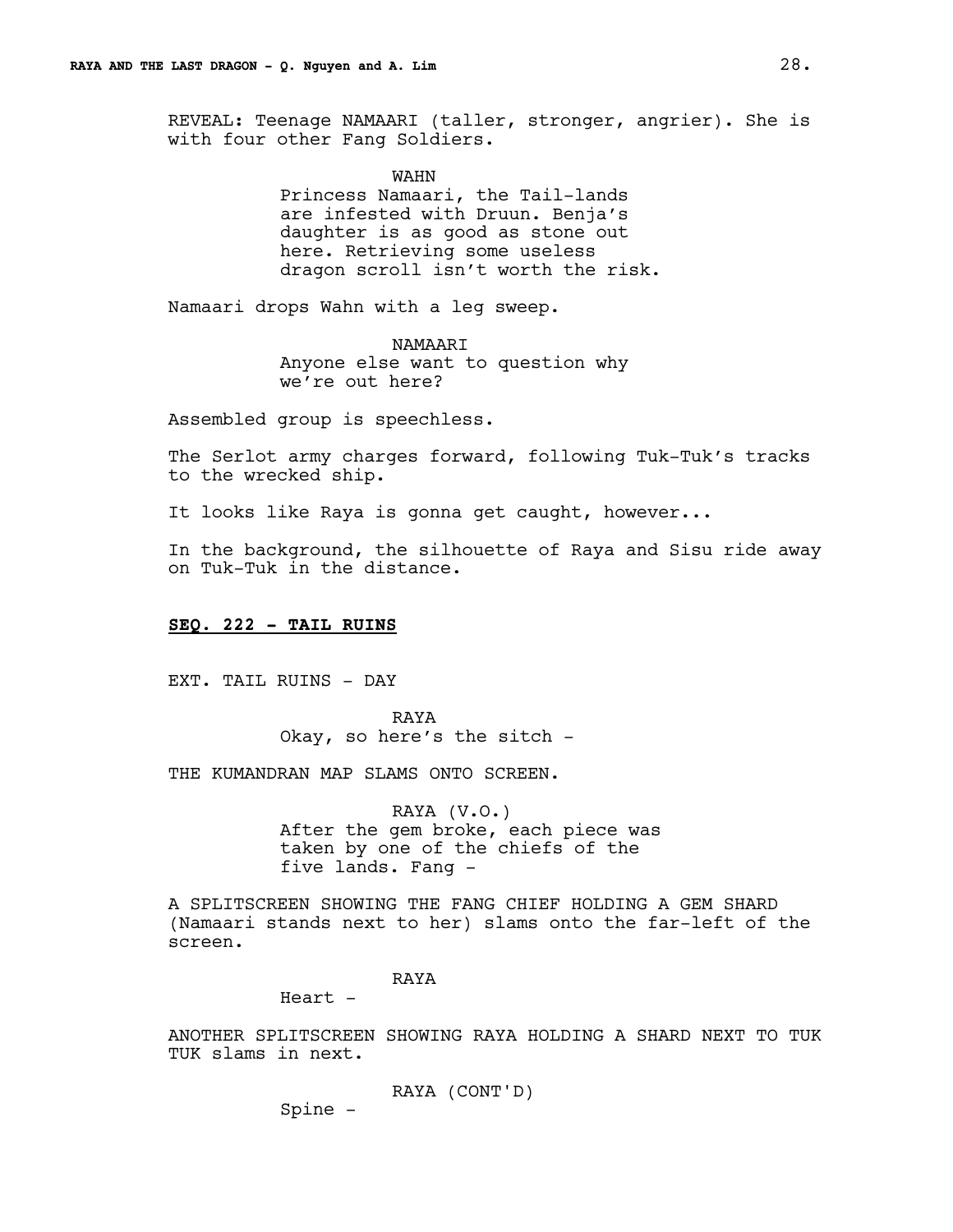REVEAL: Teenage NAMAARI (taller, stronger, angrier). She is with four other Fang Soldiers.

WAHN
Princess Namaari, the Tail-lands are infested with Druun. Benja's daughter is as good as stone out here. Retrieving some useless dragon scroll isn't worth the risk.

Namaari drops Wahn with a leg sweep.

NAMAARI
Anyone else want to question why we're out here?

Assembled group is speechless.

The Serlot army charges forward, following Tuk-Tuk's tracks to the wrecked ship.

It looks like Raya is gonna get caught, however...

In the background, the silhouette of Raya and Sisu ride away on Tuk-Tuk in the distance.

**SEQ. 222 - TAIL RUINS**

EXT. TAIL RUINS - DAY

RAYA
Okay, so here's the sitch -

THE KUMANDRAN MAP SLAMS ONTO SCREEN.

RAYA (V.O.)
After the gem broke, each piece was taken by one of the chiefs of the five lands. Fang -

A SPLITSCREEN SHOWING THE FANG CHIEF HOLDING A GEM SHARD (Namaari stands next to her) slams onto the far-left of the screen.

RAYA
Heart -

ANOTHER SPLITSCREEN SHOWING RAYA HOLDING A SHARD NEXT TO TUK TUK slams in next.

RAYA (CONT'D)
Spine -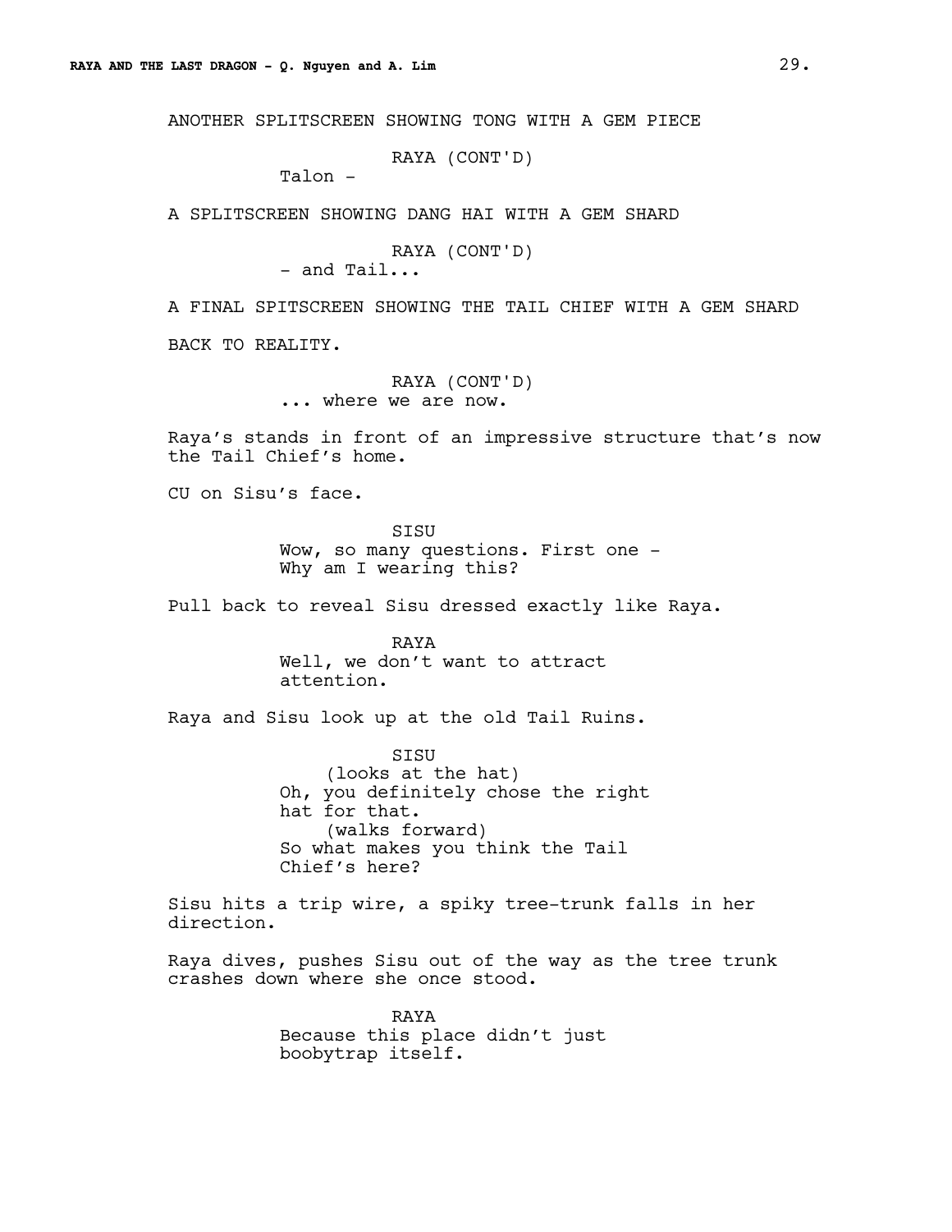ANOTHER SPLITSCREEN SHOWING TONG WITH A GEM PIECE

RAYA (CONT'D)
Talon -

A SPLITSCREEN SHOWING DANG HAI WITH A GEM SHARD

RAYA (CONT'D)
- and Tail...

A FINAL SPITSCREEN SHOWING THE TAIL CHIEF WITH A GEM SHARD

BACK TO REALITY.

RAYA (CONT'D)
... where we are now.

Raya's stands in front of an impressive structure that's now the Tail Chief's home.

CU on Sisu's face.

SISU
Wow, so many questions. First one - Why am I wearing this?

Pull back to reveal Sisu dressed exactly like Raya.

RAYA
Well, we don't want to attract attention.

Raya and Sisu look up at the old Tail Ruins.

SISU
(looks at the hat)
Oh, you definitely chose the right hat for that.
(walks forward)
So what makes you think the Tail Chief's here?

Sisu hits a trip wire, a spiky tree-trunk falls in her direction.

Raya dives, pushes Sisu out of the way as the tree trunk crashes down where she once stood.

RAYA
Because this place didn't just boobytrap itself.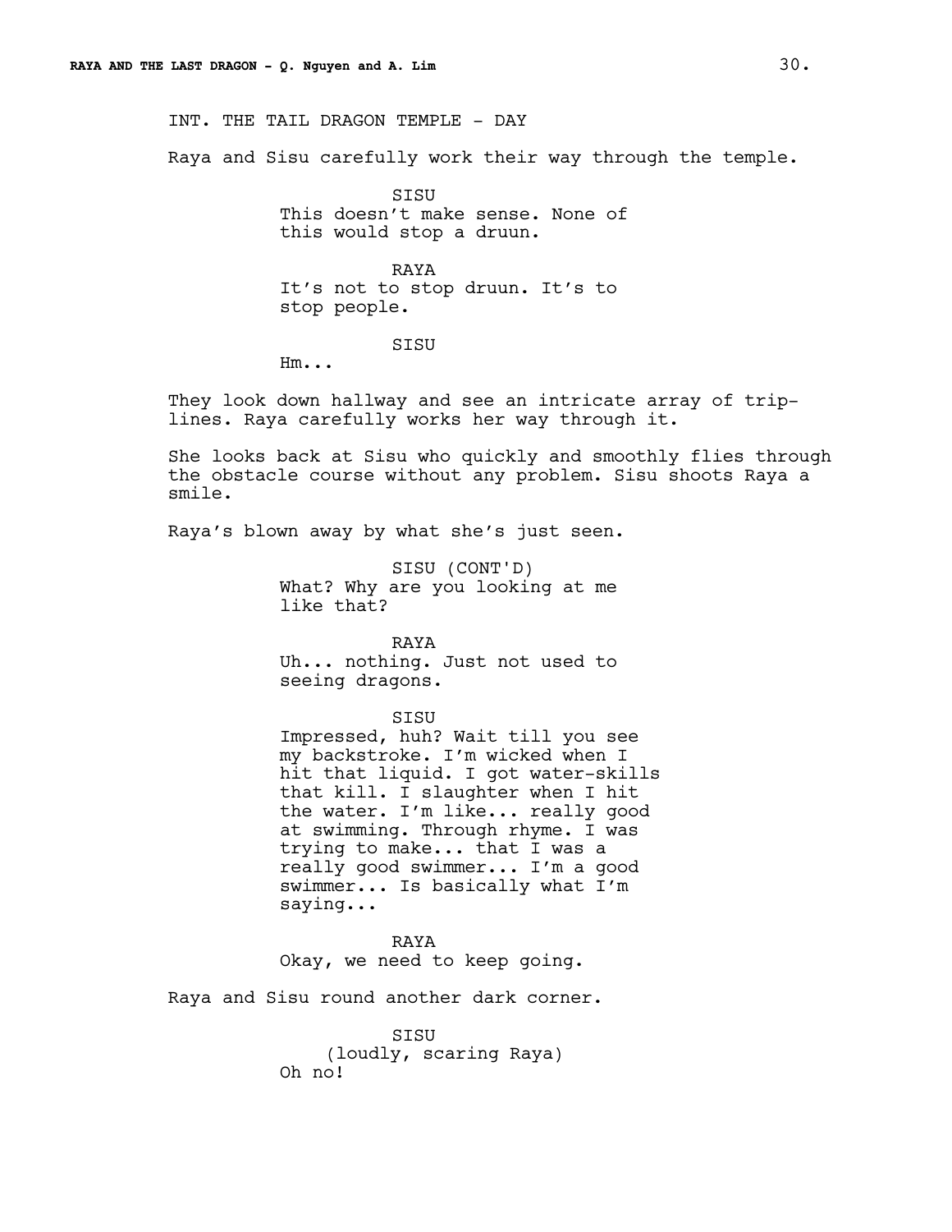INT. THE TAIL DRAGON TEMPLE - DAY

Raya and Sisu carefully work their way through the temple.

SISU
This doesn't make sense. None of this would stop a druun.

RAYA
It's not to stop druun. It's to stop people.

SISU
Hm...

They look down hallway and see an intricate array of trip-lines. Raya carefully works her way through it.

She looks back at Sisu who quickly and smoothly flies through the obstacle course without any problem. Sisu shoots Raya a smile.

Raya's blown away by what she's just seen.

SISU (CONT'D)
What? Why are you looking at me like that?

RAYA
Uh... nothing. Just not used to seeing dragons.

SISU
Impressed, huh? Wait till you see my backstroke. I'm wicked when I hit that liquid. I got water-skills that kill. I slaughter when I hit the water. I'm like... really good at swimming. Through rhyme. I was trying to make... that I was a really good swimmer... I'm a good swimmer... Is basically what I'm saying...

RAYA
Okay, we need to keep going.

Raya and Sisu round another dark corner.

SISU
(loudly, scaring Raya)
Oh no!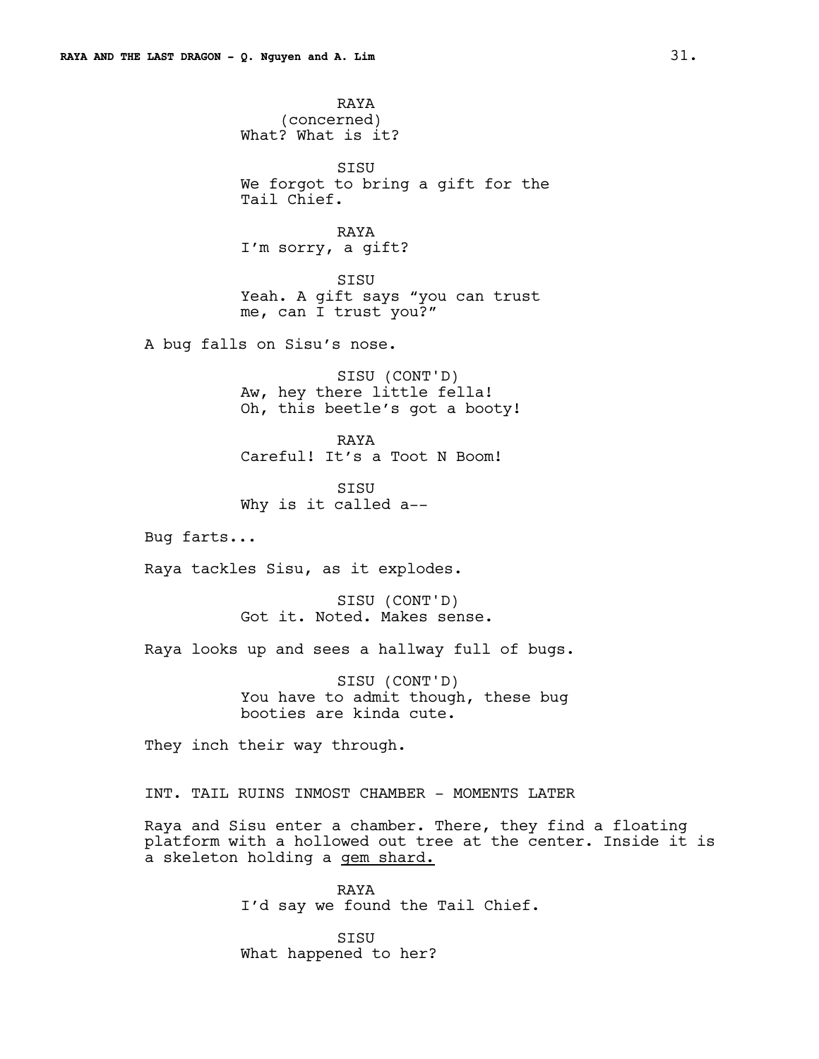RAYA
(concerned)
What? What is it?

SISU
We forgot to bring a gift for the Tail Chief.

RAYA
I'm sorry, a gift?

SISU
Yeah. A gift says "you can trust me, can I trust you?"

A bug falls on Sisu's nose.

SISU (CONT'D)
Aw, hey there little fella! Oh, this beetle's got a booty!

RAYA
Careful! It's a Toot N Boom!

SISU
Why is it called a--

Bug farts...

Raya tackles Sisu, as it explodes.

SISU (CONT'D)
Got it. Noted. Makes sense.

Raya looks up and sees a hallway full of bugs.

SISU (CONT'D)
You have to admit though, these bug booties are kinda cute.

They inch their way through.

INT. TAIL RUINS INMOST CHAMBER - MOMENTS LATER

Raya and Sisu enter a chamber. There, they find a floating platform with a hollowed out tree at the center. Inside it is a skeleton holding a gem shard.

RAYA
I'd say we found the Tail Chief.

SISU
What happened to her?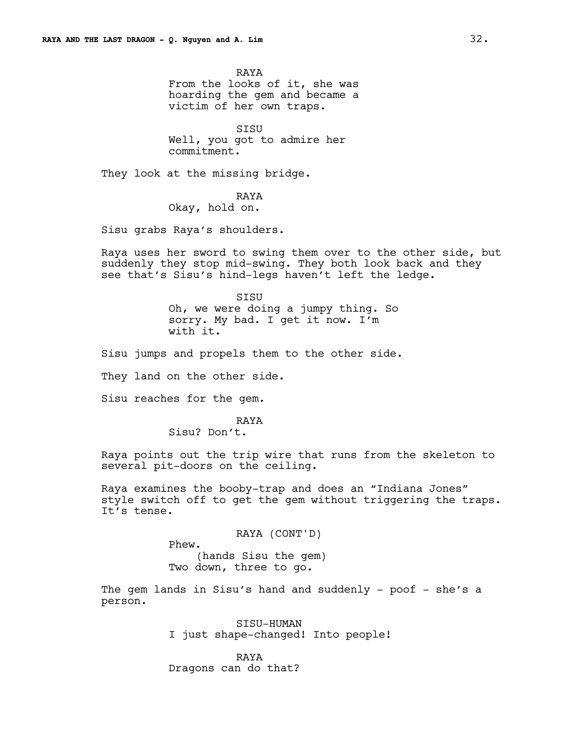RAYA
From the looks of it, she was hoarding the gem and became a victim of her own traps.

SISU
Well, you got to admire her commitment.

They look at the missing bridge.

RAYA
Okay, hold on.

Sisu grabs Raya's shoulders.

Raya uses her sword to swing them over to the other side, but suddenly they stop mid-swing. They both look back and they see that's Sisu's hind-legs haven't left the ledge.

SISU
Oh, we were doing a jumpy thing. So sorry. My bad. I get it now. I'm with it.

Sisu jumps and propels them to the other side.

They land on the other side.

Sisu reaches for the gem.

RAYA
Sisu? Don't.

Raya points out the trip wire that runs from the skeleton to several pit-doors on the ceiling.

Raya examines the booby-trap and does an "Indiana Jones" style switch off to get the gem without triggering the traps. It's tense.

RAYA (CONT'D)
Phew.
(hands Sisu the gem)
Two down, three to go.

The gem lands in Sisu's hand and suddenly - poof - she's a person.

SISU-HUMAN
I just shape-changed! Into people!

RAYA
Dragons can do that?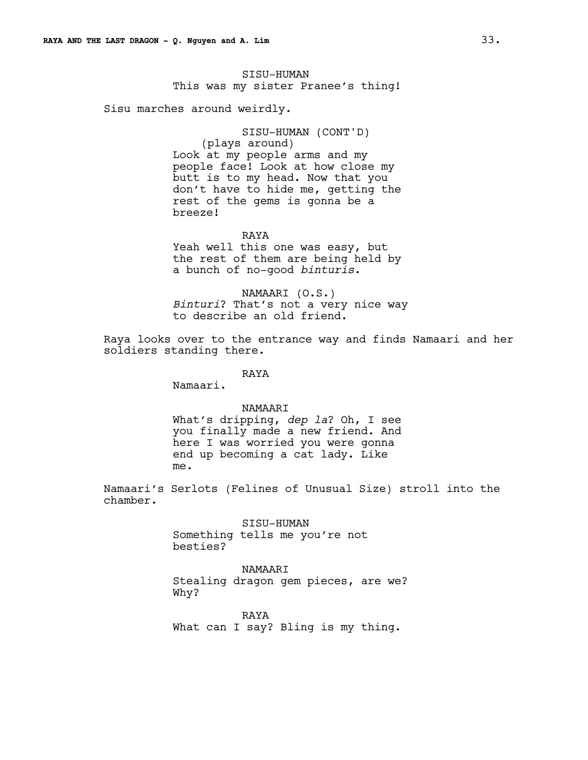SISU-HUMAN
This was my sister Pranee's thing!

Sisu marches around weirdly.

SISU-HUMAN (CONT'D)
(plays around)
Look at my people arms and my people face! Look at how close my butt is to my head. Now that you don't have to hide me, getting the rest of the gems is gonna be a breeze!

RAYA
Yeah well this one was easy, but the rest of them are being held by a bunch of no-good *binturis*.

NAMAARI (O.S.)
*Binturi*? That's not a very nice way to describe an old friend.

Raya looks over to the entrance way and finds Namaari and her soldiers standing there.

RAYA
Namaari.

NAMAARI
What's dripping, *dep la*? Oh, I see you finally made a new friend. And here I was worried you were gonna end up becoming a cat lady. Like me.

Namaari's Serlots (Felines of Unusual Size) stroll into the chamber.

SISU-HUMAN
Something tells me you're not besties?

NAMAARI
Stealing dragon gem pieces, are we? Why?

RAYA
What can I say? Bling is my thing.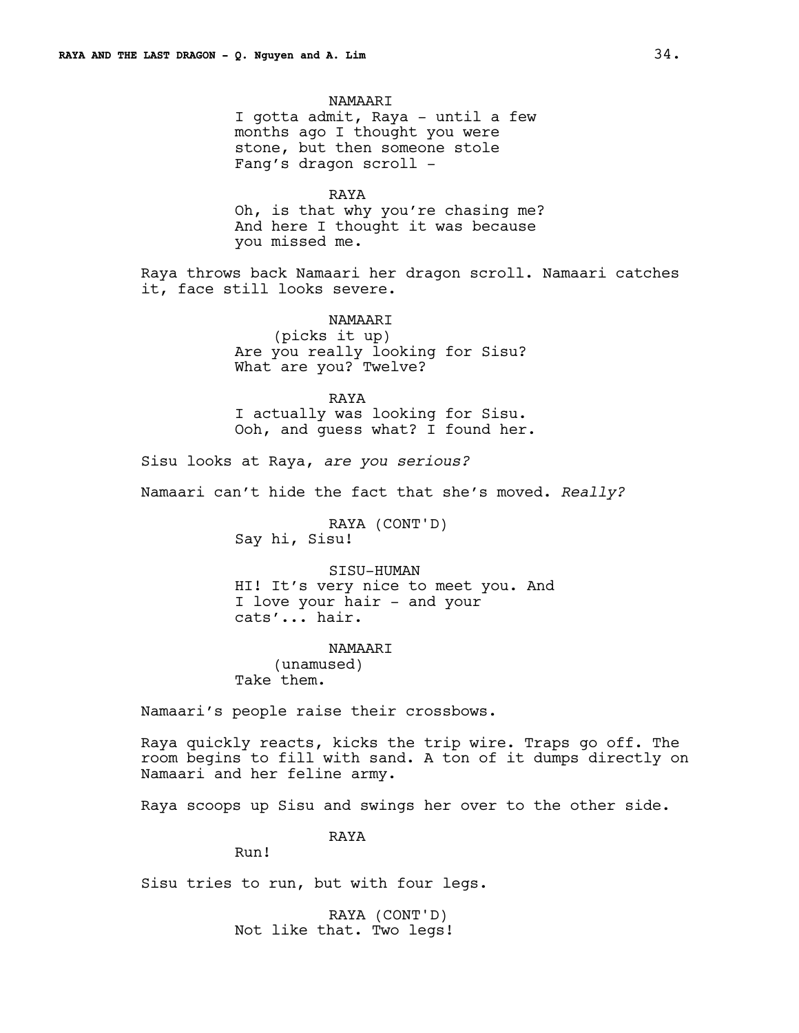NAMAARI
I gotta admit, Raya - until a few months ago I thought you were stone, but then someone stole Fang's dragon scroll -

RAYA
Oh, is that why you're chasing me? And here I thought it was because you missed me.

Raya throws back Namaari her dragon scroll. Namaari catches it, face still looks severe.

NAMAARI
(picks it up)
Are you really looking for Sisu? What are you? Twelve?

RAYA
I actually was looking for Sisu. Ooh, and guess what? I found her.

Sisu looks at Raya, *are you serious?*

Namaari can't hide the fact that she's moved. *Really?*

RAYA (CONT'D)
Say hi, Sisu!

SISU-HUMAN
HI! It's very nice to meet you. And I love your hair - and your cats'... hair.

NAMAARI
(unamused)
Take them.

Namaari's people raise their crossbows.

Raya quickly reacts, kicks the trip wire. Traps go off. The room begins to fill with sand. A ton of it dumps directly on Namaari and her feline army.

Raya scoops up Sisu and swings her over to the other side.

RAYA
Run!

Sisu tries to run, but with four legs.

RAYA (CONT'D)
Not like that. Two legs!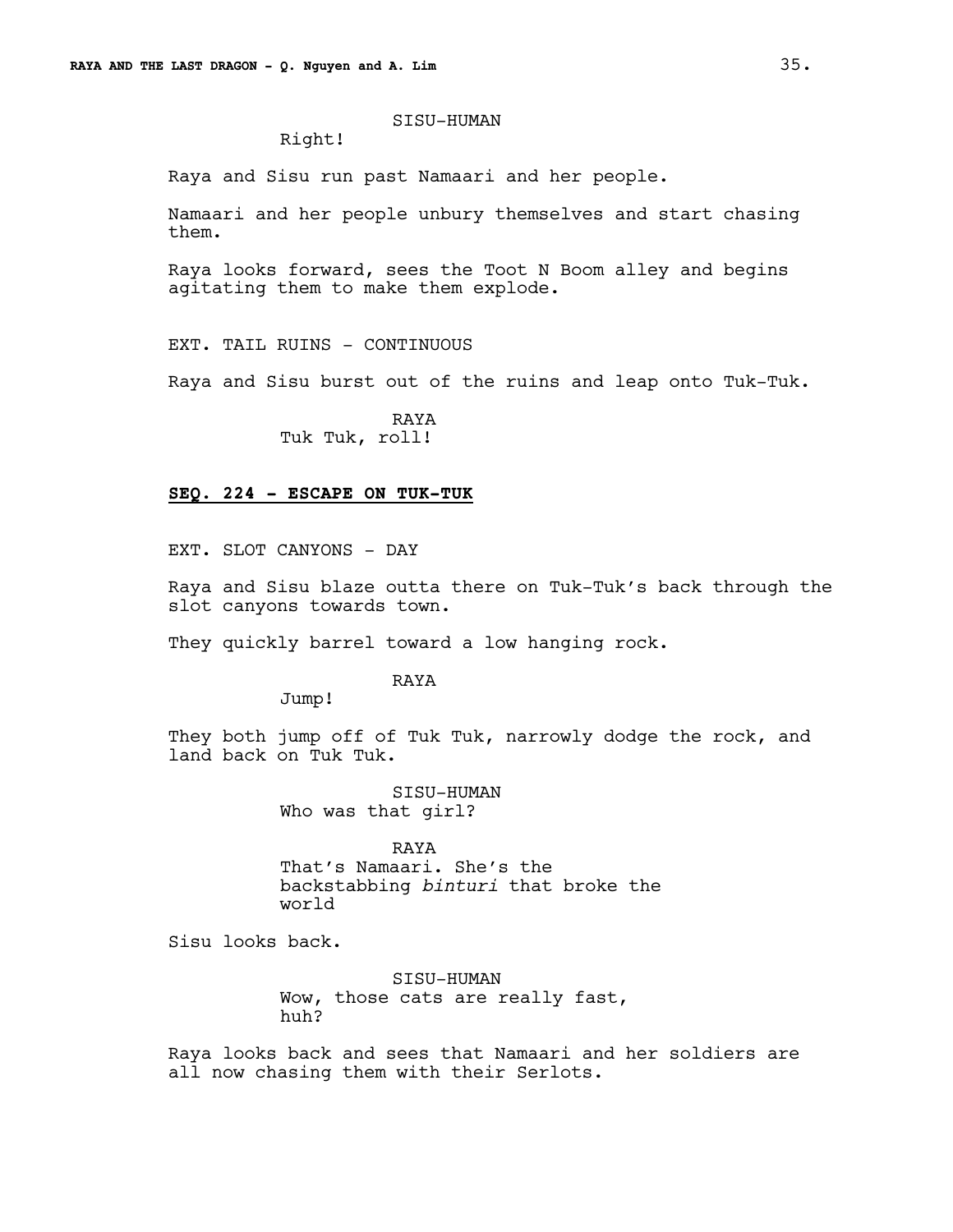SISU-HUMAN

Right!

Raya and Sisu run past Namaari and her people.

Namaari and her people unbury themselves and start chasing them.

Raya looks forward, sees the Toot N Boom alley and begins agitating them to make them explode.

EXT. TAIL RUINS - CONTINUOUS

Raya and Sisu burst out of the ruins and leap onto Tuk-Tuk.

RAYA

Tuk Tuk, roll!

**SEQ. 224 - ESCAPE ON TUK-TUK**

EXT. SLOT CANYONS - DAY

Raya and Sisu blaze outta there on Tuk-Tuk's back through the slot canyons towards town.

They quickly barrel toward a low hanging rock.

RAYA

Jump!

They both jump off of Tuk Tuk, narrowly dodge the rock, and land back on Tuk Tuk.

SISU-HUMAN

Who was that girl?

RAYA

That's Namaari. She's the backstabbing *binturi* that broke the world

Sisu looks back.

SISU-HUMAN

Wow, those cats are really fast, huh?

Raya looks back and sees that Namaari and her soldiers are all now chasing them with their Serlots.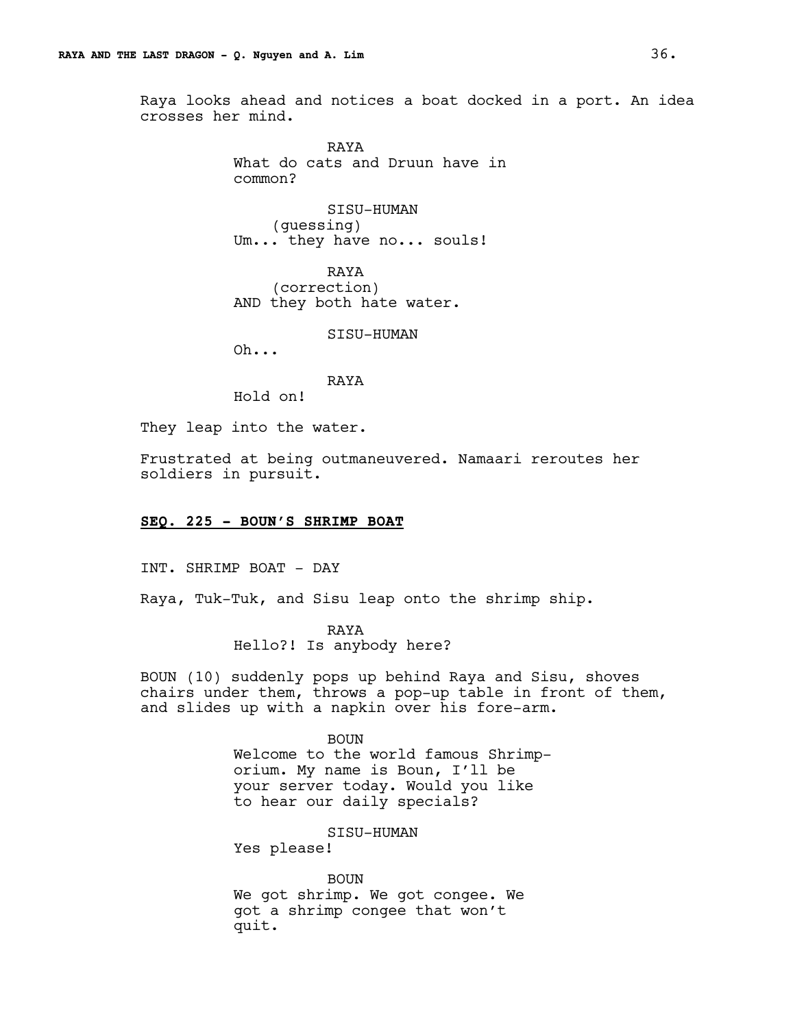Raya looks ahead and notices a boat docked in a port. An idea crosses her mind.

RAYA
What do cats and Druun have in common?

SISU-HUMAN
(guessing)
Um... they have no... souls!

RAYA
(correction)
AND they both hate water.

SISU-HUMAN
Oh...

RAYA
Hold on!

They leap into the water.

Frustrated at being outmaneuvered. Namaari reroutes her soldiers in pursuit.

**SEQ. 225 - BOUN'S SHRIMP BOAT**

INT. SHRIMP BOAT - DAY

Raya, Tuk-Tuk, and Sisu leap onto the shrimp ship.

RAYA
Hello?! Is anybody here?

BOUN (10) suddenly pops up behind Raya and Sisu, shoves chairs under them, throws a pop-up table in front of them, and slides up with a napkin over his fore-arm.

BOUN
Welcome to the world famous Shrimp-orium. My name is Boun, I'll be your server today. Would you like to hear our daily specials?

SISU-HUMAN
Yes please!

BOUN
We got shrimp. We got congee. We got a shrimp congee that won't quit.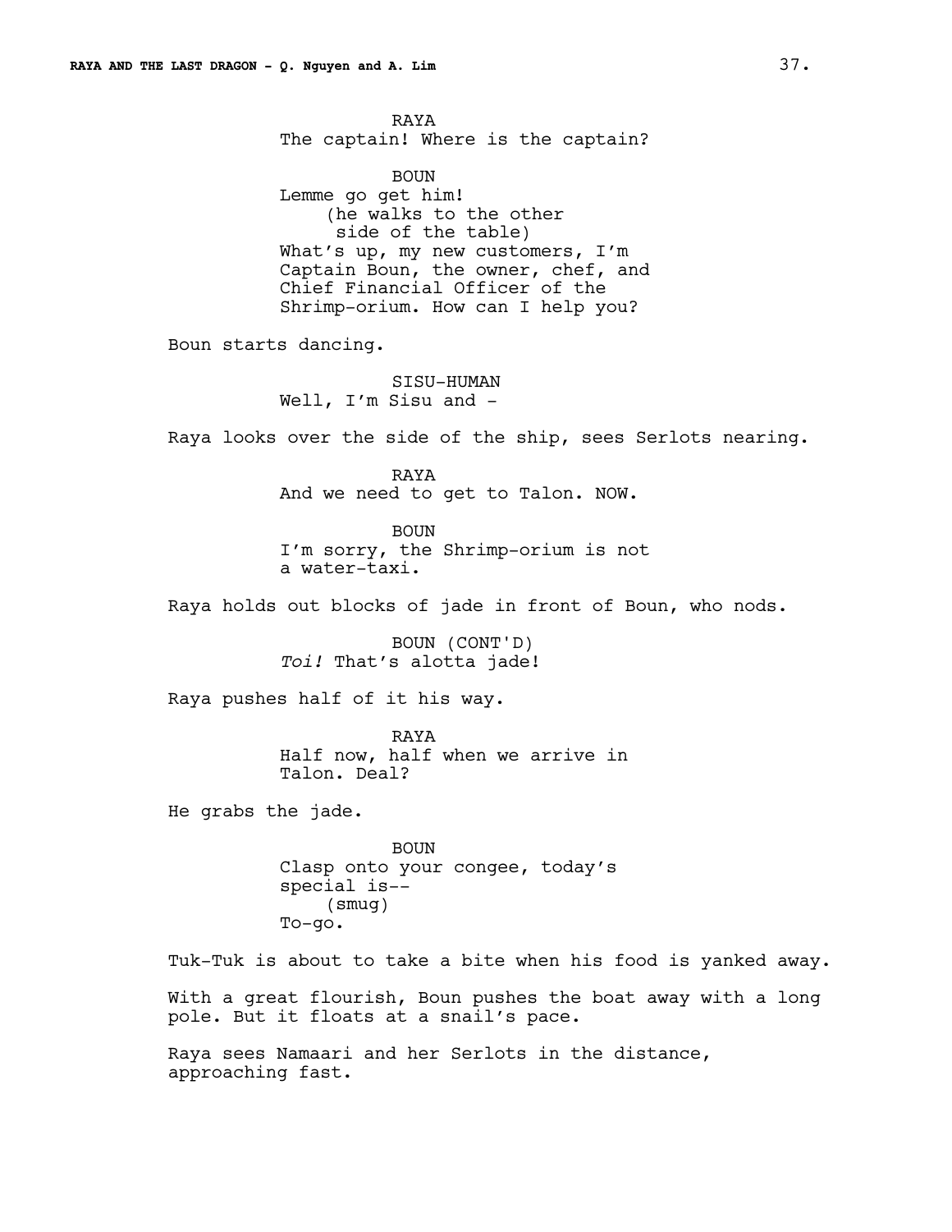RAYA
The captain! Where is the captain?

BOUN
Lemme go get him!
(he walks to the other side of the table)
What's up, my new customers, I'm Captain Boun, the owner, chef, and Chief Financial Officer of the Shrimp-orium. How can I help you?

Boun starts dancing.

SISU-HUMAN
Well, I'm Sisu and -

Raya looks over the side of the ship, sees Serlots nearing.

RAYA
And we need to get to Talon. NOW.

BOUN
I'm sorry, the Shrimp-orium is not a water-taxi.

Raya holds out blocks of jade in front of Boun, who nods.

BOUN (CONT'D)
*Toi!* That's alotta jade!

Raya pushes half of it his way.

RAYA
Half now, half when we arrive in Talon. Deal?

He grabs the jade.

BOUN
Clasp onto your congee, today's special is--
(smug)
To-go.

Tuk-Tuk is about to take a bite when his food is yanked away.

With a great flourish, Boun pushes the boat away with a long pole. But it floats at a snail's pace.

Raya sees Namaari and her Serlots in the distance, approaching fast.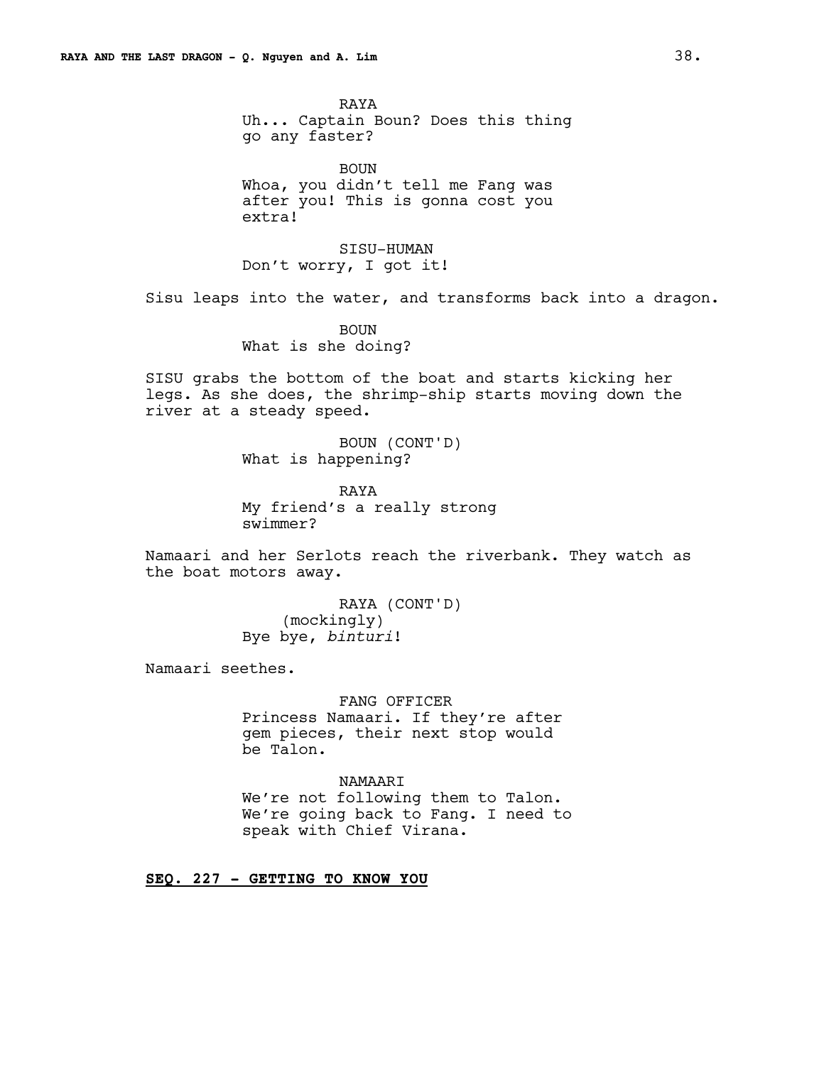RAYA
Uh... Captain Boun? Does this thing go any faster?

BOUN
Whoa, you didn't tell me Fang was after you! This is gonna cost you extra!

SISU-HUMAN
Don't worry, I got it!

Sisu leaps into the water, and transforms back into a dragon.

BOUN
What is she doing?

SISU grabs the bottom of the boat and starts kicking her legs. As she does, the shrimp-ship starts moving down the river at a steady speed.

BOUN (CONT'D)
What is happening?

RAYA
My friend's a really strong swimmer?

Namaari and her Serlots reach the riverbank. They watch as the boat motors away.

RAYA (CONT'D)
(mockingly)
Bye bye, *binturi*!

Namaari seethes.

FANG OFFICER
Princess Namaari. If they're after gem pieces, their next stop would be Talon.

NAMAARI
We're not following them to Talon. We're going back to Fang. I need to speak with Chief Virana.

**SEQ. 227 - GETTING TO KNOW YOU**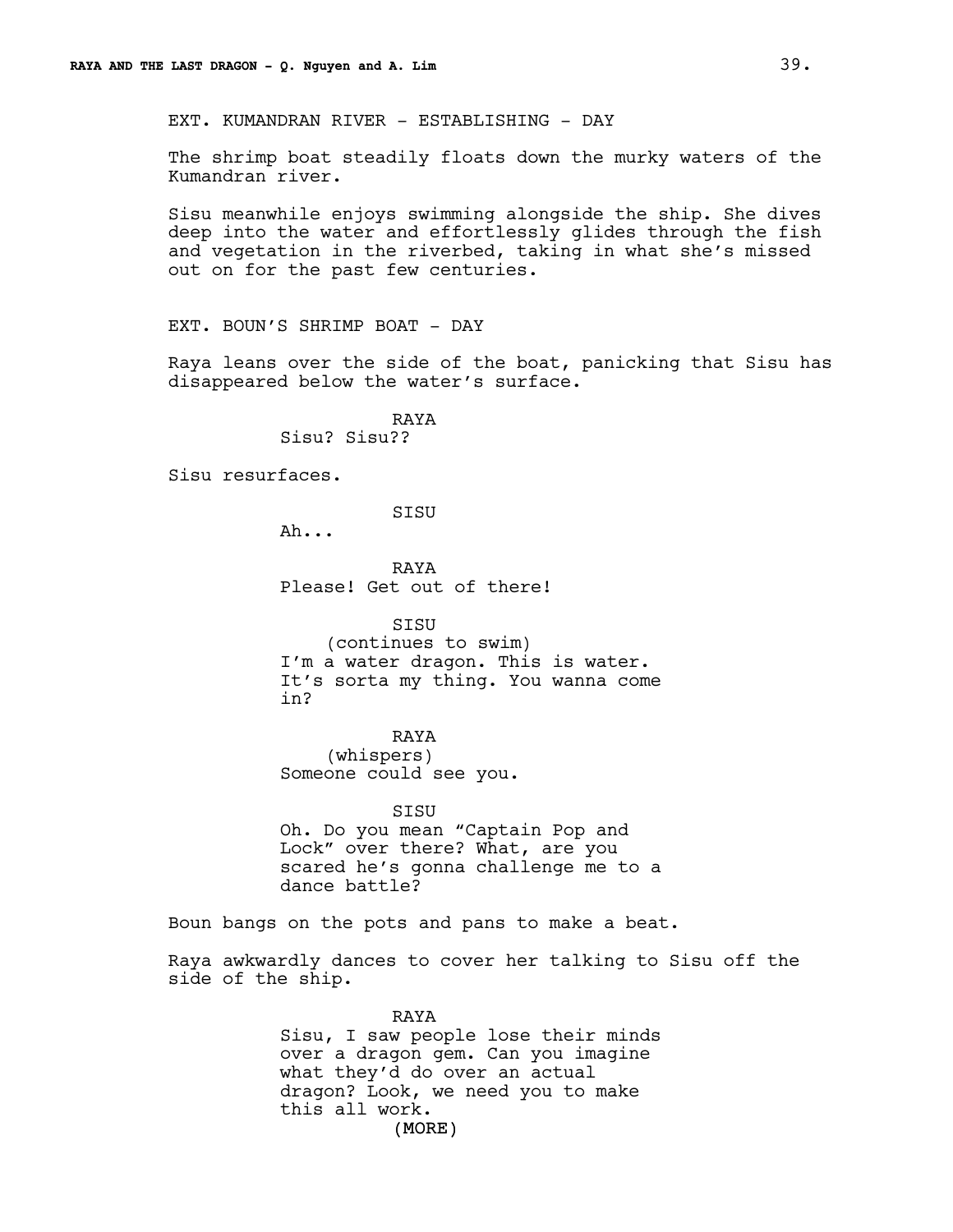EXT. KUMANDRAN RIVER - ESTABLISHING - DAY

The shrimp boat steadily floats down the murky waters of the Kumandran river.

Sisu meanwhile enjoys swimming alongside the ship. She dives deep into the water and effortlessly glides through the fish and vegetation in the riverbed, taking in what she's missed out on for the past few centuries.

EXT. BOUN'S SHRIMP BOAT - DAY

Raya leans over the side of the boat, panicking that Sisu has disappeared below the water's surface.

RAYA
Sisu? Sisu??

Sisu resurfaces.

SISU
Ah...

RAYA
Please! Get out of there!

SISU
(continues to swim)
I'm a water dragon. This is water. It's sorta my thing. You wanna come in?

RAYA
(whispers)
Someone could see you.

SISU
Oh. Do you mean "Captain Pop and Lock" over there? What, are you scared he's gonna challenge me to a dance battle?

Boun bangs on the pots and pans to make a beat.

Raya awkwardly dances to cover her talking to Sisu off the side of the ship.

RAYA
Sisu, I saw people lose their minds over a dragon gem. Can you imagine what they'd do over an actual dragon? Look, we need you to make this all work.
(MORE)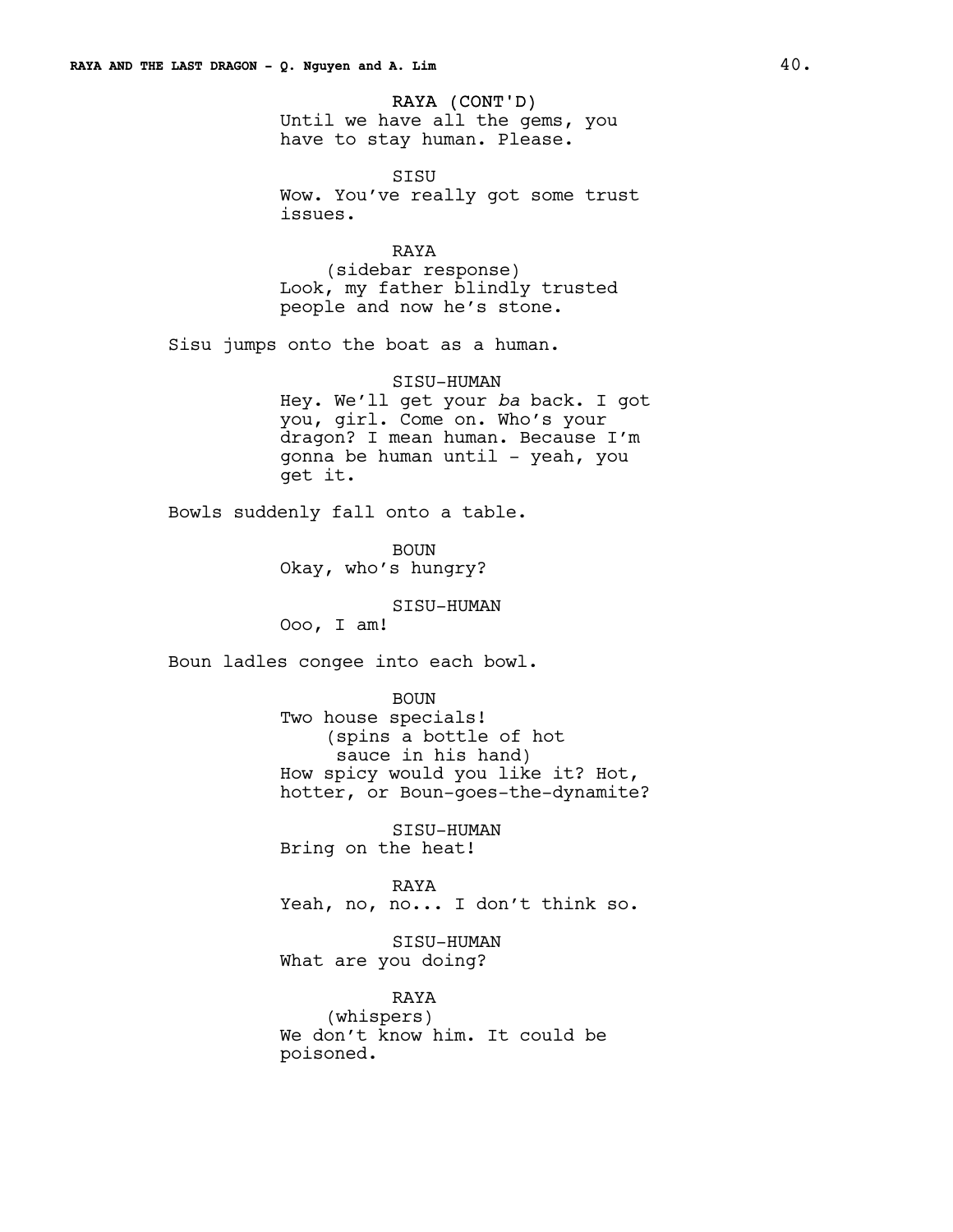RAYA (CONT'D)
Until we have all the gems, you have to stay human. Please.

SISU
Wow. You've really got some trust issues.

RAYA
(sidebar response)
Look, my father blindly trusted people and now he's stone.

Sisu jumps onto the boat as a human.

SISU-HUMAN
Hey. We'll get your *ba* back. I got you, girl. Come on. Who's your dragon? I mean human. Because I'm gonna be human until - yeah, you get it.

Bowls suddenly fall onto a table.

BOUN
Okay, who's hungry?

SISU-HUMAN
Ooo, I am!

Boun ladles congee into each bowl.

BOUN
Two house specials!
(spins a bottle of hot sauce in his hand)
How spicy would you like it? Hot, hotter, or Boun-goes-the-dynamite?

SISU-HUMAN
Bring on the heat!

RAYA
Yeah, no, no... I don't think so.

SISU-HUMAN
What are you doing?

RAYA
(whispers)
We don't know him. It could be poisoned.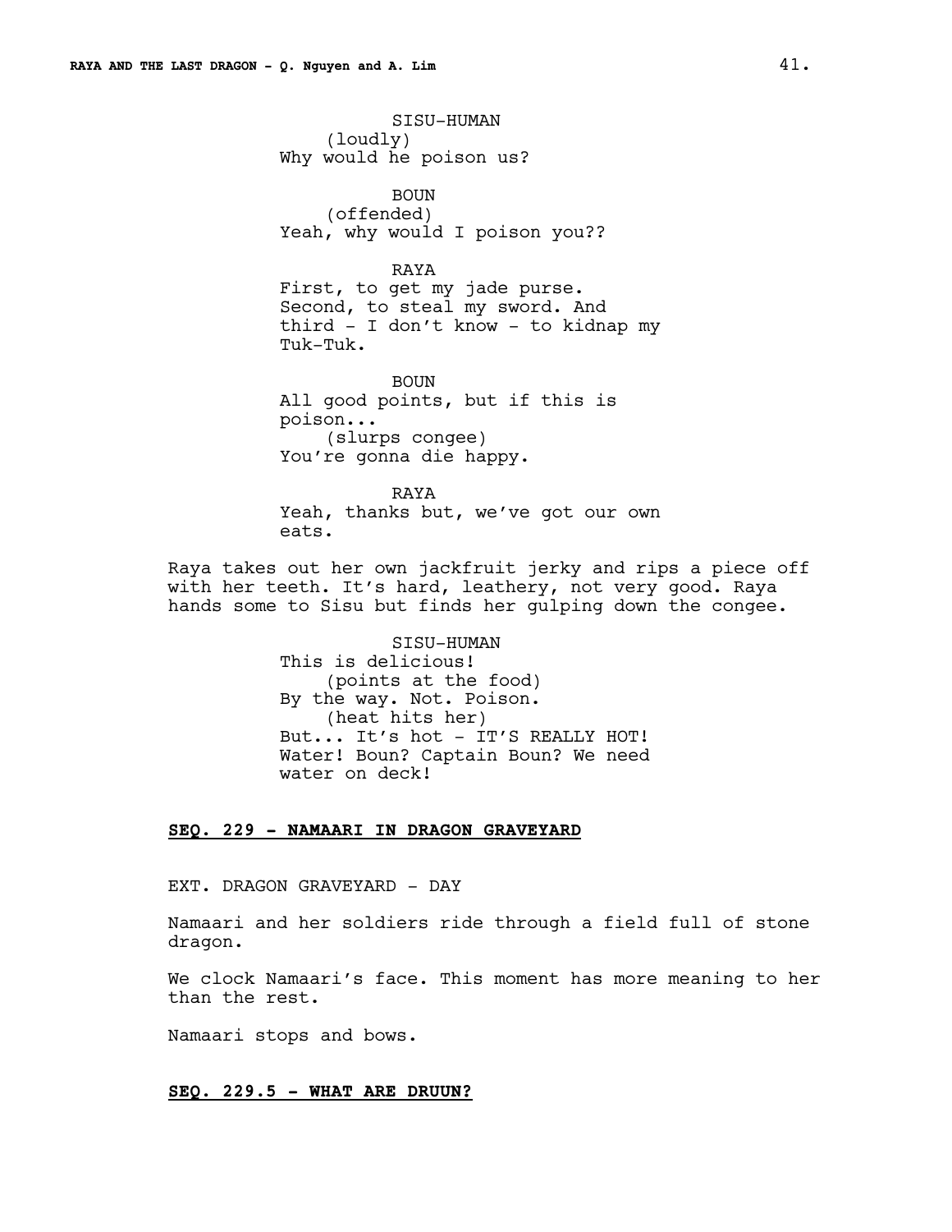SISU-HUMAN
(loudly)
Why would he poison us?

BOUN
(offended)
Yeah, why would I poison you??

RAYA
First, to get my jade purse. Second, to steal my sword. And third - I don't know - to kidnap my Tuk-Tuk.

BOUN
All good points, but if this is poison...
(slurps congee)
You're gonna die happy.

RAYA
Yeah, thanks but, we've got our own eats.

Raya takes out her own jackfruit jerky and rips a piece off with her teeth. It's hard, leathery, not very good. Raya hands some to Sisu but finds her gulping down the congee.

SISU-HUMAN
This is delicious!
(points at the food)
By the way. Not. Poison.
(heat hits her)
But... It's hot - IT'S REALLY HOT! Water! Boun? Captain Boun? We need water on deck!

**SEQ. 229 - NAMAARI IN DRAGON GRAVEYARD**

EXT. DRAGON GRAVEYARD - DAY

Namaari and her soldiers ride through a field full of stone dragon.

We clock Namaari's face. This moment has more meaning to her than the rest.

Namaari stops and bows.

**SEQ. 229.5 - WHAT ARE DRUUN?**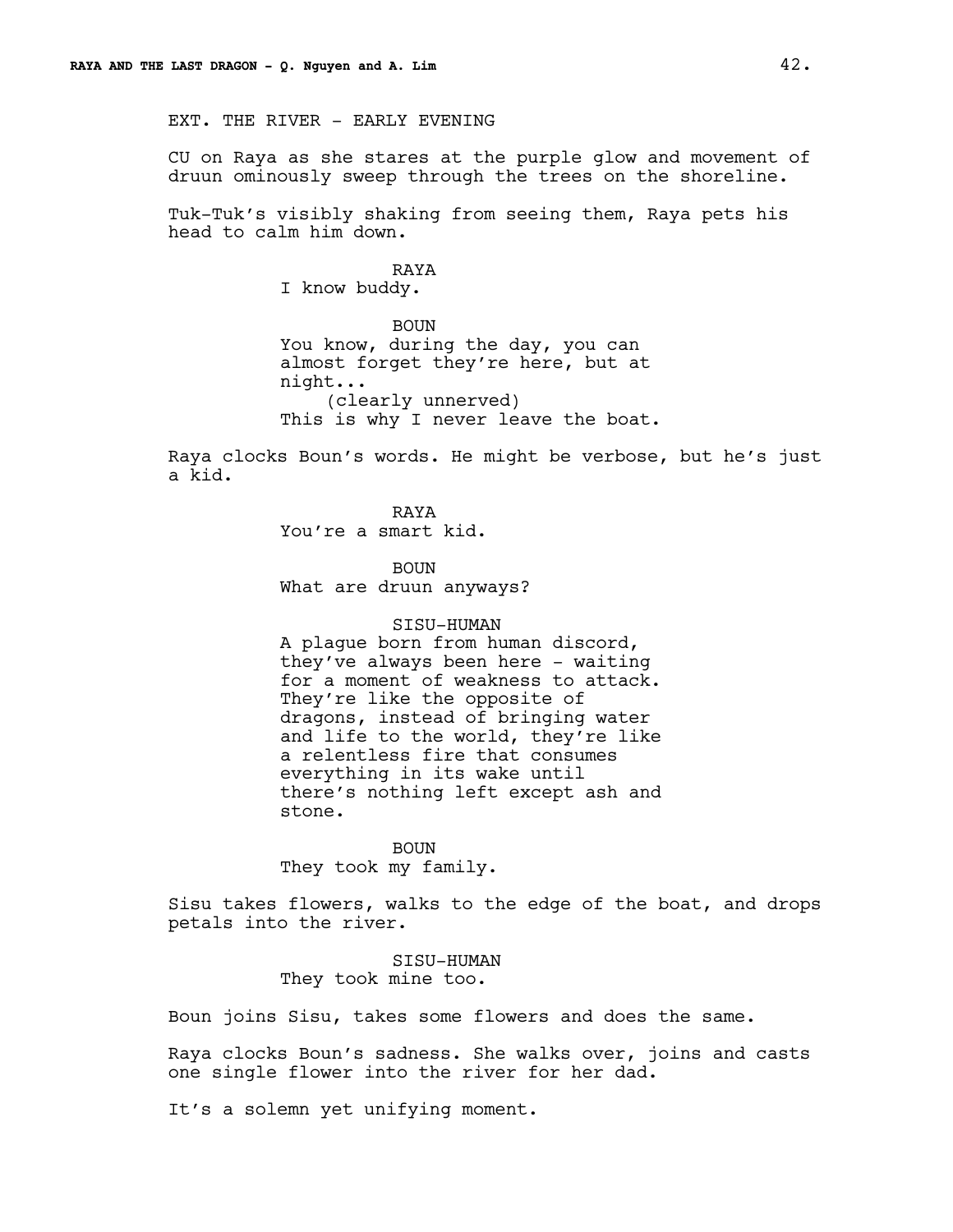EXT. THE RIVER - EARLY EVENING

CU on Raya as she stares at the purple glow and movement of druun ominously sweep through the trees on the shoreline.

Tuk-Tuk's visibly shaking from seeing them, Raya pets his head to calm him down.

RAYA
I know buddy.

BOUN
You know, during the day, you can almost forget they're here, but at night...
(clearly unnerved)
This is why I never leave the boat.

Raya clocks Boun's words. He might be verbose, but he's just a kid.

RAYA
You're a smart kid.

BOUN
What are druun anyways?

SISU-HUMAN
A plague born from human discord, they've always been here - waiting for a moment of weakness to attack. They're like the opposite of dragons, instead of bringing water and life to the world, they're like a relentless fire that consumes everything in its wake until there's nothing left except ash and stone.

BOUN
They took my family.

Sisu takes flowers, walks to the edge of the boat, and drops petals into the river.

SISU-HUMAN
They took mine too.

Boun joins Sisu, takes some flowers and does the same.

Raya clocks Boun's sadness. She walks over, joins and casts one single flower into the river for her dad.

It's a solemn yet unifying moment.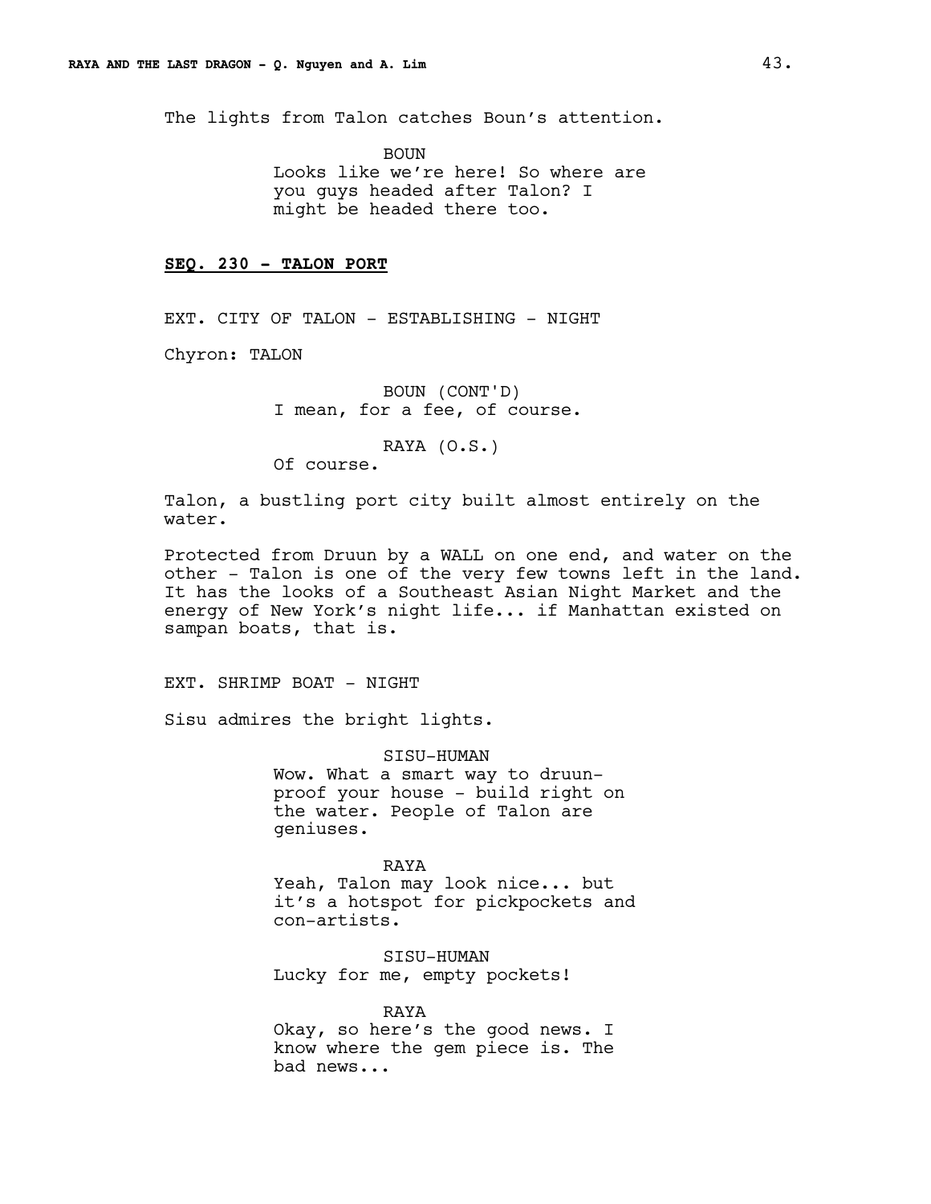The lights from Talon catches Boun's attention.

BOUN
Looks like we're here! So where are you guys headed after Talon? I might be headed there too.

**SEQ. 230 - TALON PORT**

EXT. CITY OF TALON - ESTABLISHING - NIGHT

Chyron: TALON

BOUN (CONT'D)
I mean, for a fee, of course.

RAYA (O.S.)
Of course.

Talon, a bustling port city built almost entirely on the water.

Protected from Druun by a WALL on one end, and water on the other - Talon is one of the very few towns left in the land. It has the looks of a Southeast Asian Night Market and the energy of New York's night life... if Manhattan existed on sampan boats, that is.

EXT. SHRIMP BOAT - NIGHT

Sisu admires the bright lights.

SISU-HUMAN
Wow. What a smart way to druun-proof your house - build right on the water. People of Talon are geniuses.

RAYA
Yeah, Talon may look nice... but it's a hotspot for pickpockets and con-artists.

SISU-HUMAN
Lucky for me, empty pockets!

RAYA
Okay, so here's the good news. I know where the gem piece is. The bad news...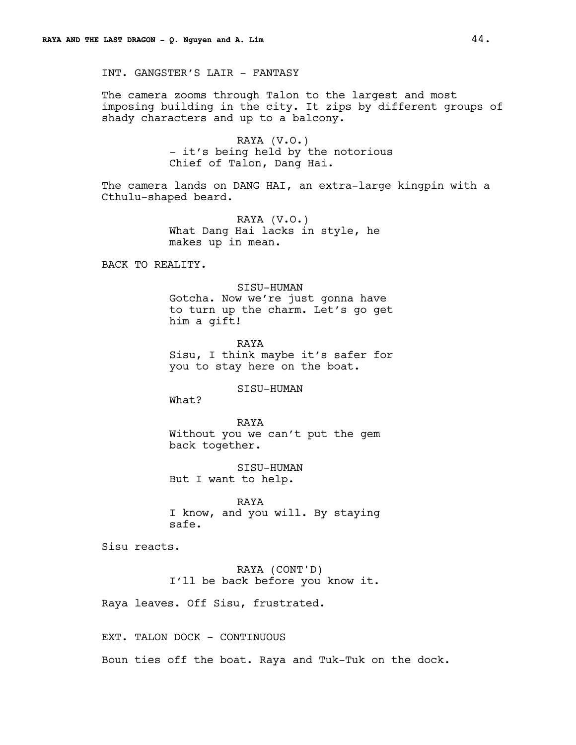INT. GANGSTER'S LAIR - FANTASY

The camera zooms through Talon to the largest and most imposing building in the city. It zips by different groups of shady characters and up to a balcony.

RAYA (V.O.)
- it's being held by the notorious Chief of Talon, Dang Hai.

The camera lands on DANG HAI, an extra-large kingpin with a Cthulu-shaped beard.

RAYA (V.O.)
What Dang Hai lacks in style, he makes up in mean.

BACK TO REALITY.

SISU-HUMAN
Gotcha. Now we're just gonna have to turn up the charm. Let's go get him a gift!

RAYA
Sisu, I think maybe it's safer for you to stay here on the boat.

SISU-HUMAN
What?

RAYA
Without you we can't put the gem back together.

SISU-HUMAN
But I want to help.

RAYA
I know, and you will. By staying safe.

Sisu reacts.

RAYA (CONT'D)
I'll be back before you know it.

Raya leaves. Off Sisu, frustrated.

EXT. TALON DOCK - CONTINUOUS

Boun ties off the boat. Raya and Tuk-Tuk on the dock.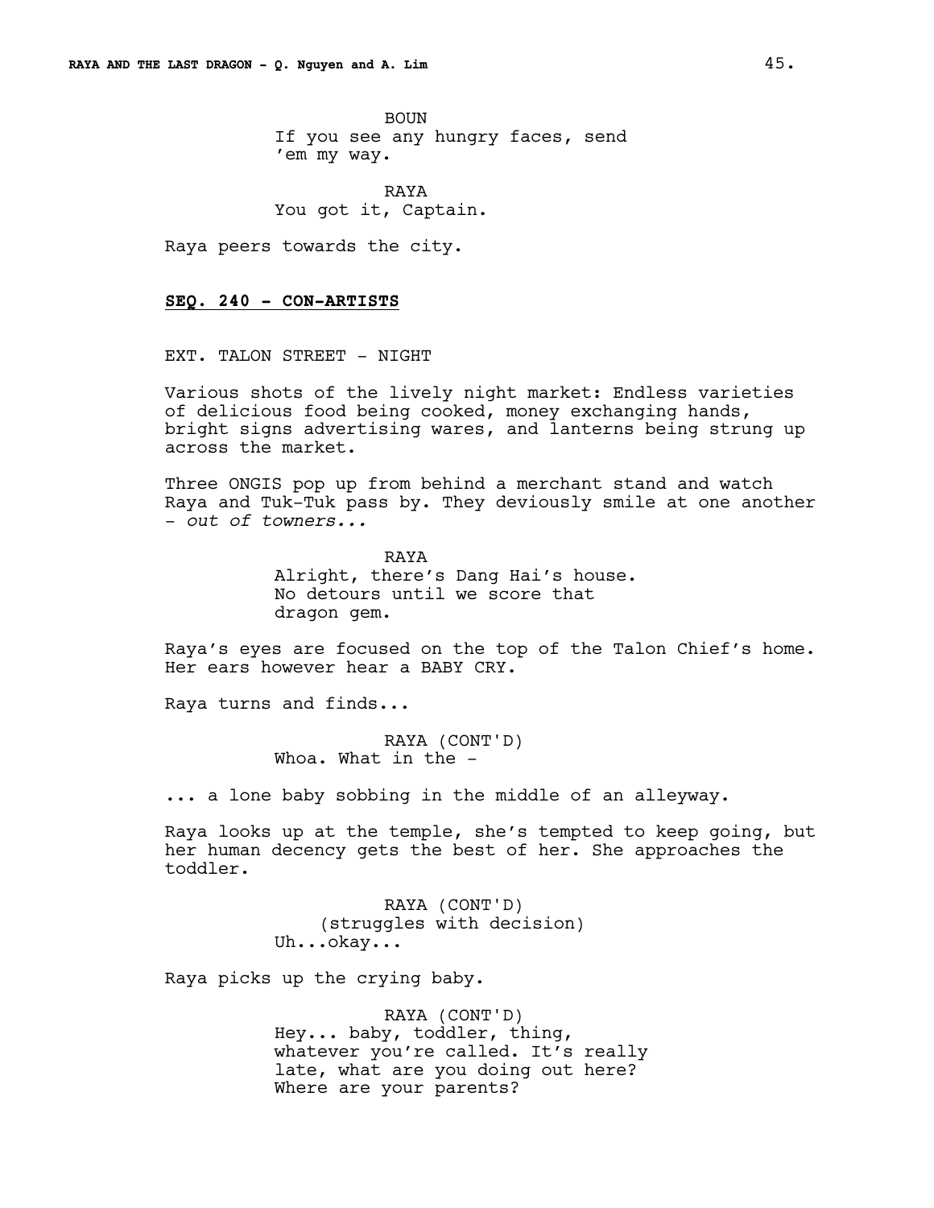BOUN
If you see any hungry faces, send 'em my way.

RAYA
You got it, Captain.

Raya peers towards the city.

**SEQ. 240 - CON-ARTISTS**

EXT. TALON STREET - NIGHT

Various shots of the lively night market: Endless varieties of delicious food being cooked, money exchanging hands, bright signs advertising wares, and lanterns being strung up across the market.

Three ONGIS pop up from behind a merchant stand and watch Raya and Tuk-Tuk pass by. They deviously smile at one another - *out of towners...*

RAYA
Alright, there's Dang Hai's house. No detours until we score that dragon gem.

Raya's eyes are focused on the top of the Talon Chief's home. Her ears however hear a BABY CRY.

Raya turns and finds...

RAYA (CONT'D)
Whoa. What in the -

... a lone baby sobbing in the middle of an alleyway.

Raya looks up at the temple, she's tempted to keep going, but her human decency gets the best of her. She approaches the toddler.

RAYA (CONT'D)
(struggles with decision)
Uh...okay...

Raya picks up the crying baby.

RAYA (CONT'D)
Hey... baby, toddler, thing, whatever you're called. It's really late, what are you doing out here? Where are your parents?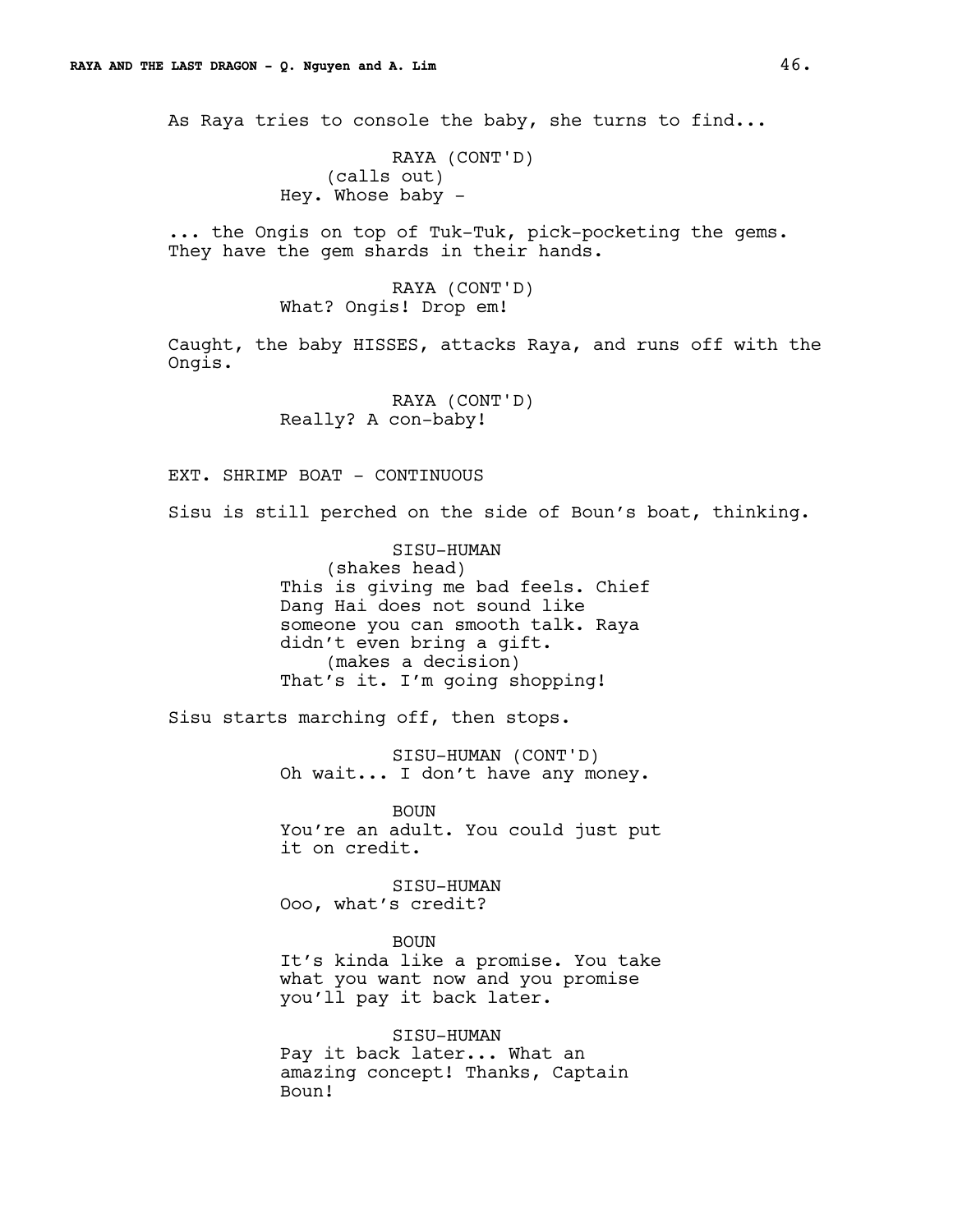As Raya tries to console the baby, she turns to find...

RAYA (CONT'D)
(calls out)
Hey. Whose baby -

... the Ongis on top of Tuk-Tuk, pick-pocketing the gems. They have the gem shards in their hands.

RAYA (CONT'D)
What? Ongis! Drop em!

Caught, the baby HISSES, attacks Raya, and runs off with the Ongis.

RAYA (CONT'D)
Really? A con-baby!

EXT. SHRIMP BOAT - CONTINUOUS

Sisu is still perched on the side of Boun's boat, thinking.

SISU-HUMAN
(shakes head)
This is giving me bad feels. Chief Dang Hai does not sound like someone you can smooth talk. Raya didn't even bring a gift.
(makes a decision)
That's it. I'm going shopping!

Sisu starts marching off, then stops.

SISU-HUMAN (CONT'D)
Oh wait... I don't have any money.

BOUN
You're an adult. You could just put it on credit.

SISU-HUMAN
Ooo, what's credit?

BOUN
It's kinda like a promise. You take what you want now and you promise you'll pay it back later.

SISU-HUMAN
Pay it back later... What an amazing concept! Thanks, Captain Boun!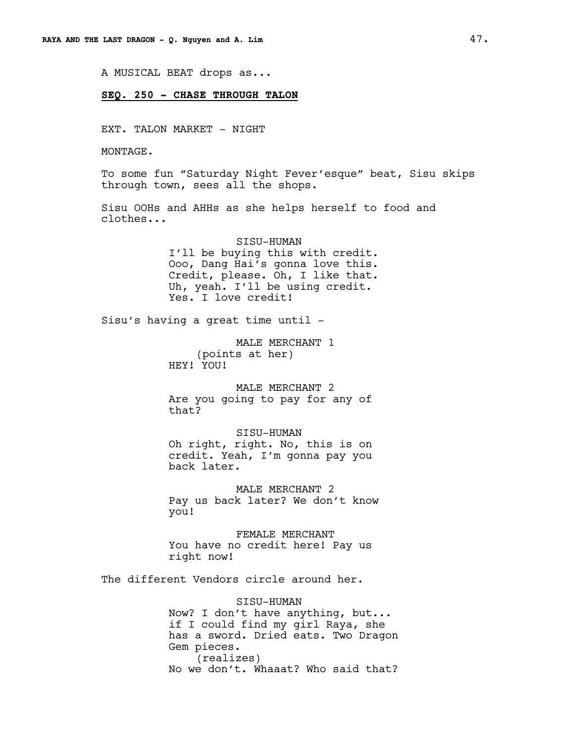A MUSICAL BEAT drops as...

**SEQ. 250 - CHASE THROUGH TALON**

EXT. TALON MARKET - NIGHT

MONTAGE.

To some fun "Saturday Night Fever'esque" beat, Sisu skips through town, sees all the shops.

Sisu OOHs and AHHs as she helps herself to food and clothes...

SISU-HUMAN
I'll be buying this with credit. Ooo, Dang Hai's gonna love this. Credit, please. Oh, I like that. Uh, yeah. I'll be using credit. Yes. I love credit!

Sisu's having a great time until -

MALE MERCHANT 1
(points at her)
HEY! YOU!

MALE MERCHANT 2
Are you going to pay for any of that?

SISU-HUMAN
Oh right, right. No, this is on credit. Yeah, I'm gonna pay you back later.

MALE MERCHANT 2
Pay us back later? We don't know you!

FEMALE MERCHANT
You have no credit here! Pay us right now!

The different Vendors circle around her.

SISU-HUMAN
Now? I don't have anything, but... if I could find my girl Raya, she has a sword. Dried eats. Two Dragon Gem pieces.
(realizes)
No we don't. Whaaat? Who said that?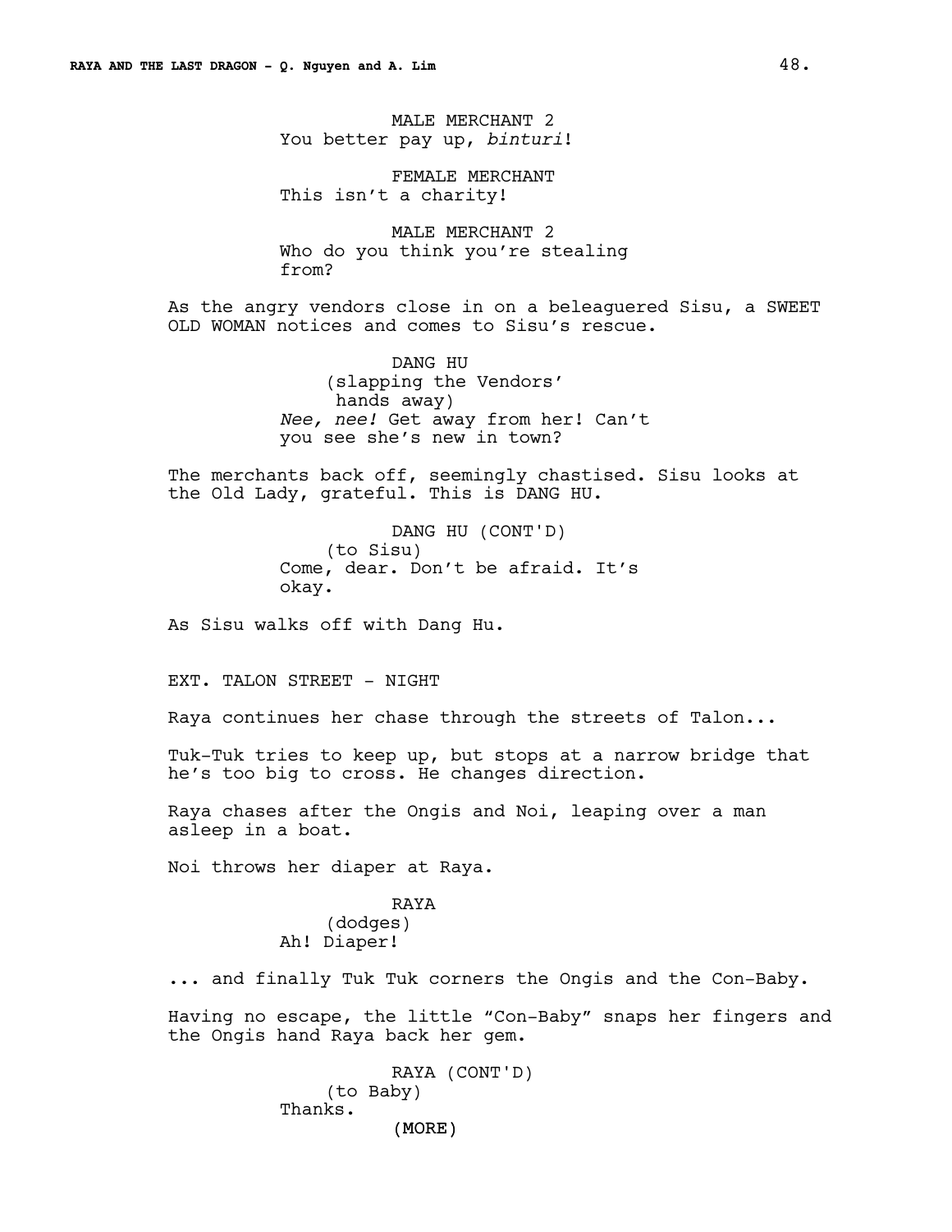MALE MERCHANT 2
You better pay up, *binturi*!

FEMALE MERCHANT
This isn't a charity!

MALE MERCHANT 2
Who do you think you're stealing from?

As the angry vendors close in on a beleaguered Sisu, a SWEET OLD WOMAN notices and comes to Sisu's rescue.

DANG HU
(slapping the Vendors' hands away)
*Nee, nee!* Get away from her! Can't you see she's new in town?

The merchants back off, seemingly chastised. Sisu looks at the Old Lady, grateful. This is DANG HU.

DANG HU (CONT'D)
(to Sisu)
Come, dear. Don't be afraid. It's okay.

As Sisu walks off with Dang Hu.

EXT. TALON STREET - NIGHT

Raya continues her chase through the streets of Talon...

Tuk-Tuk tries to keep up, but stops at a narrow bridge that he's too big to cross. He changes direction.

Raya chases after the Ongis and Noi, leaping over a man asleep in a boat.

Noi throws her diaper at Raya.

RAYA
(dodges)
Ah! Diaper!

... and finally Tuk Tuk corners the Ongis and the Con-Baby.

Having no escape, the little "Con-Baby" snaps her fingers and the Ongis hand Raya back her gem.

RAYA (CONT'D)
(to Baby)
Thanks.
(MORE)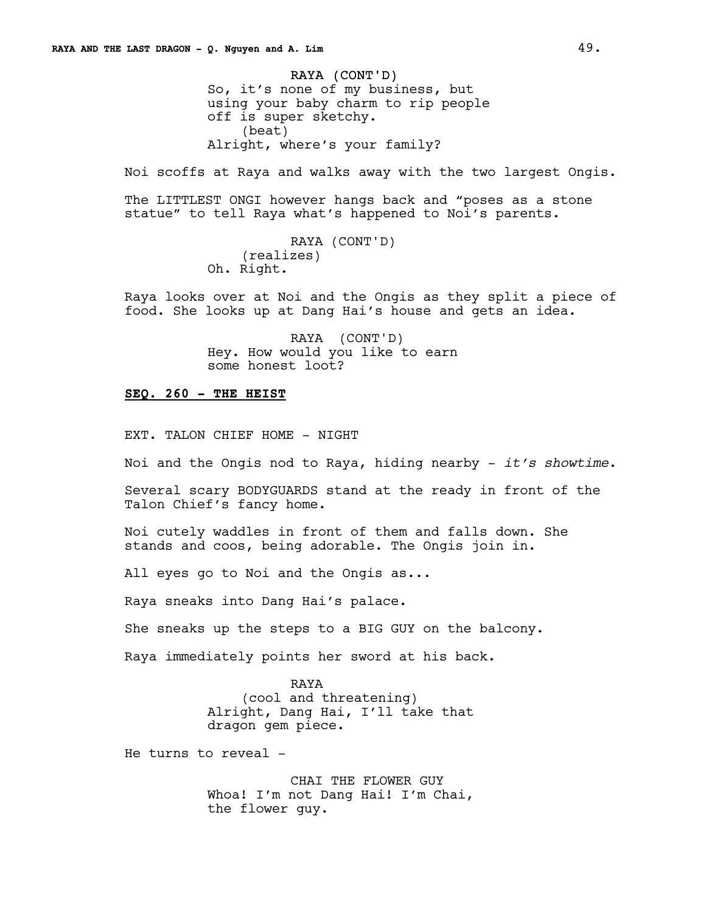RAYA (CONT'D)
So, it's none of my business, but using your baby charm to rip people off is super sketchy.
(beat)
Alright, where's your family?

Noi scoffs at Raya and walks away with the two largest Ongis.

The LITTLEST ONGI however hangs back and "poses as a stone statue" to tell Raya what's happened to Noi's parents.

RAYA (CONT'D)
(realizes)
Oh. Right.

Raya looks over at Noi and the Ongis as they split a piece of food. She looks up at Dang Hai's house and gets an idea.

RAYA (CONT'D)
Hey. How would you like to earn some honest loot?

**SEQ. 260 - THE HEIST**

EXT. TALON CHIEF HOME - NIGHT

Noi and the Ongis nod to Raya, hiding nearby - *it's showtime*.

Several scary BODYGUARDS stand at the ready in front of the Talon Chief's fancy home.

Noi cutely waddles in front of them and falls down. She stands and coos, being adorable. The Ongis join in.

All eyes go to Noi and the Ongis as...

Raya sneaks into Dang Hai's palace.

She sneaks up the steps to a BIG GUY on the balcony.

Raya immediately points her sword at his back.

RAYA
(cool and threatening)
Alright, Dang Hai, I'll take that dragon gem piece.

He turns to reveal -

CHAI THE FLOWER GUY
Whoa! I'm not Dang Hai! I'm Chai, the flower guy.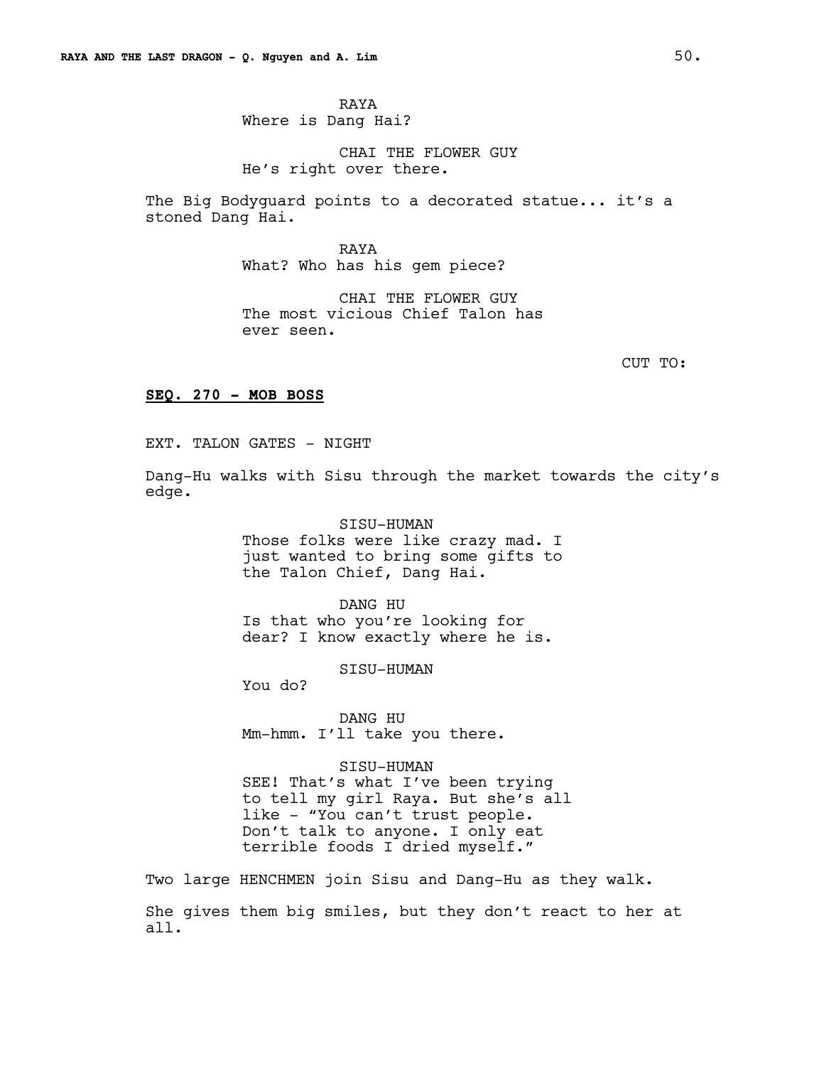RAYA
Where is Dang Hai?

CHAI THE FLOWER GUY
He's right over there.

The Big Bodyguard points to a decorated statue... it's a stoned Dang Hai.

RAYA
What? Who has his gem piece?

CHAI THE FLOWER GUY
The most vicious Chief Talon has ever seen.

CUT TO:

**SEQ. 270 - MOB BOSS**

EXT. TALON GATES - NIGHT

Dang-Hu walks with Sisu through the market towards the city's edge.

SISU-HUMAN
Those folks were like crazy mad. I just wanted to bring some gifts to the Talon Chief, Dang Hai.

DANG HU
Is that who you're looking for dear? I know exactly where he is.

SISU-HUMAN
You do?

DANG HU
Mm-hmm. I'll take you there.

SISU-HUMAN
SEE! That's what I've been trying to tell my girl Raya. But she's all like - "You can't trust people. Don't talk to anyone. I only eat terrible foods I dried myself."

Two large HENCHMEN join Sisu and Dang-Hu as they walk.

She gives them big smiles, but they don't react to her at all.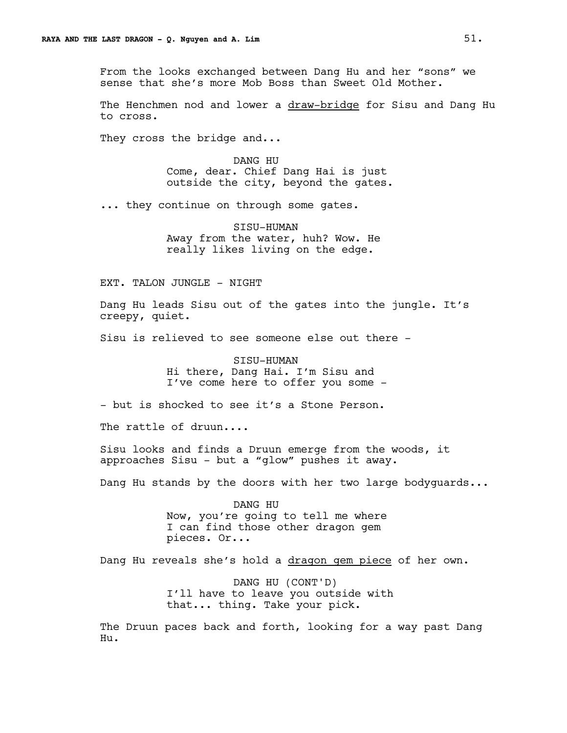From the looks exchanged between Dang Hu and her "sons" we sense that she's more Mob Boss than Sweet Old Mother.

The Henchmen nod and lower a <u>draw-bridge</u> for Sisu and Dang Hu to cross.

They cross the bridge and...

DANG HU
Come, dear. Chief Dang Hai is just outside the city, beyond the gates.

... they continue on through some gates.

SISU-HUMAN
Away from the water, huh? Wow. He really likes living on the edge.

EXT. TALON JUNGLE - NIGHT

Dang Hu leads Sisu out of the gates into the jungle. It's creepy, quiet.

Sisu is relieved to see someone else out there -

SISU-HUMAN
Hi there, Dang Hai. I'm Sisu and I've come here to offer you some -

- but is shocked to see it's a Stone Person.

The rattle of druun....

Sisu looks and finds a Druun emerge from the woods, it approaches Sisu - but a "glow" pushes it away.

Dang Hu stands by the doors with her two large bodyguards...

DANG HU
Now, you're going to tell me where I can find those other dragon gem pieces. Or...

Dang Hu reveals she's hold a <u>dragon gem piece</u> of her own.

DANG HU (CONT'D)
I'll have to leave you outside with that... thing. Take your pick.

The Druun paces back and forth, looking for a way past Dang Hu.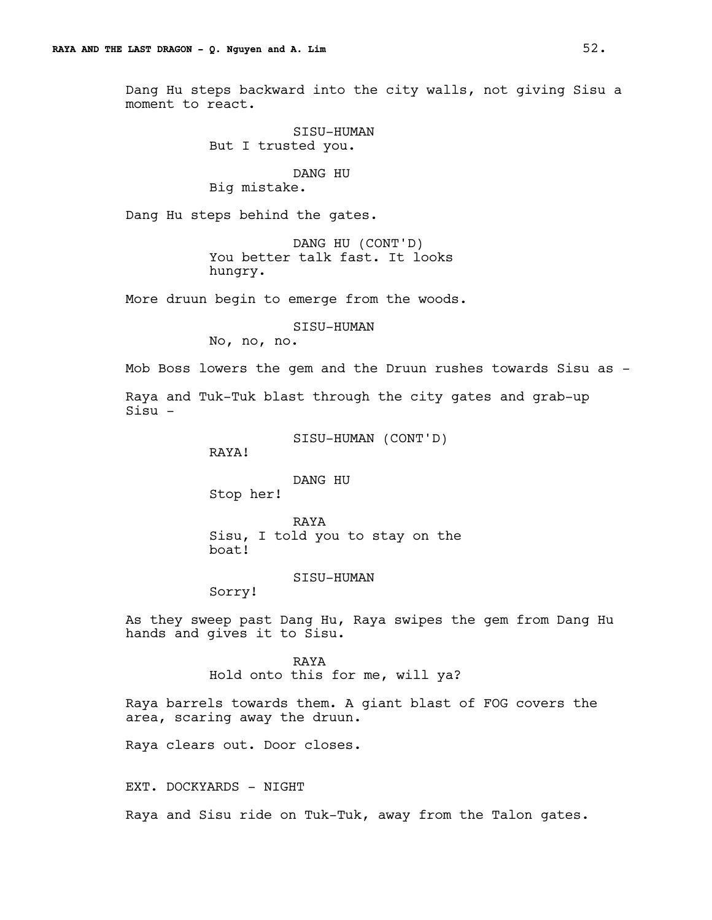Dang Hu steps backward into the city walls, not giving Sisu a moment to react.

SISU-HUMAN
But I trusted you.

DANG HU
Big mistake.

Dang Hu steps behind the gates.

DANG HU (CONT'D)
You better talk fast. It looks hungry.

More druun begin to emerge from the woods.

SISU-HUMAN
No, no, no.

Mob Boss lowers the gem and the Druun rushes towards Sisu as -

Raya and Tuk-Tuk blast through the city gates and grab-up Sisu -

SISU-HUMAN (CONT'D)
RAYA!

DANG HU
Stop her!

RAYA
Sisu, I told you to stay on the boat!

SISU-HUMAN
Sorry!

As they sweep past Dang Hu, Raya swipes the gem from Dang Hu hands and gives it to Sisu.

RAYA
Hold onto this for me, will ya?

Raya barrels towards them. A giant blast of FOG covers the area, scaring away the druun.

Raya clears out. Door closes.

EXT. DOCKYARDS - NIGHT

Raya and Sisu ride on Tuk-Tuk, away from the Talon gates.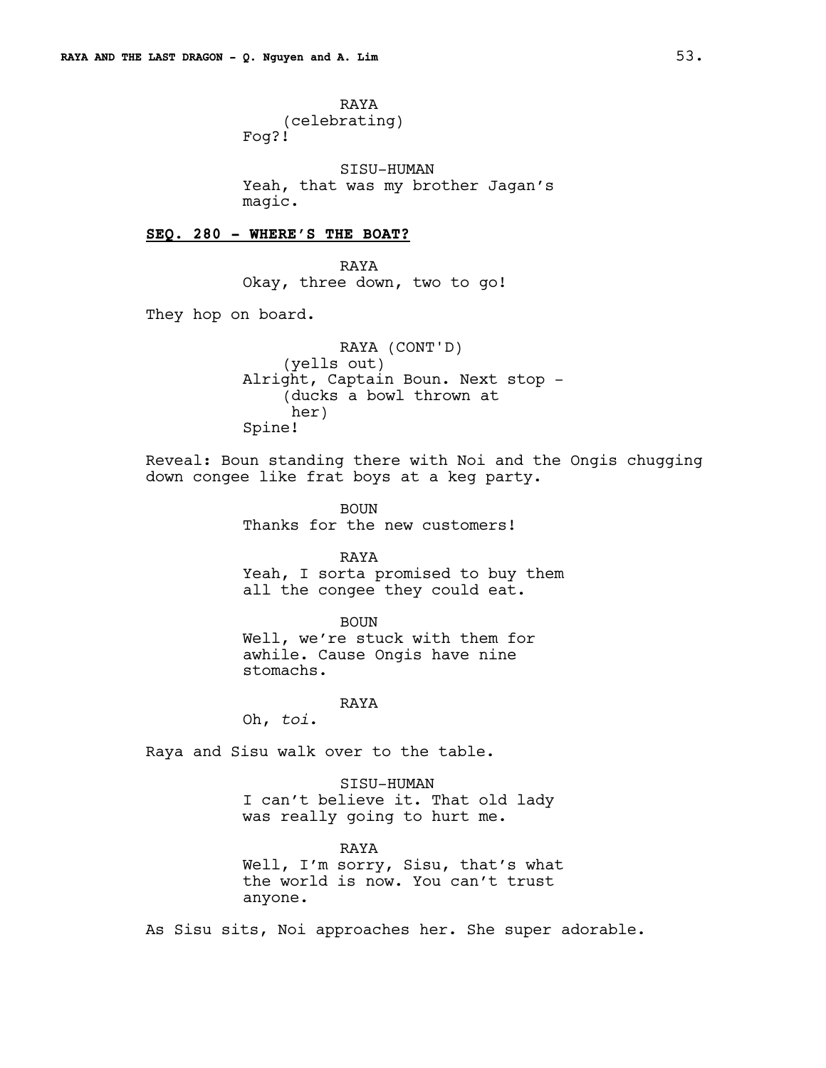RAYA
(celebrating)
Fog?!

SISU-HUMAN
Yeah, that was my brother Jagan's magic.

**SEQ. 280 - WHERE'S THE BOAT?**

RAYA
Okay, three down, two to go!

They hop on board.

RAYA (CONT'D)
(yells out)
Alright, Captain Boun. Next stop -
(ducks a bowl thrown at her)
Spine!

Reveal: Boun standing there with Noi and the Ongis chugging down congee like frat boys at a keg party.

BOUN
Thanks for the new customers!

RAYA
Yeah, I sorta promised to buy them all the congee they could eat.

BOUN
Well, we're stuck with them for awhile. Cause Ongis have nine stomachs.

RAYA
Oh, *toi*.

Raya and Sisu walk over to the table.

SISU-HUMAN
I can't believe it. That old lady was really going to hurt me.

RAYA
Well, I'm sorry, Sisu, that's what the world is now. You can't trust anyone.

As Sisu sits, Noi approaches her. She super adorable.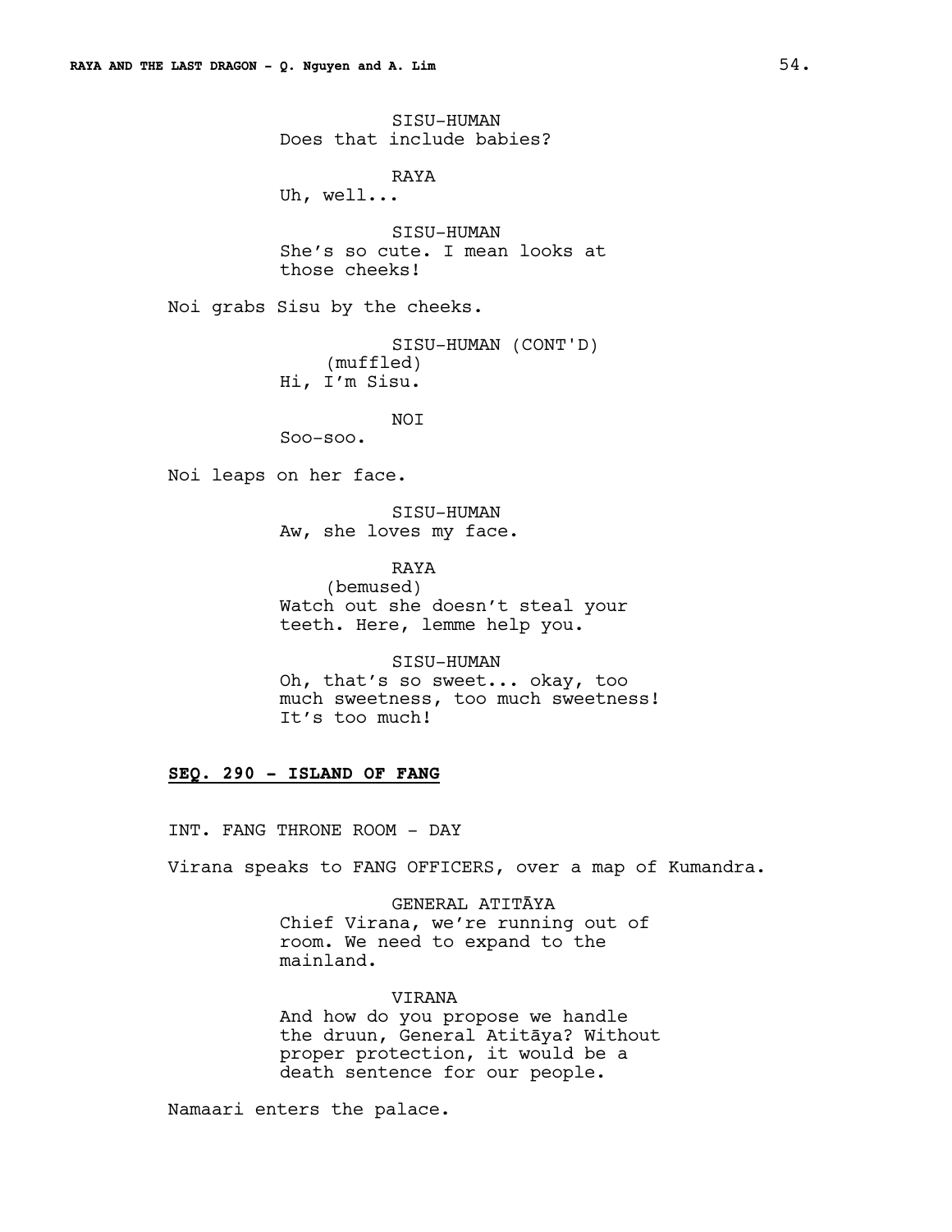SISU-HUMAN
Does that include babies?

RAYA
Uh, well...

SISU-HUMAN
She's so cute. I mean looks at those cheeks!

Noi grabs Sisu by the cheeks.

SISU-HUMAN (CONT'D)
(muffled)
Hi, I'm Sisu.

NOI
Soo-soo.

Noi leaps on her face.

SISU-HUMAN
Aw, she loves my face.

RAYA
(bemused)
Watch out she doesn't steal your teeth. Here, lemme help you.

SISU-HUMAN
Oh, that's so sweet... okay, too much sweetness, too much sweetness! It's too much!

**SEQ. 290 - ISLAND OF FANG**

INT. FANG THRONE ROOM - DAY

Virana speaks to FANG OFFICERS, over a map of Kumandra.

GENERAL ATITĀYA
Chief Virana, we're running out of room. We need to expand to the mainland.

VIRANA
And how do you propose we handle the druun, General Atitāya? Without proper protection, it would be a death sentence for our people.

Namaari enters the palace.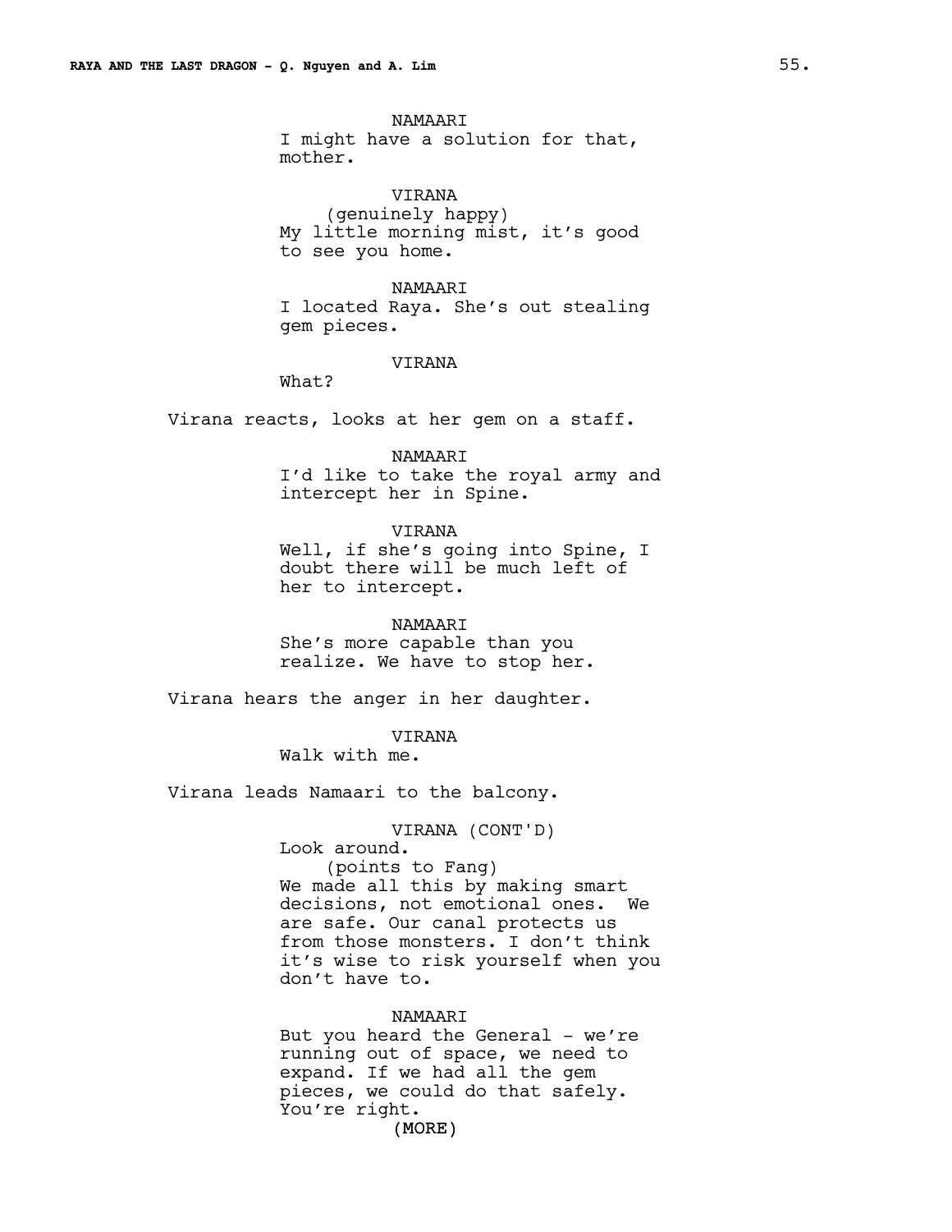NAMAARI
I might have a solution for that, mother.

VIRANA
(genuinely happy)
My little morning mist, it's good to see you home.

NAMAARI
I located Raya. She's out stealing gem pieces.

VIRANA
What?

Virana reacts, looks at her gem on a staff.

NAMAARI
I'd like to take the royal army and intercept her in Spine.

VIRANA
Well, if she's going into Spine, I doubt there will be much left of her to intercept.

NAMAARI
She's more capable than you realize. We have to stop her.

Virana hears the anger in her daughter.

VIRANA
Walk with me.

Virana leads Namaari to the balcony.

VIRANA (CONT'D)
Look around.
(points to Fang)
We made all this by making smart decisions, not emotional ones. We are safe. Our canal protects us from those monsters. I don't think it's wise to risk yourself when you don't have to.

NAMAARI
But you heard the General - we're running out of space, we need to expand. If we had all the gem pieces, we could do that safely. You're right.
(MORE)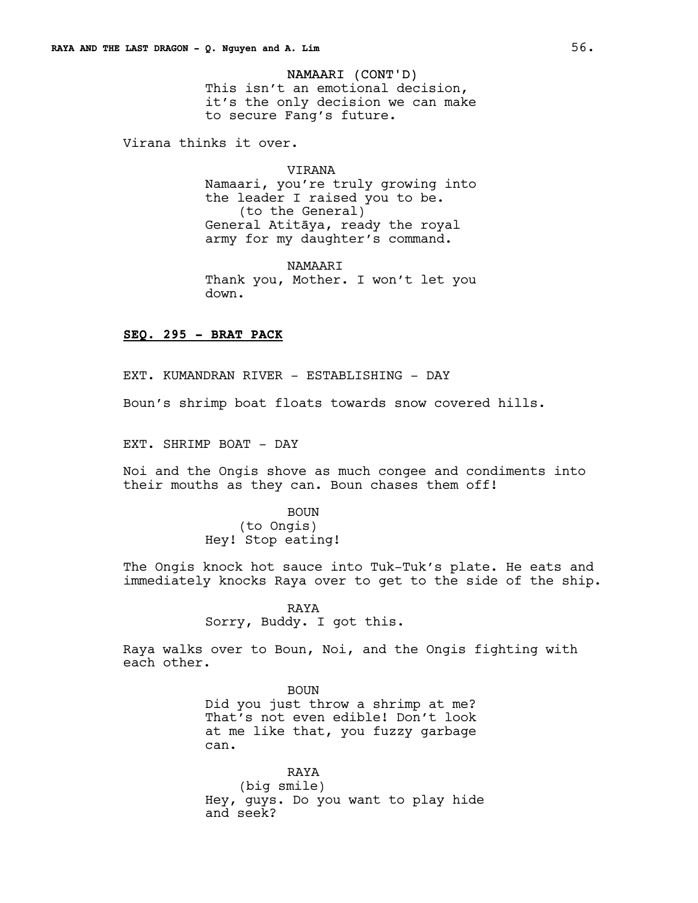NAMAARI (CONT'D)
This isn't an emotional decision, it's the only decision we can make to secure Fang's future.

Virana thinks it over.

VIRANA
Namaari, you're truly growing into the leader I raised you to be.
(to the General)
General Atitāya, ready the royal army for my daughter's command.

NAMAARI
Thank you, Mother. I won't let you down.

**SEQ. 295 - BRAT PACK**

EXT. KUMANDRAN RIVER - ESTABLISHING - DAY

Boun's shrimp boat floats towards snow covered hills.

EXT. SHRIMP BOAT - DAY

Noi and the Ongis shove as much congee and condiments into their mouths as they can. Boun chases them off!

BOUN
(to Ongis)
Hey! Stop eating!

The Ongis knock hot sauce into Tuk-Tuk's plate. He eats and immediately knocks Raya over to get to the side of the ship.

RAYA
Sorry, Buddy. I got this.

Raya walks over to Boun, Noi, and the Ongis fighting with each other.

BOUN
Did you just throw a shrimp at me? That's not even edible! Don't look at me like that, you fuzzy garbage can.

RAYA
(big smile)
Hey, guys. Do you want to play hide and seek?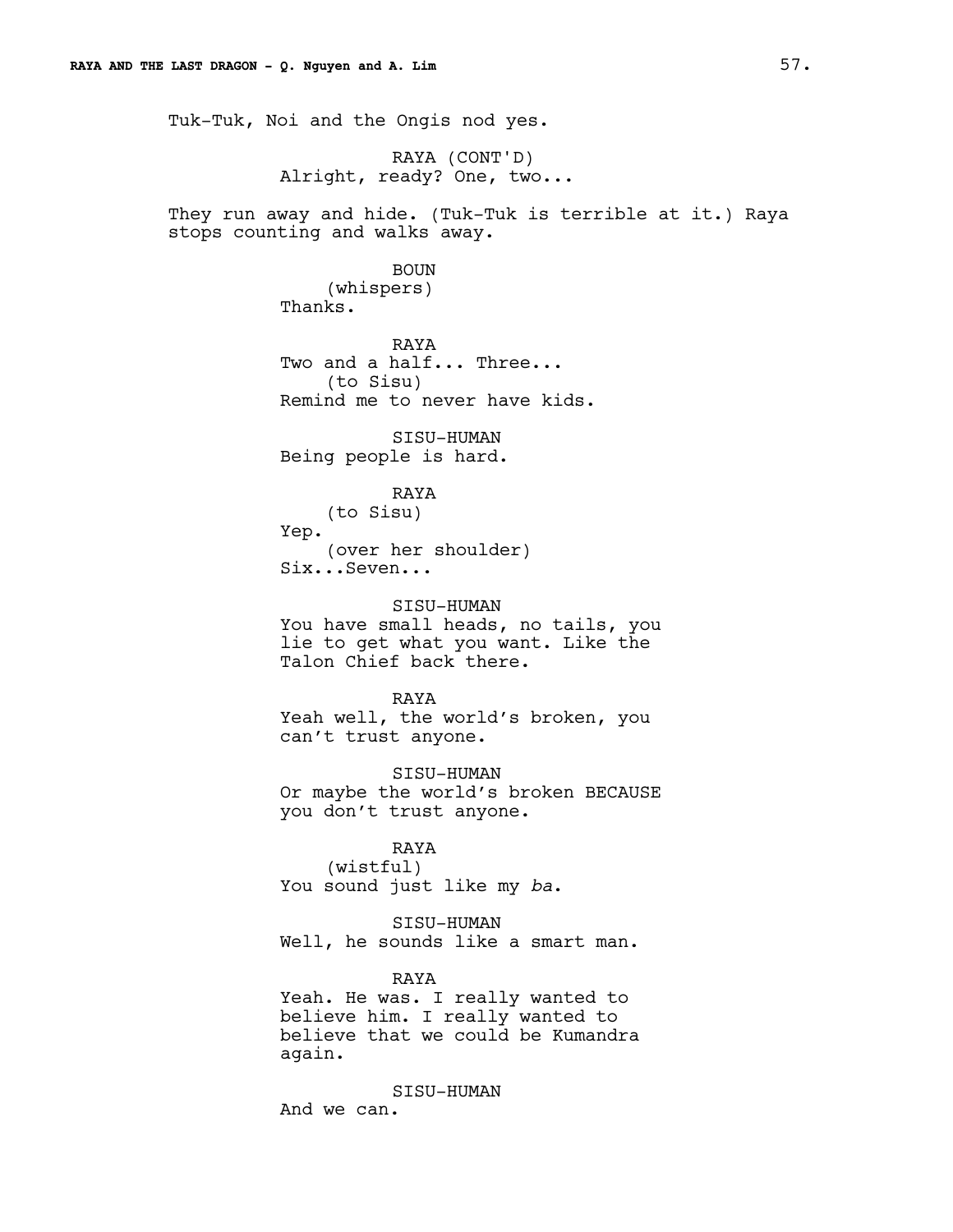Tuk-Tuk, Noi and the Ongis nod yes.

RAYA (CONT'D)
Alright, ready? One, two...

They run away and hide. (Tuk-Tuk is terrible at it.) Raya stops counting and walks away.

BOUN
(whispers)
Thanks.

RAYA
Two and a half... Three...
(to Sisu)
Remind me to never have kids.

SISU-HUMAN
Being people is hard.

RAYA
(to Sisu)
Yep.
(over her shoulder)
Six...Seven...

SISU-HUMAN
You have small heads, no tails, you lie to get what you want. Like the Talon Chief back there.

RAYA
Yeah well, the world's broken, you can't trust anyone.

SISU-HUMAN
Or maybe the world's broken BECAUSE you don't trust anyone.

RAYA
(wistful)
You sound just like my *ba*.

SISU-HUMAN
Well, he sounds like a smart man.

RAYA
Yeah. He was. I really wanted to believe him. I really wanted to believe that we could be Kumandra again.

SISU-HUMAN
And we can.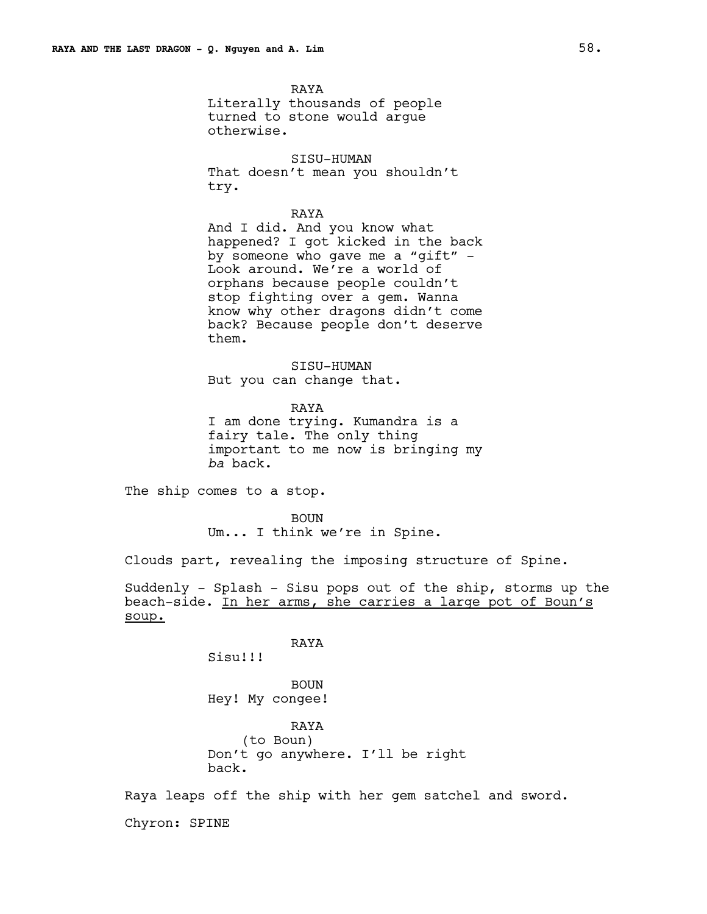RAYA
Literally thousands of people turned to stone would argue otherwise.

SISU-HUMAN
That doesn't mean you shouldn't try.

RAYA
And I did. And you know what happened? I got kicked in the back by someone who gave me a "gift" - Look around. We're a world of orphans because people couldn't stop fighting over a gem. Wanna know why other dragons didn't come back? Because people don't deserve them.

SISU-HUMAN
But you can change that.

RAYA
I am done trying. Kumandra is a fairy tale. The only thing important to me now is bringing my *ba* back.

The ship comes to a stop.

BOUN
Um... I think we're in Spine.

Clouds part, revealing the imposing structure of Spine.

Suddenly - Splash - Sisu pops out of the ship, storms up the beach-side. <u>In her arms, she carries a large pot of Boun's soup.</u>

RAYA
Sisu!!!

BOUN
Hey! My congee!

RAYA
(to Boun)
Don't go anywhere. I'll be right back.

Raya leaps off the ship with her gem satchel and sword.

Chyron: SPINE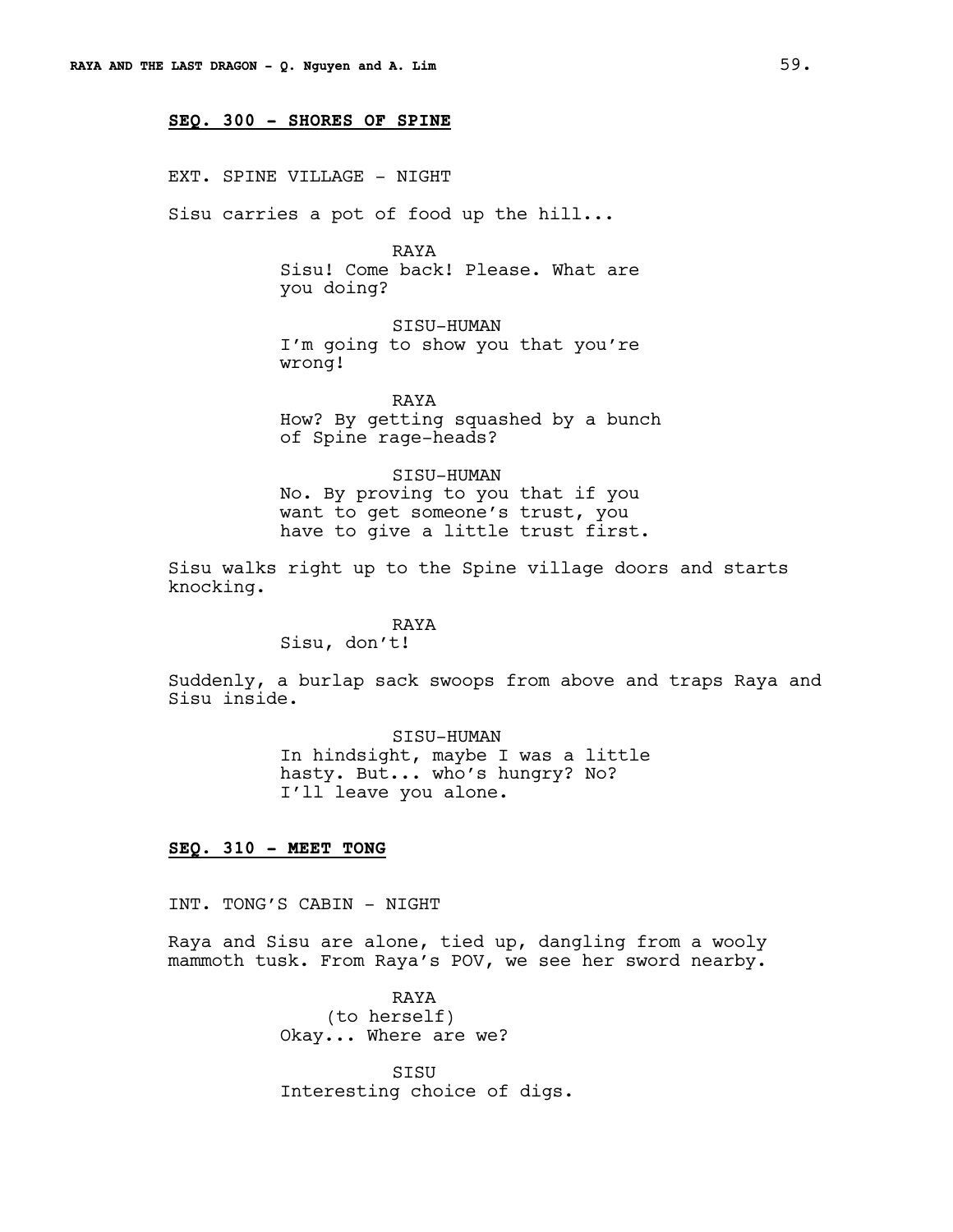**SEQ. 300 - SHORES OF SPINE**

EXT. SPINE VILLAGE - NIGHT

Sisu carries a pot of food up the hill...

RAYA
Sisu! Come back! Please. What are you doing?

SISU-HUMAN
I'm going to show you that you're wrong!

RAYA
How? By getting squashed by a bunch of Spine rage-heads?

SISU-HUMAN
No. By proving to you that if you want to get someone's trust, you have to give a little trust first.

Sisu walks right up to the Spine village doors and starts knocking.

RAYA
Sisu, don't!

Suddenly, a burlap sack swoops from above and traps Raya and Sisu inside.

SISU-HUMAN
In hindsight, maybe I was a little hasty. But... who's hungry? No? I'll leave you alone.

**SEQ. 310 - MEET TONG**

INT. TONG'S CABIN - NIGHT

Raya and Sisu are alone, tied up, dangling from a wooly mammoth tusk. From Raya's POV, we see her sword nearby.

RAYA
(to herself)
Okay... Where are we?

SISU
Interesting choice of digs.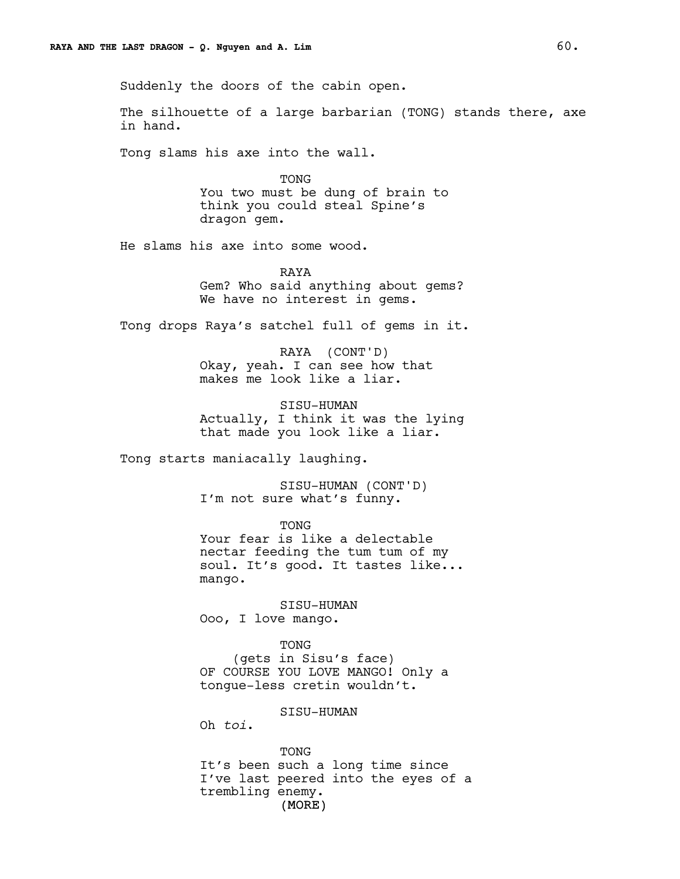Suddenly the doors of the cabin open.

The silhouette of a large barbarian (TONG) stands there, axe in hand.

Tong slams his axe into the wall.

TONG
You two must be dung of brain to think you could steal Spine's dragon gem.

He slams his axe into some wood.

RAYA
Gem? Who said anything about gems? We have no interest in gems.

Tong drops Raya's satchel full of gems in it.

RAYA (CONT'D)
Okay, yeah. I can see how that makes me look like a liar.

SISU-HUMAN
Actually, I think it was the lying that made you look like a liar.

Tong starts maniacally laughing.

SISU-HUMAN (CONT'D)
I'm not sure what's funny.

TONG
Your fear is like a delectable nectar feeding the tum tum of my soul. It's good. It tastes like... mango.

SISU-HUMAN
Ooo, I love mango.

TONG
(gets in Sisu's face)
OF COURSE YOU LOVE MANGO! Only a tongue-less cretin wouldn't.

SISU-HUMAN
Oh *toi*.

TONG
It's been such a long time since I've last peered into the eyes of a trembling enemy.
(MORE)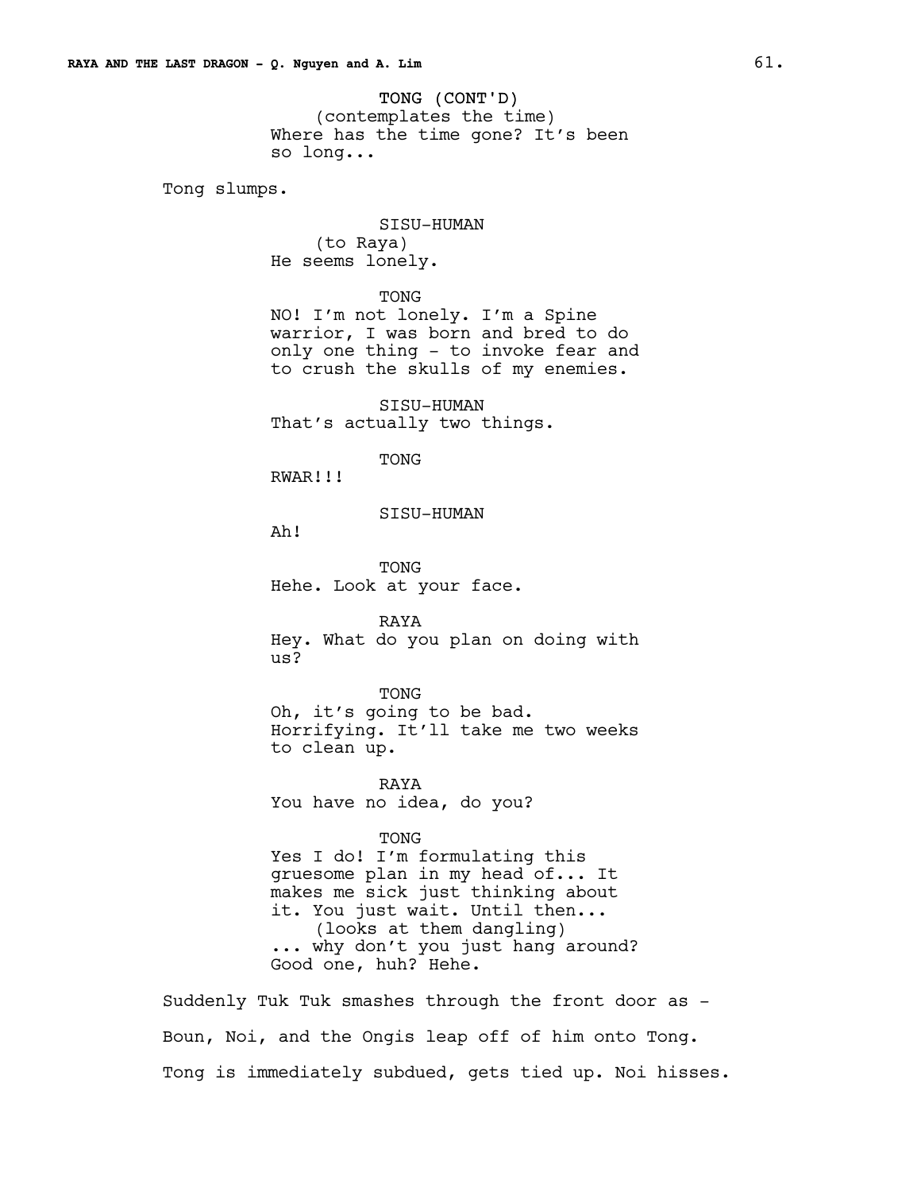TONG (CONT'D)
(contemplates the time)
Where has the time gone? It's been so long...

Tong slumps.

SISU-HUMAN
(to Raya)
He seems lonely.

TONG
NO! I'm not lonely. I'm a Spine warrior, I was born and bred to do only one thing - to invoke fear and to crush the skulls of my enemies.

SISU-HUMAN
That's actually two things.

TONG
RWAR!!!

SISU-HUMAN
Ah!

TONG
Hehe. Look at your face.

RAYA
Hey. What do you plan on doing with us?

TONG
Oh, it's going to be bad. Horrifying. It'll take me two weeks to clean up.

RAYA
You have no idea, do you?

TONG
Yes I do! I'm formulating this gruesome plan in my head of... It makes me sick just thinking about it. You just wait. Until then...
(looks at them dangling)
... why don't you just hang around? Good one, huh? Hehe.

Suddenly Tuk Tuk smashes through the front door as -

Boun, Noi, and the Ongis leap off of him onto Tong.

Tong is immediately subdued, gets tied up. Noi hisses.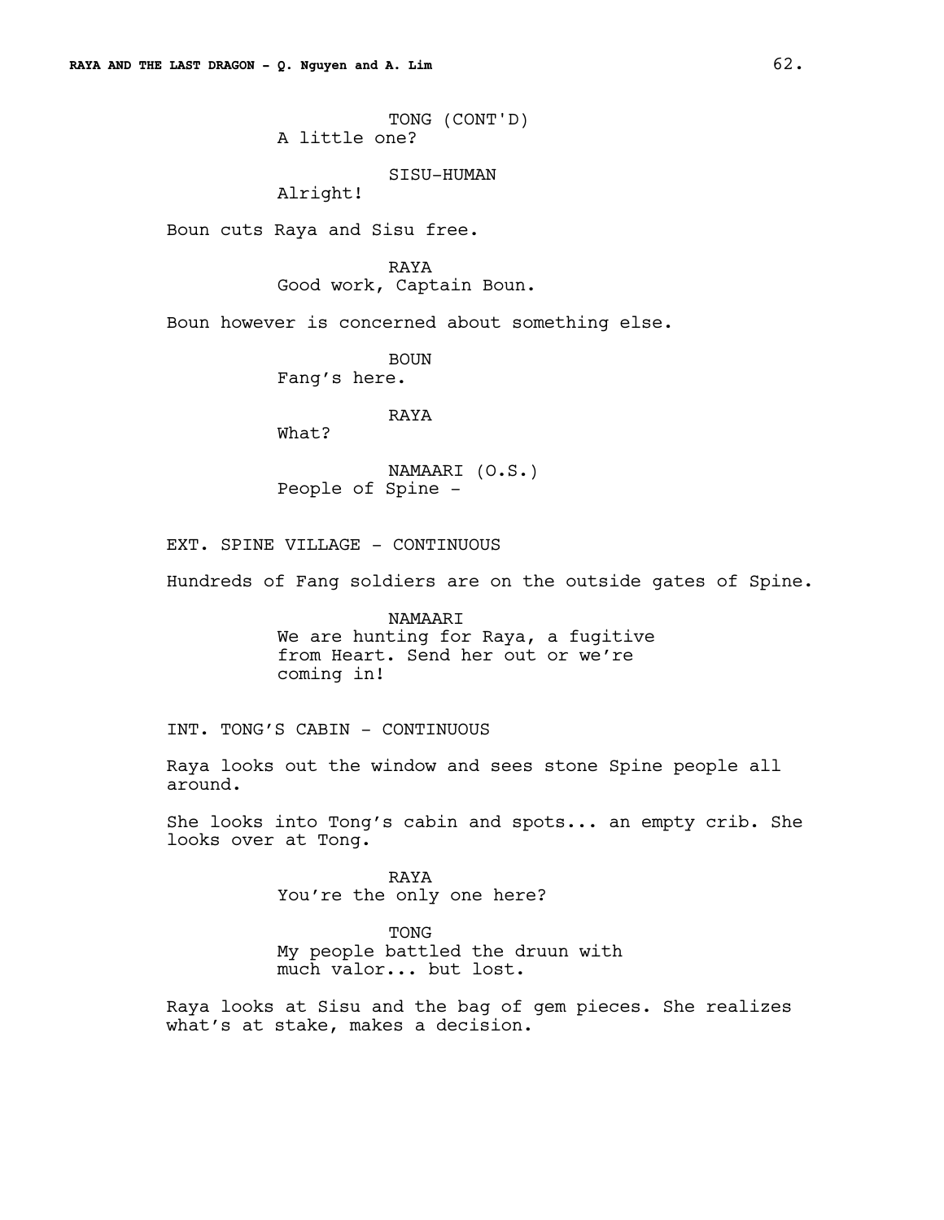TONG (CONT'D)
A little one?

SISU-HUMAN
Alright!

Boun cuts Raya and Sisu free.

RAYA
Good work, Captain Boun.

Boun however is concerned about something else.

BOUN
Fang's here.

RAYA
What?

NAMAARI (O.S.)
People of Spine -

EXT. SPINE VILLAGE - CONTINUOUS

Hundreds of Fang soldiers are on the outside gates of Spine.

NAMAARI
We are hunting for Raya, a fugitive from Heart. Send her out or we're coming in!

INT. TONG'S CABIN - CONTINUOUS

Raya looks out the window and sees stone Spine people all around.

She looks into Tong's cabin and spots... an empty crib. She looks over at Tong.

RAYA
You're the only one here?

TONG
My people battled the druun with much valor... but lost.

Raya looks at Sisu and the bag of gem pieces. She realizes what's at stake, makes a decision.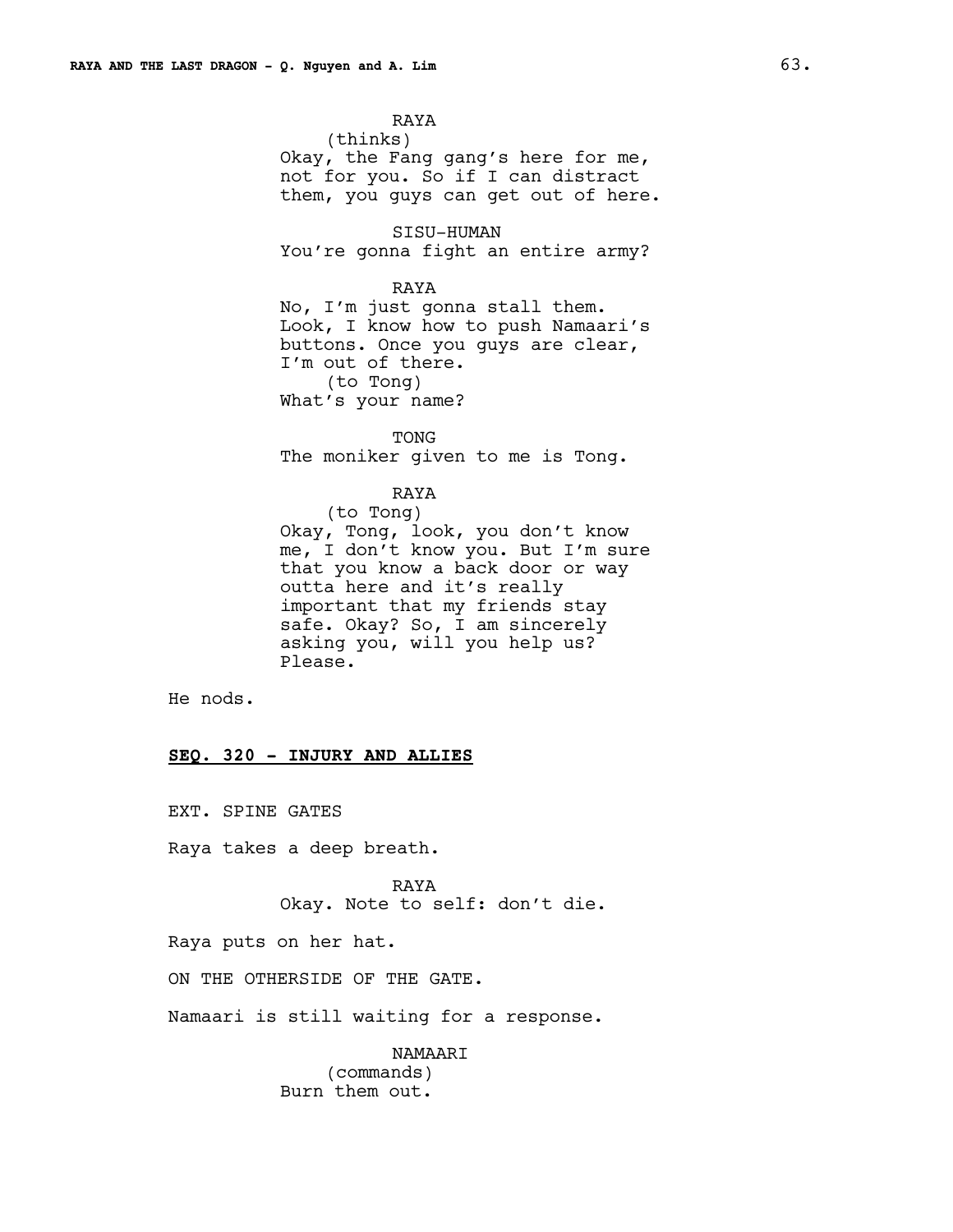RAYA
(thinks)
Okay, the Fang gang's here for me, not for you. So if I can distract them, you guys can get out of here.

SISU-HUMAN
You're gonna fight an entire army?

RAYA
No, I'm just gonna stall them. Look, I know how to push Namaari's buttons. Once you guys are clear, I'm out of there.
(to Tong)
What's your name?

TONG
The moniker given to me is Tong.

RAYA
(to Tong)
Okay, Tong, look, you don't know me, I don't know you. But I'm sure that you know a back door or way outta here and it's really important that my friends stay safe. Okay? So, I am sincerely asking you, will you help us? Please.

He nods.

**SEQ. 320 - INJURY AND ALLIES**

EXT. SPINE GATES

Raya takes a deep breath.

RAYA
Okay. Note to self: don't die.

Raya puts on her hat.

ON THE OTHERSIDE OF THE GATE.

Namaari is still waiting for a response.

NAMAARI
(commands)
Burn them out.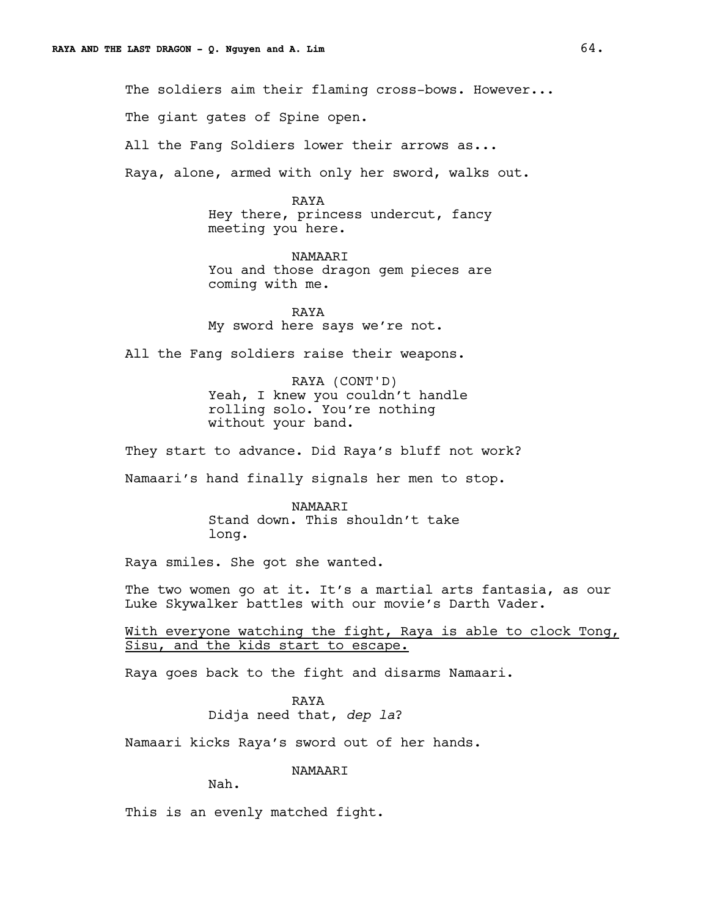The soldiers aim their flaming cross-bows. However...

The giant gates of Spine open.

All the Fang Soldiers lower their arrows as...

Raya, alone, armed with only her sword, walks out.

RAYA
Hey there, princess undercut, fancy meeting you here.

NAMAARI
You and those dragon gem pieces are coming with me.

RAYA
My sword here says we're not.

All the Fang soldiers raise their weapons.

RAYA (CONT'D)
Yeah, I knew you couldn't handle rolling solo. You're nothing without your band.

They start to advance. Did Raya's bluff not work?

Namaari's hand finally signals her men to stop.

NAMAARI
Stand down. This shouldn't take long.

Raya smiles. She got she wanted.

The two women go at it. It's a martial arts fantasia, as our Luke Skywalker battles with our movie's Darth Vader.

<u>With everyone watching the fight, Raya is able to clock Tong, Sisu, and the kids start to escape.</u>

Raya goes back to the fight and disarms Namaari.

RAYA
Didja need that, *dep la*?

Namaari kicks Raya's sword out of her hands.

NAMAARI
Nah.

This is an evenly matched fight.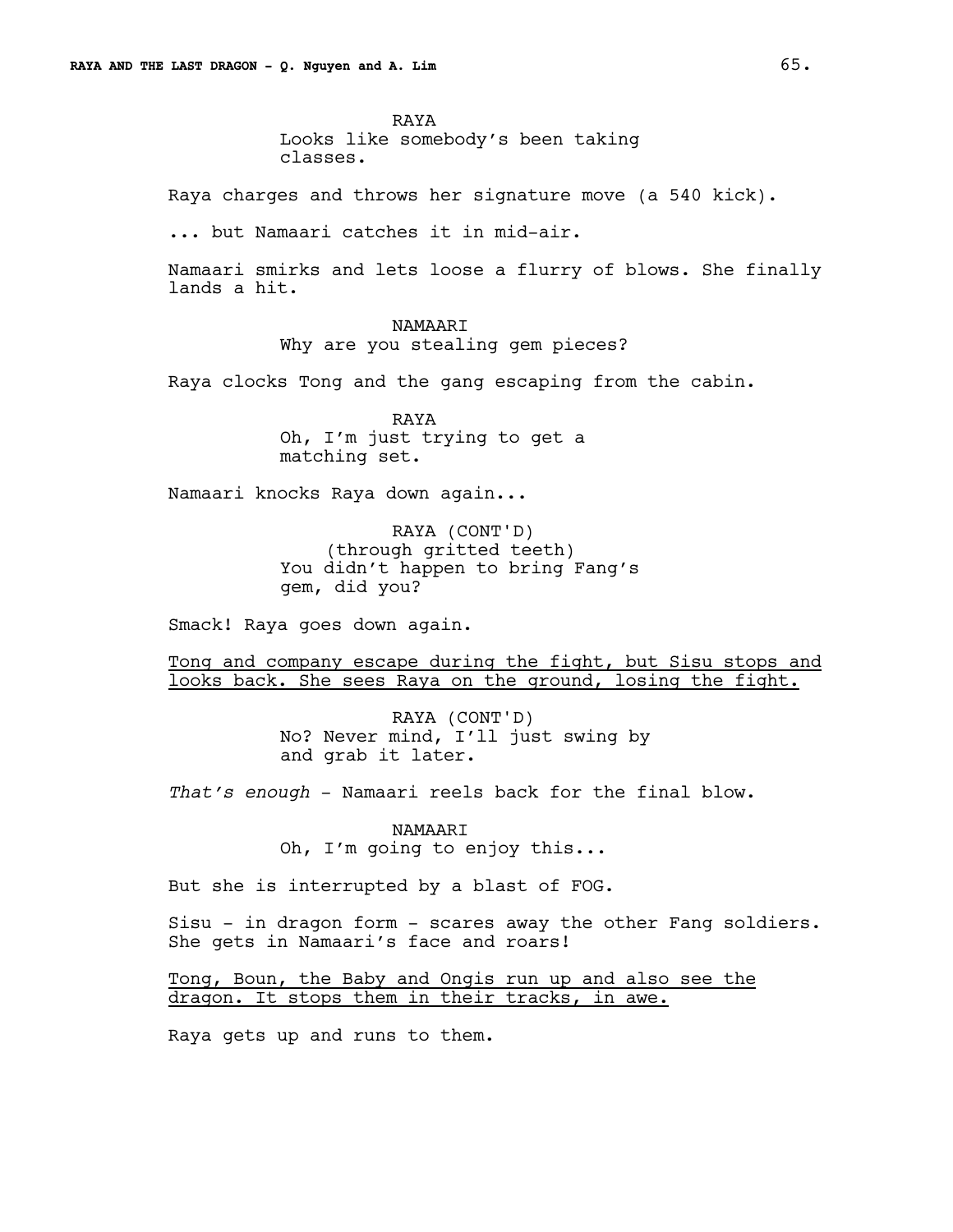RAYA
Looks like somebody's been taking classes.

Raya charges and throws her signature move (a 540 kick).

... but Namaari catches it in mid-air.

Namaari smirks and lets loose a flurry of blows. She finally lands a hit.

NAMAARI
Why are you stealing gem pieces?

Raya clocks Tong and the gang escaping from the cabin.

RAYA
Oh, I'm just trying to get a matching set.

Namaari knocks Raya down again...

RAYA (CONT'D)
(through gritted teeth)
You didn't happen to bring Fang's gem, did you?

Smack! Raya goes down again.

<u>Tong and company escape during the fight, but Sisu stops and looks back. She sees Raya on the ground, losing the fight.</u>

RAYA (CONT'D)
No? Never mind, I'll just swing by and grab it later.

*That's enough* - Namaari reels back for the final blow.

NAMAARI
Oh, I'm going to enjoy this...

But she is interrupted by a blast of FOG.

Sisu - in dragon form - scares away the other Fang soldiers. She gets in Namaari's face and roars!

<u>Tong, Boun, the Baby and Ongis run up and also see the dragon. It stops them in their tracks, in awe.</u>

Raya gets up and runs to them.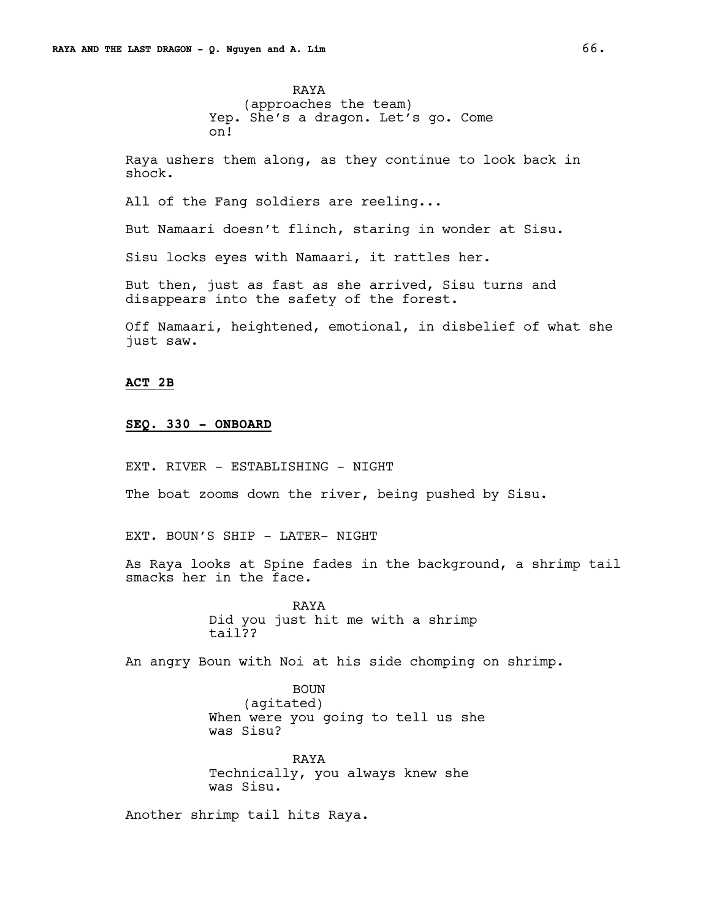RAYA
(approaches the team)
Yep. She's a dragon. Let's go. Come on!

Raya ushers them along, as they continue to look back in shock.

All of the Fang soldiers are reeling...

But Namaari doesn't flinch, staring in wonder at Sisu.

Sisu locks eyes with Namaari, it rattles her.

But then, just as fast as she arrived, Sisu turns and disappears into the safety of the forest.

Off Namaari, heightened, emotional, in disbelief of what she just saw.

**ACT 2B**

**SEQ. 330 - ONBOARD**

EXT. RIVER - ESTABLISHING - NIGHT

The boat zooms down the river, being pushed by Sisu.

EXT. BOUN'S SHIP - LATER- NIGHT

As Raya looks at Spine fades in the background, a shrimp tail smacks her in the face.

RAYA
Did you just hit me with a shrimp tail??

An angry Boun with Noi at his side chomping on shrimp.

BOUN
(agitated)
When were you going to tell us she was Sisu?

RAYA
Technically, you always knew she was Sisu.

Another shrimp tail hits Raya.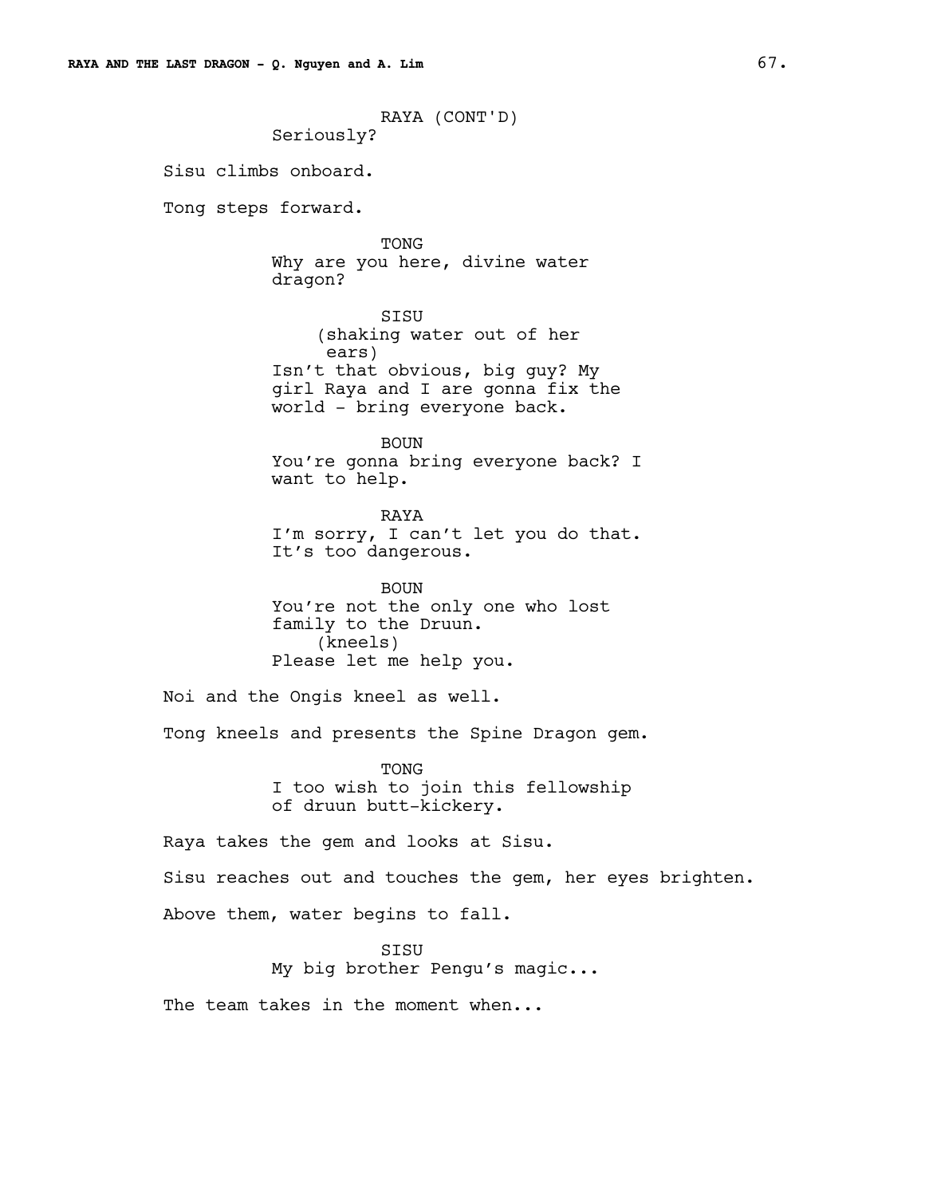RAYA (CONT'D)
Seriously?

Sisu climbs onboard.

Tong steps forward.

TONG
Why are you here, divine water dragon?

SISU
(shaking water out of her ears)
Isn't that obvious, big guy? My girl Raya and I are gonna fix the world - bring everyone back.

BOUN
You're gonna bring everyone back? I want to help.

RAYA
I'm sorry, I can't let you do that. It's too dangerous.

BOUN
You're not the only one who lost family to the Druun.
(kneels)
Please let me help you.

Noi and the Ongis kneel as well.

Tong kneels and presents the Spine Dragon gem.

TONG
I too wish to join this fellowship of druun butt-kickery.

Raya takes the gem and looks at Sisu.

Sisu reaches out and touches the gem, her eyes brighten.

Above them, water begins to fall.

SISU
My big brother Pengu's magic...

The team takes in the moment when...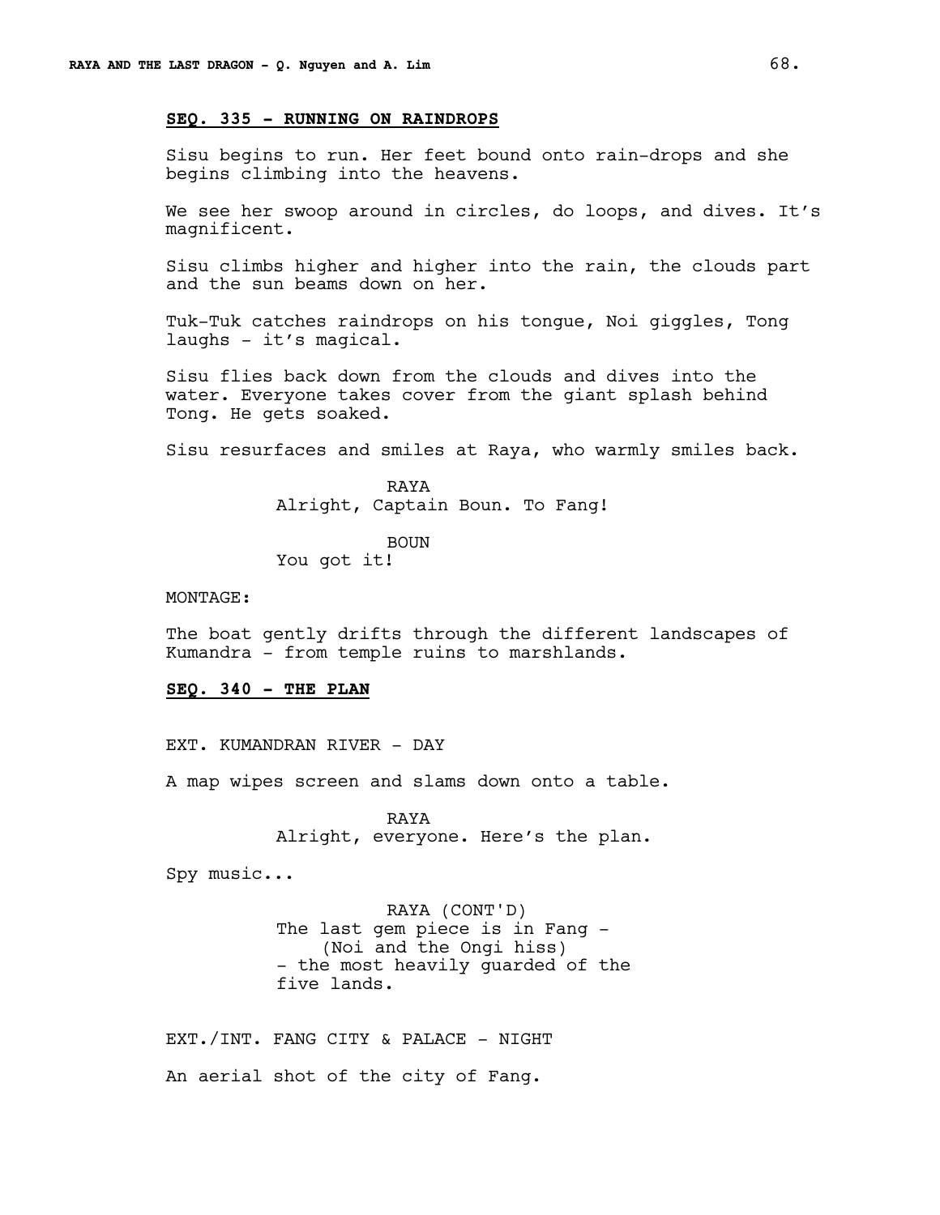**SEQ. 335 - RUNNING ON RAINDROPS**

Sisu begins to run. Her feet bound onto rain-drops and she begins climbing into the heavens.

We see her swoop around in circles, do loops, and dives. It's magnificent.

Sisu climbs higher and higher into the rain, the clouds part and the sun beams down on her.

Tuk-Tuk catches raindrops on his tongue, Noi giggles, Tong laughs - it's magical.

Sisu flies back down from the clouds and dives into the water. Everyone takes cover from the giant splash behind Tong. He gets soaked.

Sisu resurfaces and smiles at Raya, who warmly smiles back.

RAYA
Alright, Captain Boun. To Fang!

BOUN
You got it!

MONTAGE:

The boat gently drifts through the different landscapes of Kumandra - from temple ruins to marshlands.

**SEQ. 340 - THE PLAN**

EXT. KUMANDRAN RIVER - DAY

A map wipes screen and slams down onto a table.

RAYA
Alright, everyone. Here's the plan.

Spy music...

RAYA (CONT'D)
The last gem piece is in Fang -
(Noi and the Ongi hiss)
- the most heavily guarded of the five lands.

EXT./INT. FANG CITY & PALACE - NIGHT

An aerial shot of the city of Fang.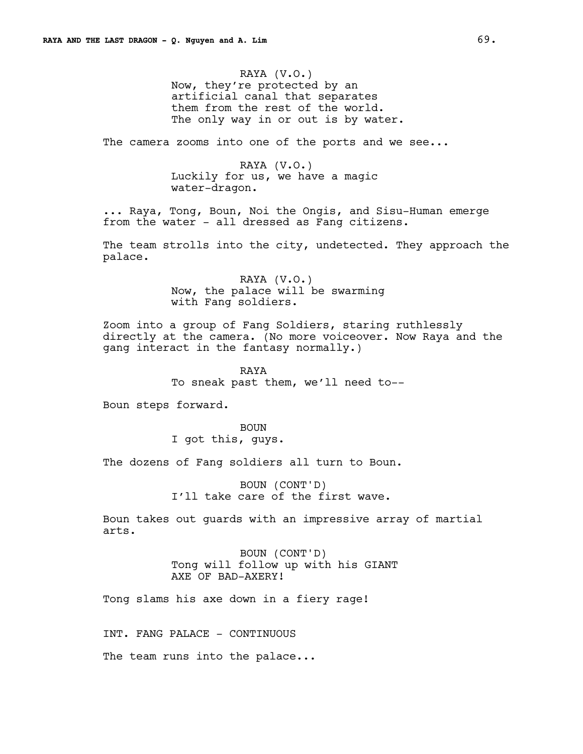RAYA (V.O.)
Now, they're protected by an artificial canal that separates them from the rest of the world. The only way in or out is by water.

The camera zooms into one of the ports and we see...

RAYA (V.O.)
Luckily for us, we have a magic water-dragon.

... Raya, Tong, Boun, Noi the Ongis, and Sisu-Human emerge from the water - all dressed as Fang citizens.

The team strolls into the city, undetected. They approach the palace.

RAYA (V.O.)
Now, the palace will be swarming with Fang soldiers.

Zoom into a group of Fang Soldiers, staring ruthlessly directly at the camera. (No more voiceover. Now Raya and the gang interact in the fantasy normally.)

RAYA
To sneak past them, we'll need to--

Boun steps forward.

BOUN
I got this, guys.

The dozens of Fang soldiers all turn to Boun.

BOUN (CONT'D)
I'll take care of the first wave.

Boun takes out guards with an impressive array of martial arts.

BOUN (CONT'D)
Tong will follow up with his GIANT AXE OF BAD-AXERY!

Tong slams his axe down in a fiery rage!

INT. FANG PALACE - CONTINUOUS

The team runs into the palace...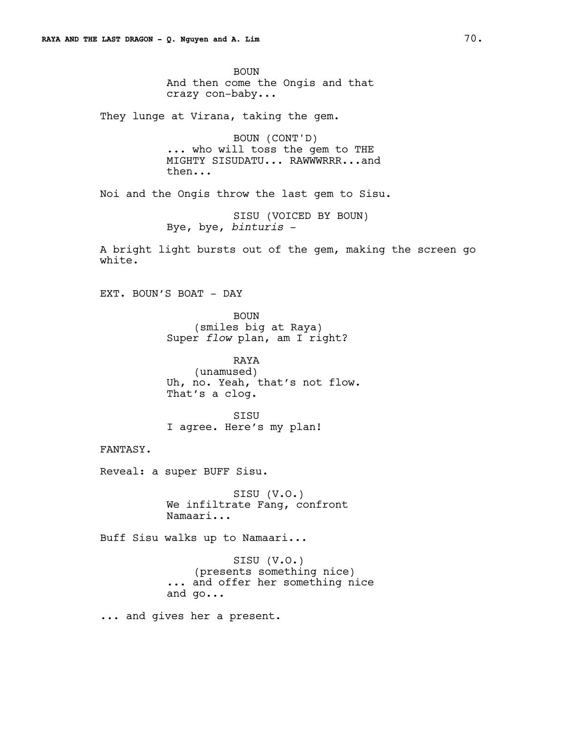BOUN
And then come the Ongis and that crazy con-baby...

They lunge at Virana, taking the gem.

BOUN (CONT'D)
... who will toss the gem to THE MIGHTY SISUDATU... RAWWWRRR...and then...

Noi and the Ongis throw the last gem to Sisu.

SISU (VOICED BY BOUN)
Bye, bye, *binturis* -

A bright light bursts out of the gem, making the screen go white.

EXT. BOUN'S BOAT - DAY

BOUN
(smiles big at Raya)
Super *flow* plan, am I right?

RAYA
(unamused)
Uh, no. Yeah, that's not flow. That's a clog.

SISU
I agree. Here's my plan!

FANTASY.

Reveal: a super BUFF Sisu.

SISU (V.O.)
We infiltrate Fang, confront Namaari...

Buff Sisu walks up to Namaari...

SISU (V.O.)
(presents something nice)
... and offer her something nice and go...

... and gives her a present.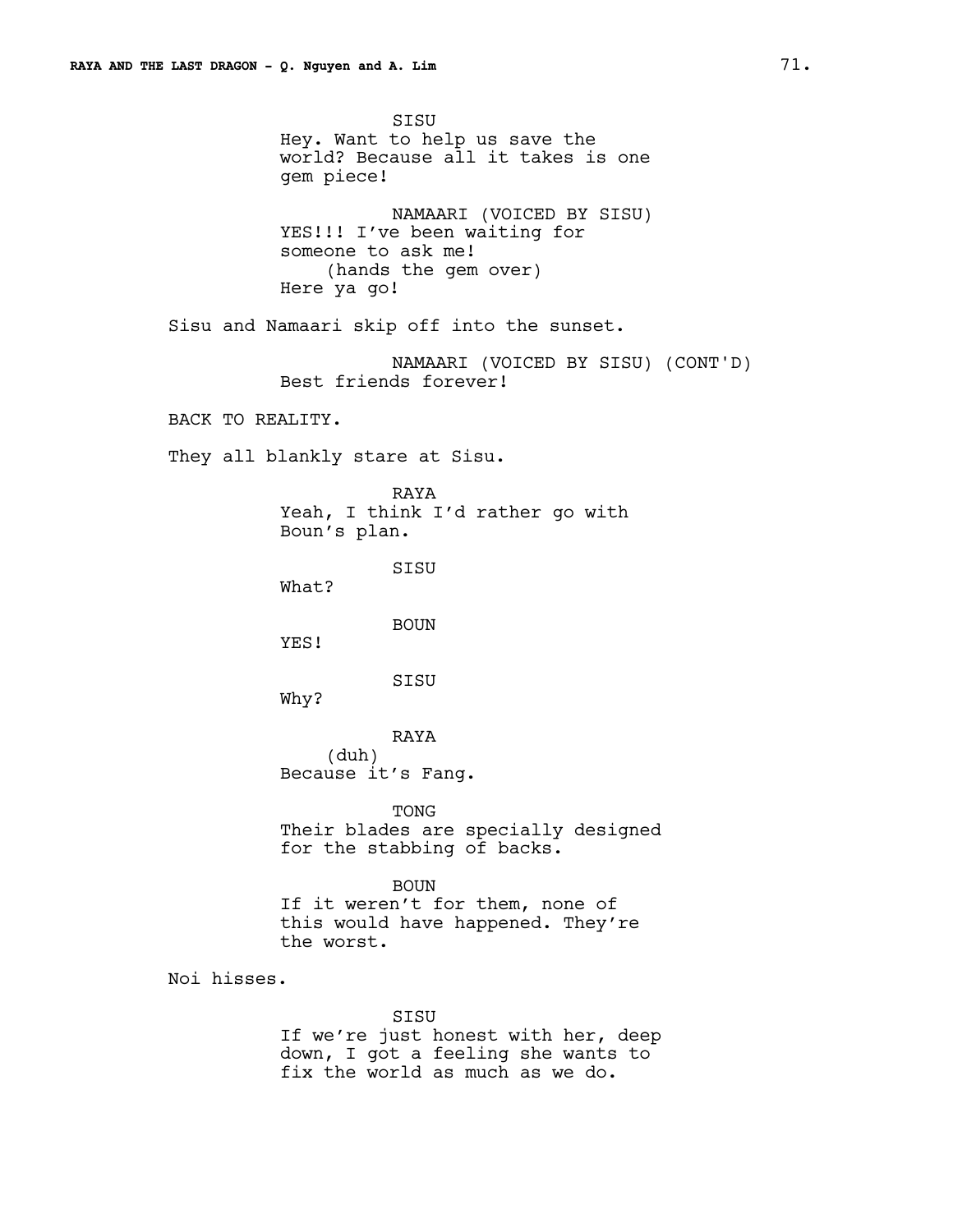SISU
Hey. Want to help us save the
world? Because all it takes is one
gem piece!

NAMAARI (VOICED BY SISU)
YES!!! I've been waiting for
someone to ask me!
(hands the gem over)
Here ya go!

Sisu and Namaari skip off into the sunset.

NAMAARI (VOICED BY SISU) (CONT'D)
Best friends forever!

BACK TO REALITY.

They all blankly stare at Sisu.

RAYA
Yeah, I think I'd rather go with
Boun's plan.

SISU
What?

BOUN
YES!

SISU
Why?

RAYA
(duh)
Because it's Fang.

TONG
Their blades are specially designed
for the stabbing of backs.

BOUN
If it weren't for them, none of
this would have happened. They're
the worst.

Noi hisses.

SISU
If we're just honest with her, deep
down, I got a feeling she wants to
fix the world as much as we do.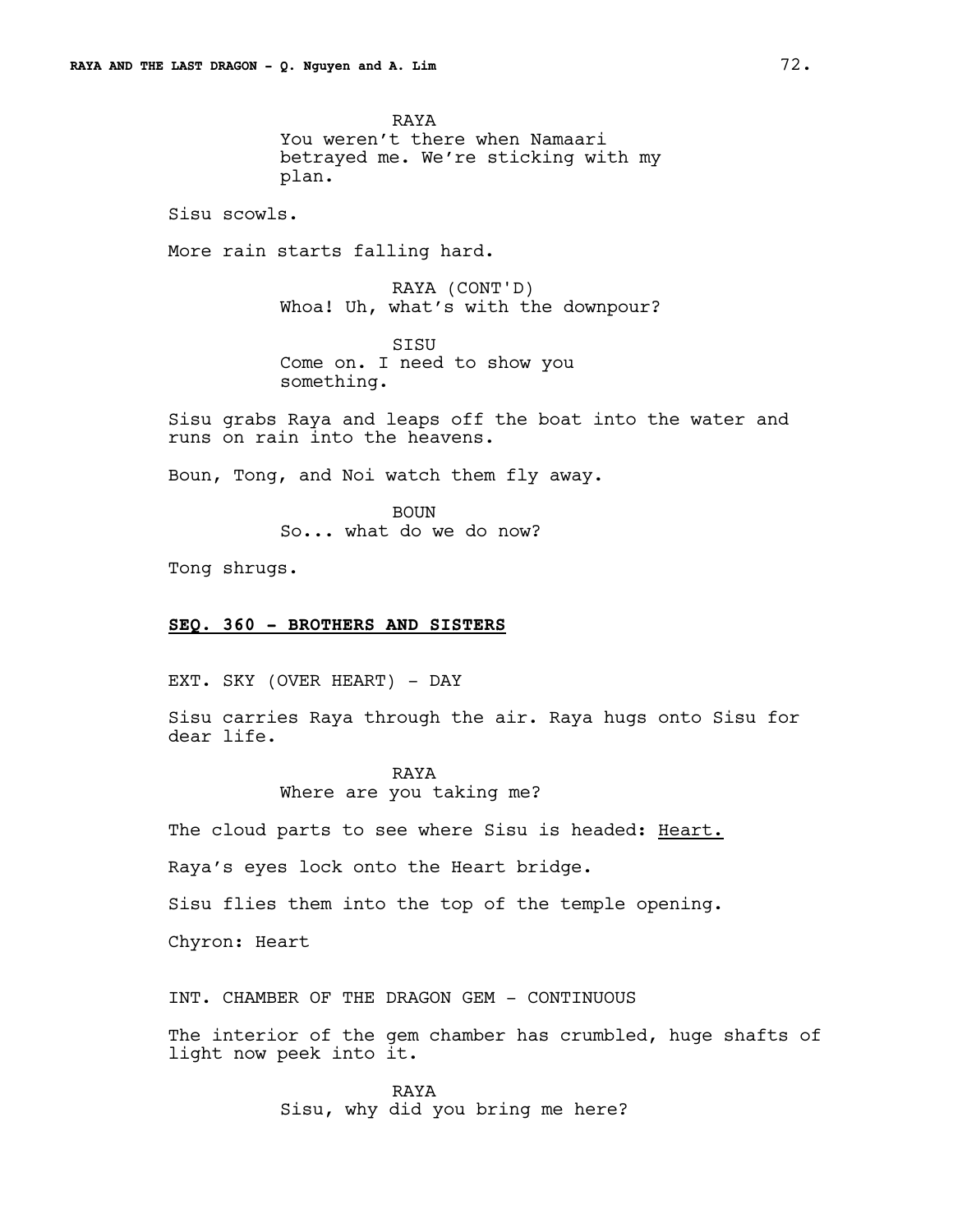RAYA
You weren't there when Namaari betrayed me. We're sticking with my plan.

Sisu scowls.

More rain starts falling hard.

RAYA (CONT'D)
Whoa! Uh, what's with the downpour?

SISU
Come on. I need to show you something.

Sisu grabs Raya and leaps off the boat into the water and runs on rain into the heavens.

Boun, Tong, and Noi watch them fly away.

BOUN
So... what do we do now?

Tong shrugs.

**SEQ. 360 - BROTHERS AND SISTERS**

EXT. SKY (OVER HEART) - DAY

Sisu carries Raya through the air. Raya hugs onto Sisu for dear life.

RAYA
Where are you taking me?

The cloud parts to see where Sisu is headed: Heart.

Raya's eyes lock onto the Heart bridge.

Sisu flies them into the top of the temple opening.

Chyron: Heart

INT. CHAMBER OF THE DRAGON GEM - CONTINUOUS

The interior of the gem chamber has crumbled, huge shafts of light now peek into it.

RAYA
Sisu, why did you bring me here?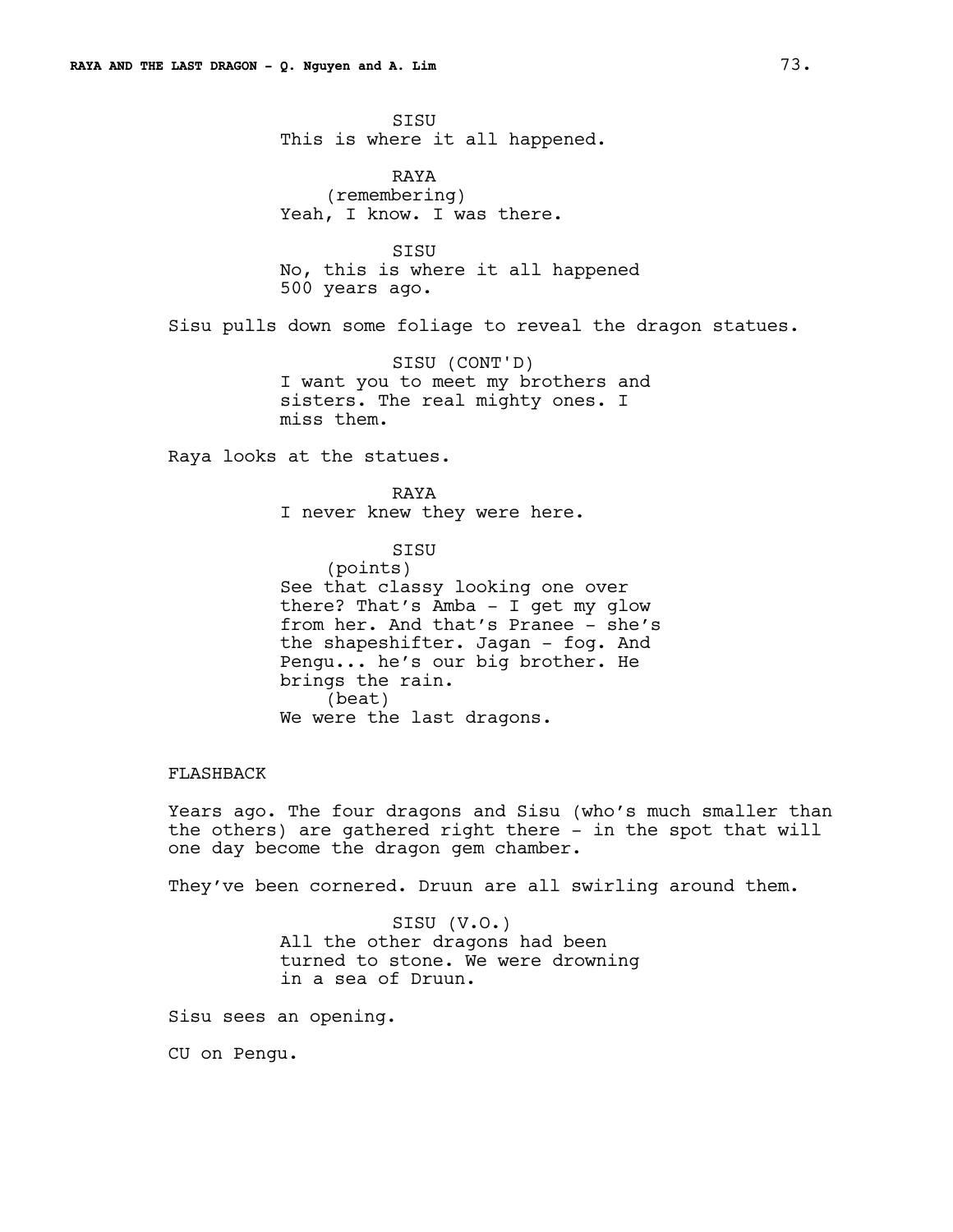SISU
This is where it all happened.

RAYA
(remembering)
Yeah, I know. I was there.

SISU
No, this is where it all happened
500 years ago.

Sisu pulls down some foliage to reveal the dragon statues.

SISU (CONT'D)
I want you to meet my brothers and
sisters. The real mighty ones. I
miss them.

Raya looks at the statues.

RAYA
I never knew they were here.

SISU
(points)
See that classy looking one over
there? That's Amba - I get my glow
from her. And that's Pranee - she's
the shapeshifter. Jagan - fog. And
Pengu... he's our big brother. He
brings the rain.
(beat)
We were the last dragons.

FLASHBACK

Years ago. The four dragons and Sisu (who's much smaller than the others) are gathered right there - in the spot that will one day become the dragon gem chamber.

They've been cornered. Druun are all swirling around them.

SISU (V.O.)
All the other dragons had been
turned to stone. We were drowning
in a sea of Druun.

Sisu sees an opening.

CU on Pengu.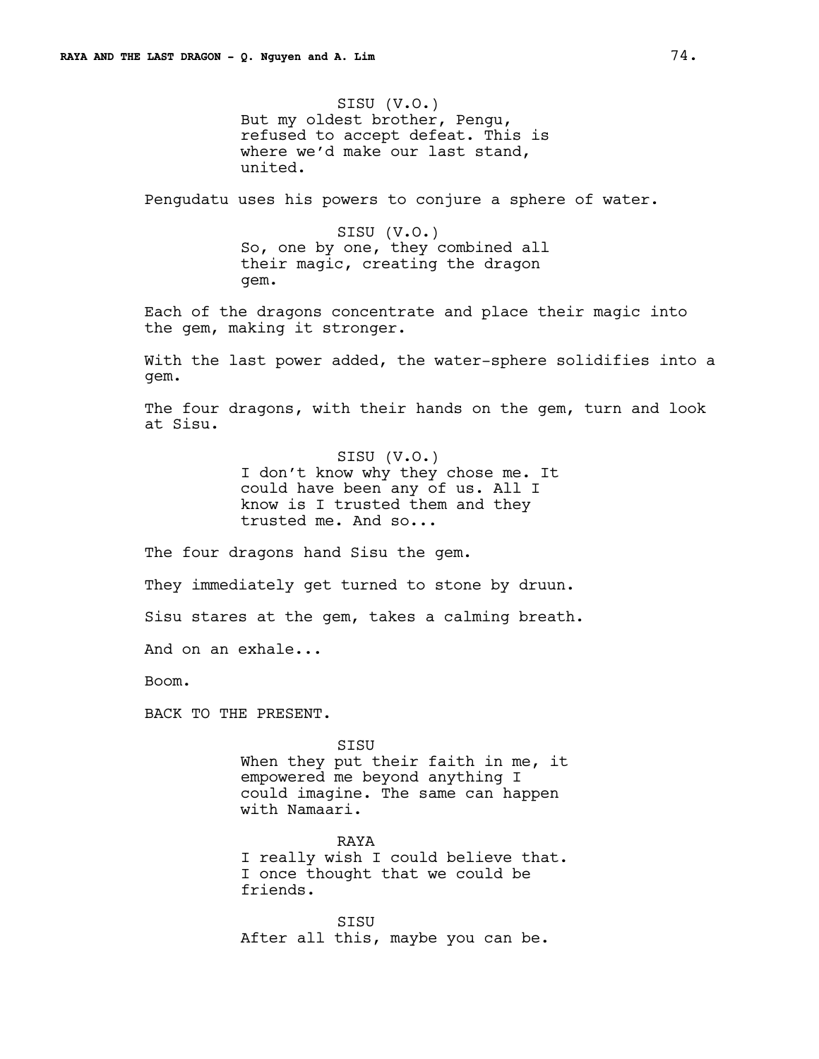SISU (V.O.)
But my oldest brother, Pengu, refused to accept defeat. This is where we'd make our last stand, united.

Pengudatu uses his powers to conjure a sphere of water.

SISU (V.O.)
So, one by one, they combined all their magic, creating the dragon gem.

Each of the dragons concentrate and place their magic into the gem, making it stronger.

With the last power added, the water-sphere solidifies into a gem.

The four dragons, with their hands on the gem, turn and look at Sisu.

SISU (V.O.)
I don't know why they chose me. It could have been any of us. All I know is I trusted them and they trusted me. And so...

The four dragons hand Sisu the gem.

They immediately get turned to stone by druun.

Sisu stares at the gem, takes a calming breath.

And on an exhale...

Boom.

BACK TO THE PRESENT.

SISU
When they put their faith in me, it empowered me beyond anything I could imagine. The same can happen with Namaari.

RAYA
I really wish I could believe that. I once thought that we could be friends.

SISU
After all this, maybe you can be.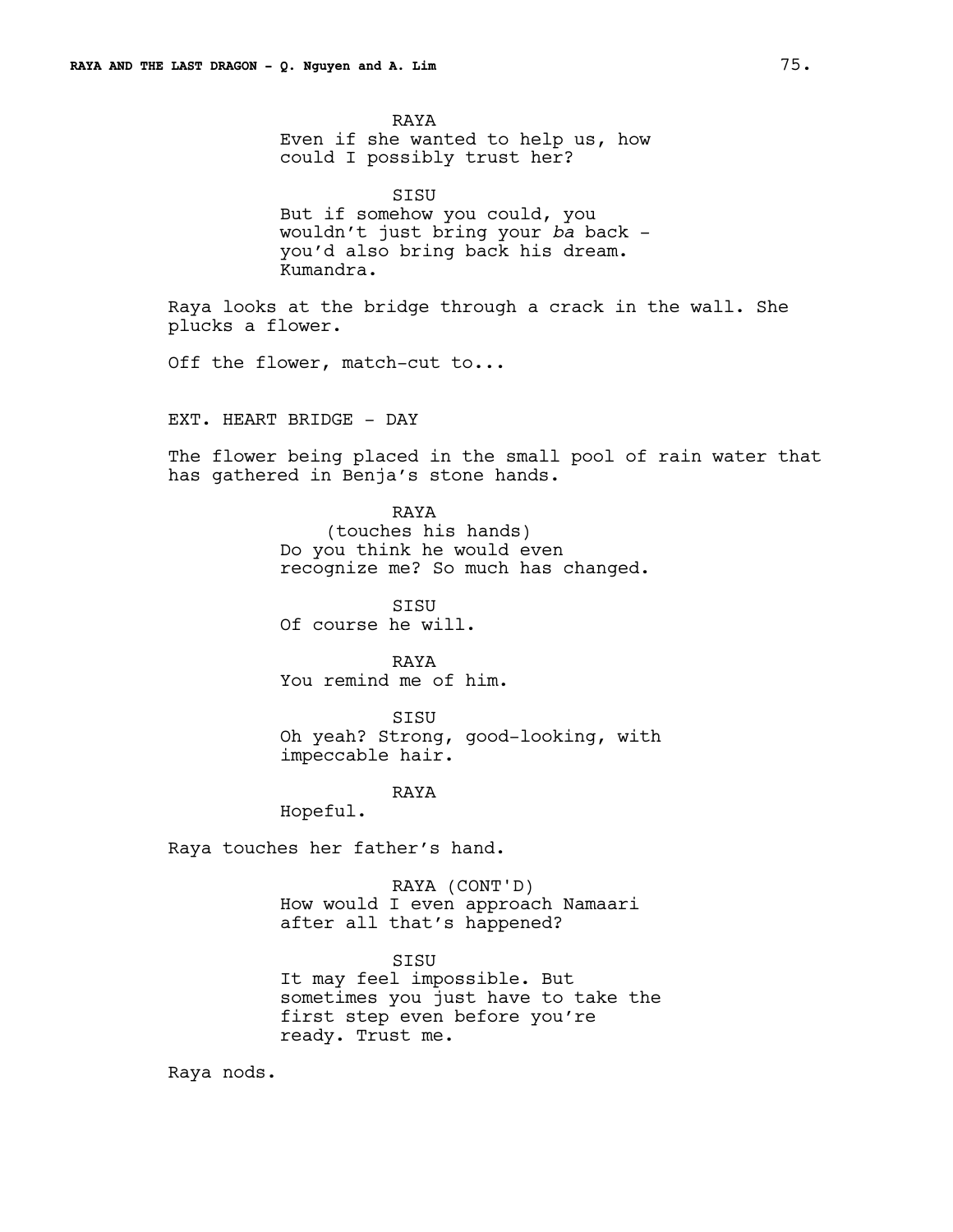RAYA
Even if she wanted to help us, how could I possibly trust her?

SISU
But if somehow you could, you wouldn't just bring your *ba* back - you'd also bring back his dream. Kumandra.

Raya looks at the bridge through a crack in the wall. She plucks a flower.

Off the flower, match-cut to...

EXT. HEART BRIDGE - DAY

The flower being placed in the small pool of rain water that has gathered in Benja's stone hands.

RAYA
(touches his hands)
Do you think he would even recognize me? So much has changed.

SISU
Of course he will.

RAYA
You remind me of him.

SISU
Oh yeah? Strong, good-looking, with impeccable hair.

RAYA
Hopeful.

Raya touches her father's hand.

RAYA (CONT'D)
How would I even approach Namaari after all that's happened?

SISU
It may feel impossible. But sometimes you just have to take the first step even before you're ready. Trust me.

Raya nods.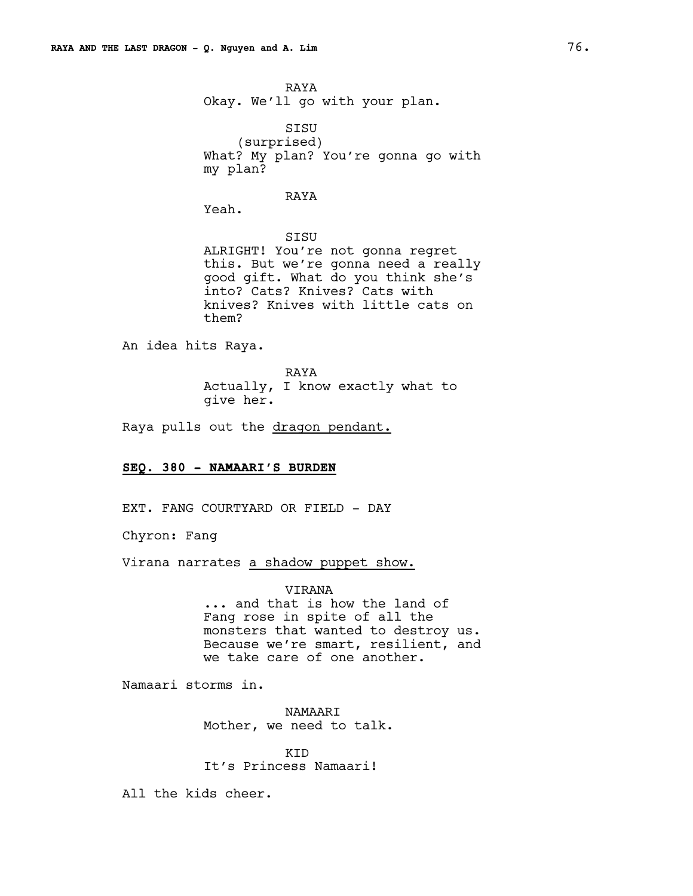RAYA
Okay. We'll go with your plan.

SISU
(surprised)
What? My plan? You're gonna go with my plan?

RAYA
Yeah.

SISU
ALRIGHT! You're not gonna regret this. But we're gonna need a really good gift. What do you think she's into? Cats? Knives? Cats with knives? Knives with little cats on them?

An idea hits Raya.

RAYA
Actually, I know exactly what to give her.

Raya pulls out the <u>dragon pendant.</u>

**<u>SEQ. 380 - NAMAARI'S BURDEN</u>**

EXT. FANG COURTYARD OR FIELD - DAY

Chyron: Fang

Virana narrates <u>a shadow puppet show.</u>

VIRANA
... and that is how the land of Fang rose in spite of all the monsters that wanted to destroy us. Because we're smart, resilient, and we take care of one another.

Namaari storms in.

NAMAARI
Mother, we need to talk.

KID
It's Princess Namaari!

All the kids cheer.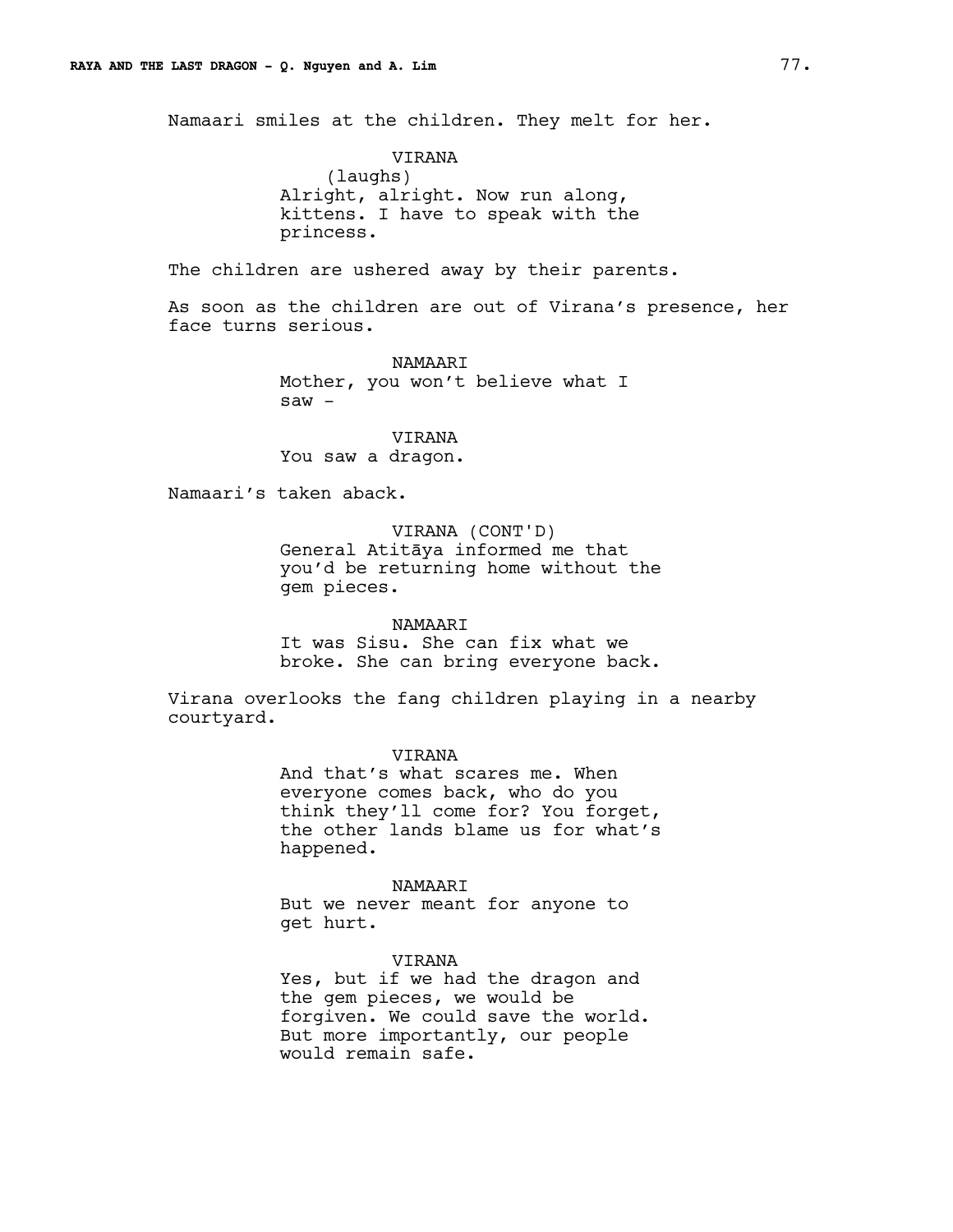Namaari smiles at the children. They melt for her.

VIRANA
(laughs)
Alright, alright. Now run along, kittens. I have to speak with the princess.

The children are ushered away by their parents.

As soon as the children are out of Virana's presence, her face turns serious.

NAMAARI
Mother, you won't believe what I saw –

VIRANA
You saw a dragon.

Namaari's taken aback.

VIRANA (CONT'D)
General Atitāya informed me that you'd be returning home without the gem pieces.

NAMAARI
It was Sisu. She can fix what we broke. She can bring everyone back.

Virana overlooks the fang children playing in a nearby courtyard.

VIRANA
And that's what scares me. When everyone comes back, who do you think they'll come for? You forget, the other lands blame us for what's happened.

NAMAARI
But we never meant for anyone to get hurt.

VIRANA
Yes, but if we had the dragon and the gem pieces, we would be forgiven. We could save the world. But more importantly, our people would remain safe.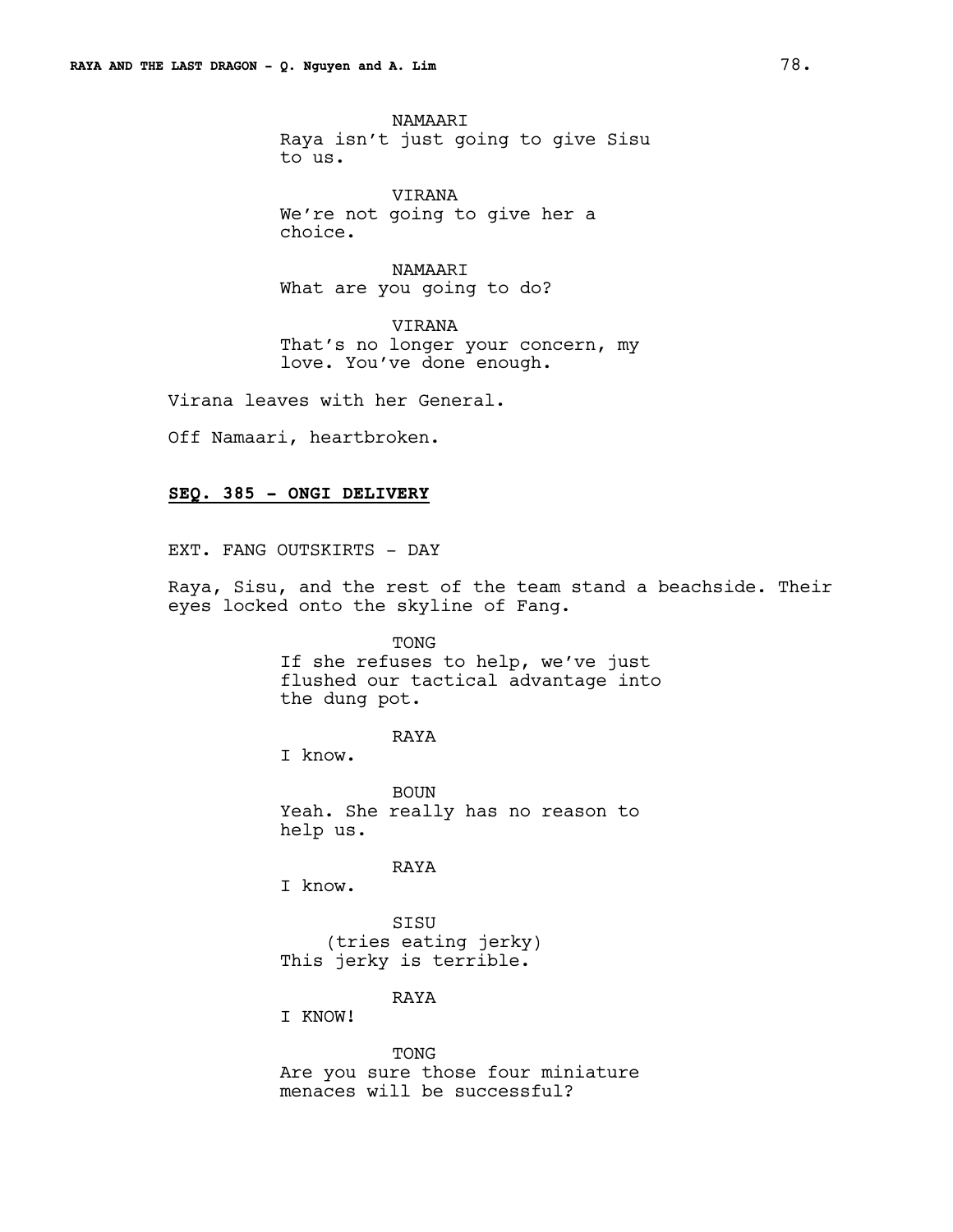NAMAARI
Raya isn't just going to give Sisu to us.

VIRANA
We're not going to give her a choice.

NAMAARI
What are you going to do?

VIRANA
That's no longer your concern, my love. You've done enough.

Virana leaves with her General.

Off Namaari, heartbroken.

**SEQ. 385 - ONGI DELIVERY**

EXT. FANG OUTSKIRTS - DAY

Raya, Sisu, and the rest of the team stand a beachside. Their eyes locked onto the skyline of Fang.

TONG
If she refuses to help, we've just flushed our tactical advantage into the dung pot.

RAYA
I know.

BOUN
Yeah. She really has no reason to help us.

RAYA
I know.

SISU
(tries eating jerky)
This jerky is terrible.

RAYA
I KNOW!

TONG
Are you sure those four miniature menaces will be successful?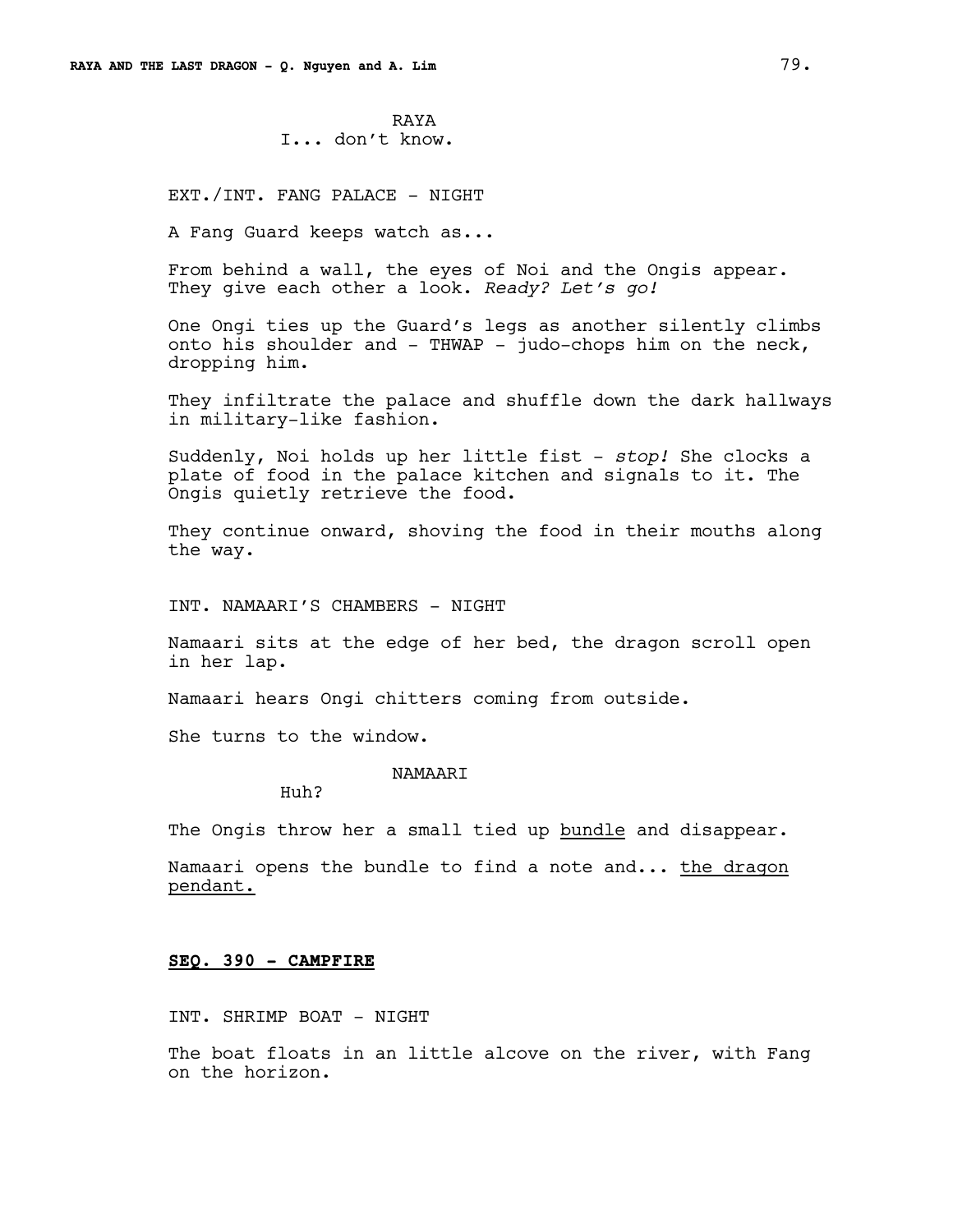RAYA
I... don't know.

EXT./INT. FANG PALACE - NIGHT

A Fang Guard keeps watch as...

From behind a wall, the eyes of Noi and the Ongis appear. They give each other a look. *Ready? Let's go!*

One Ongi ties up the Guard's legs as another silently climbs onto his shoulder and - THWAP - judo-chops him on the neck, dropping him.

They infiltrate the palace and shuffle down the dark hallways in military-like fashion.

Suddenly, Noi holds up her little fist - *stop!* She clocks a plate of food in the palace kitchen and signals to it. The Ongis quietly retrieve the food.

They continue onward, shoving the food in their mouths along the way.

INT. NAMAARI'S CHAMBERS - NIGHT

Namaari sits at the edge of her bed, the dragon scroll open in her lap.

Namaari hears Ongi chitters coming from outside.

She turns to the window.

NAMAARI
Huh?

The Ongis throw her a small tied up <u>bundle</u> and disappear.

Namaari opens the bundle to find a note and... <u>the dragon pendant.</u>

**<u>SEQ. 390 - CAMPFIRE</u>**

INT. SHRIMP BOAT - NIGHT

The boat floats in an little alcove on the river, with Fang on the horizon.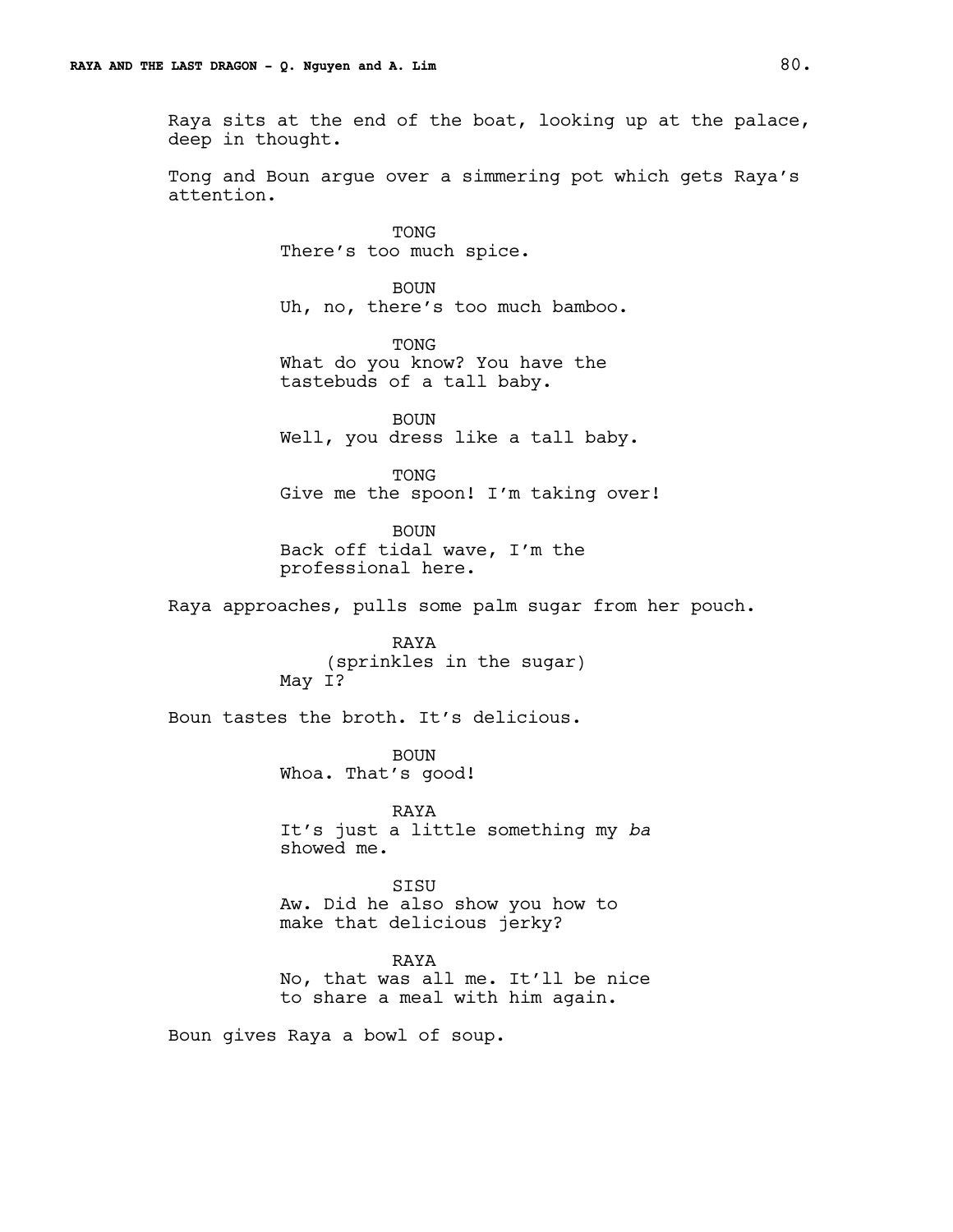Raya sits at the end of the boat, looking up at the palace, deep in thought.

Tong and Boun argue over a simmering pot which gets Raya's attention.

TONG
There's too much spice.

BOUN
Uh, no, there's too much bamboo.

TONG
What do you know? You have the tastebuds of a tall baby.

BOUN
Well, you dress like a tall baby.

TONG
Give me the spoon! I'm taking over!

BOUN
Back off tidal wave, I'm the professional here.

Raya approaches, pulls some palm sugar from her pouch.

RAYA
(sprinkles in the sugar)
May I?

Boun tastes the broth. It's delicious.

BOUN
Whoa. That's good!

RAYA
It's just a little something my *ba* showed me.

SISU
Aw. Did he also show you how to make that delicious jerky?

RAYA
No, that was all me. It'll be nice to share a meal with him again.

Boun gives Raya a bowl of soup.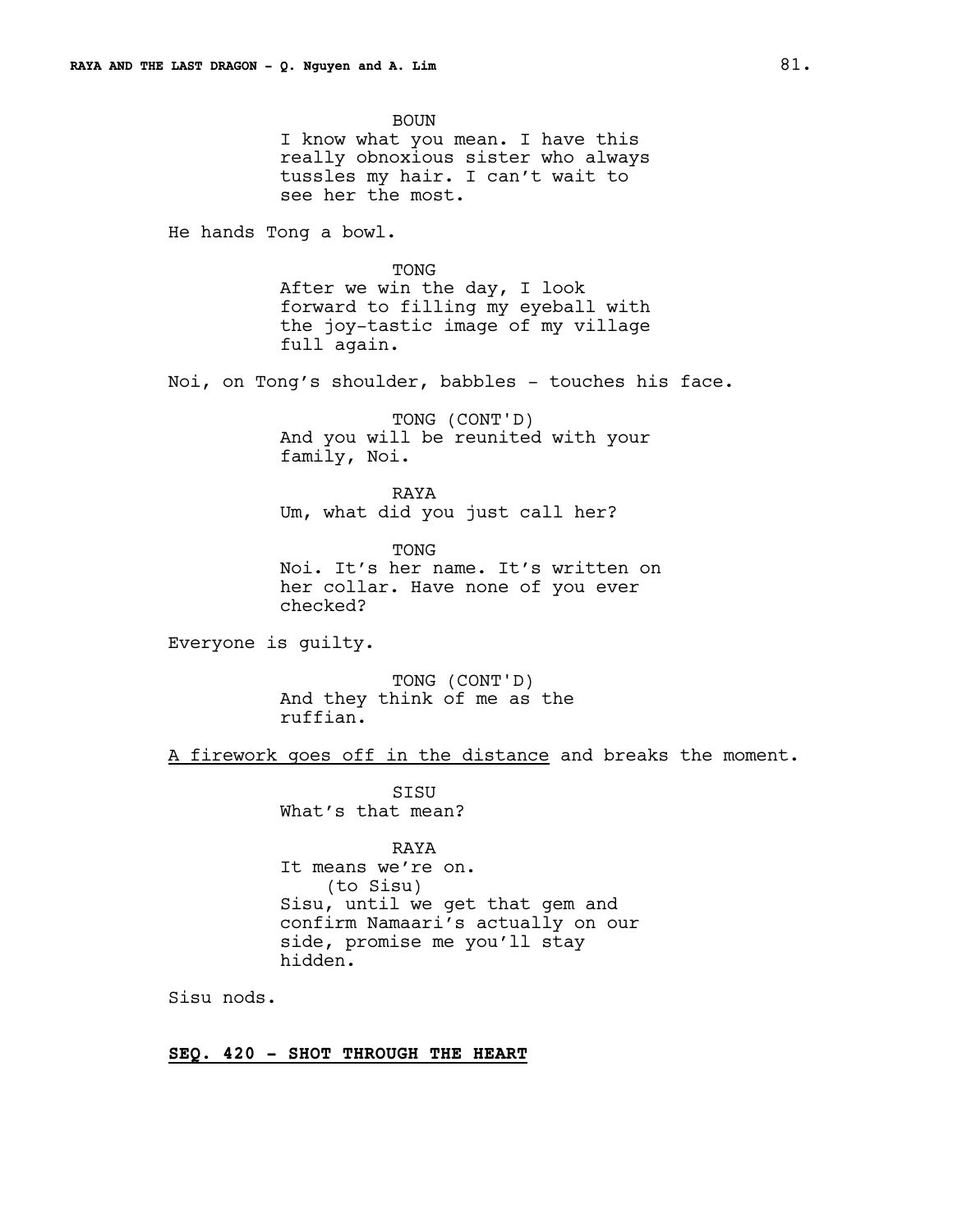BOUN
I know what you mean. I have this really obnoxious sister who always tussles my hair. I can't wait to see her the most.

He hands Tong a bowl.

TONG
After we win the day, I look forward to filling my eyeball with the joy-tastic image of my village full again.

Noi, on Tong's shoulder, babbles - touches his face.

TONG (CONT'D)
And you will be reunited with your family, Noi.

RAYA
Um, what did you just call her?

TONG
Noi. It's her name. It's written on her collar. Have none of you ever checked?

Everyone is guilty.

TONG (CONT'D)
And they think of me as the ruffian.

<u>A firework goes off in the distance</u> and breaks the moment.

SISU
What's that mean?

RAYA
It means we're on.
(to Sisu)
Sisu, until we get that gem and confirm Namaari's actually on our side, promise me you'll stay hidden.

Sisu nods.

**<u>SEQ. 420 - SHOT THROUGH THE HEART</u>**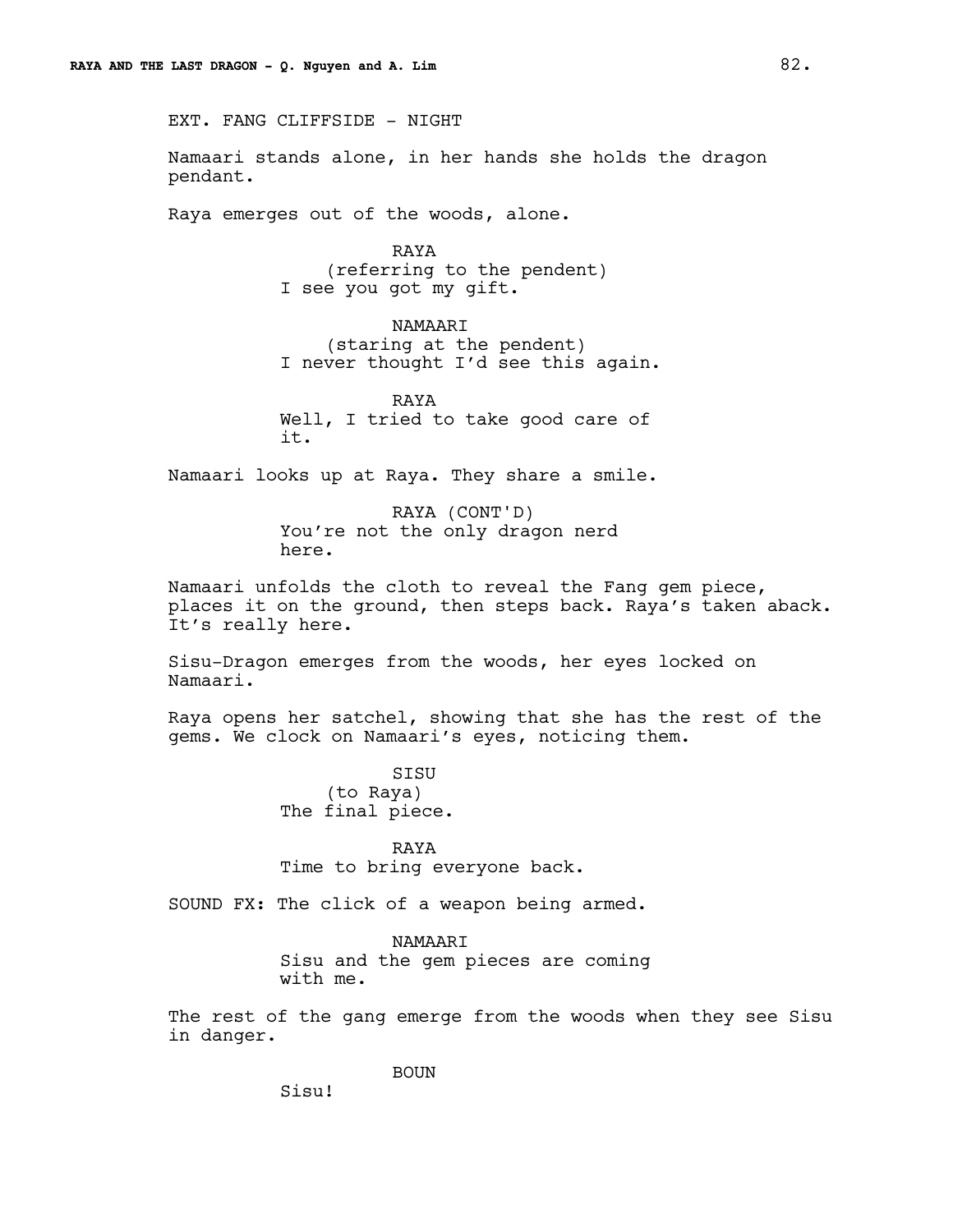EXT. FANG CLIFFSIDE - NIGHT

Namaari stands alone, in her hands she holds the dragon pendant.

Raya emerges out of the woods, alone.

RAYA
(referring to the pendent)
I see you got my gift.

NAMAARI
(staring at the pendent)
I never thought I'd see this again.

RAYA
Well, I tried to take good care of it.

Namaari looks up at Raya. They share a smile.

RAYA (CONT'D)
You're not the only dragon nerd here.

Namaari unfolds the cloth to reveal the Fang gem piece, places it on the ground, then steps back. Raya's taken aback. It's really here.

Sisu-Dragon emerges from the woods, her eyes locked on Namaari.

Raya opens her satchel, showing that she has the rest of the gems. We clock on Namaari's eyes, noticing them.

SISU
(to Raya)
The final piece.

RAYA
Time to bring everyone back.

SOUND FX: The click of a weapon being armed.

NAMAARI
Sisu and the gem pieces are coming with me.

The rest of the gang emerge from the woods when they see Sisu in danger.

BOUN
Sisu!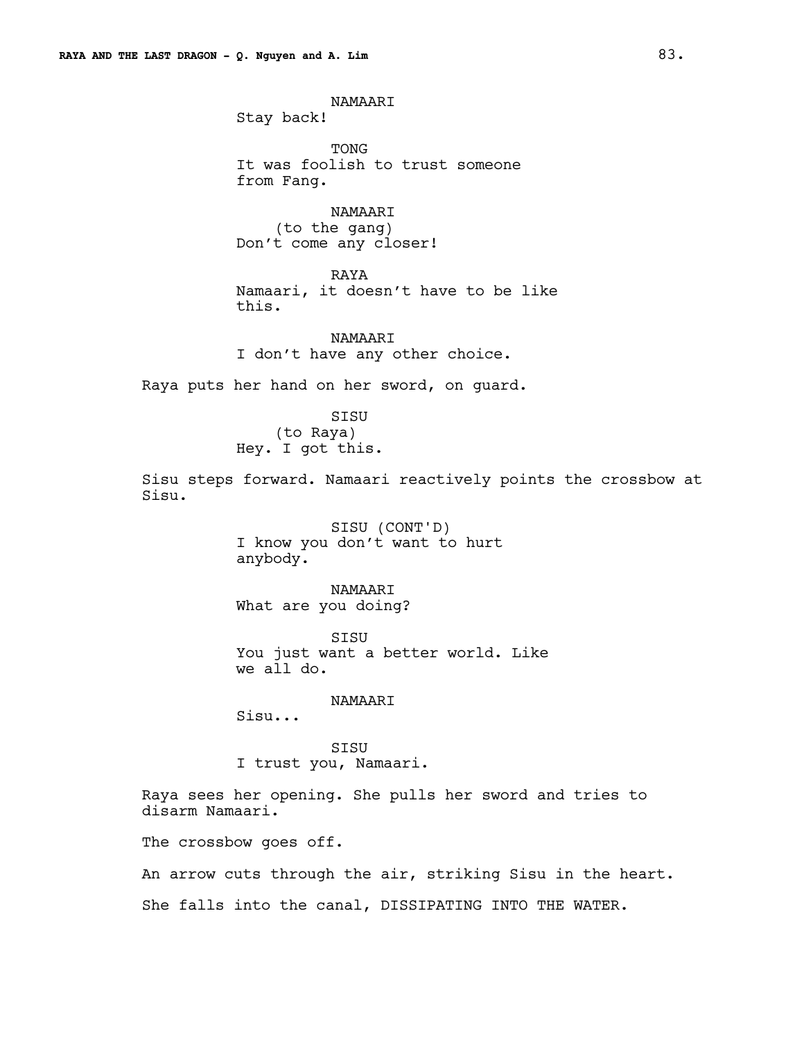NAMAARI
Stay back!

TONG
It was foolish to trust someone from Fang.

NAMAARI
(to the gang)
Don't come any closer!

RAYA
Namaari, it doesn't have to be like this.

NAMAARI
I don't have any other choice.

Raya puts her hand on her sword, on guard.

SISU
(to Raya)
Hey. I got this.

Sisu steps forward. Namaari reactively points the crossbow at Sisu.

SISU (CONT'D)
I know you don't want to hurt anybody.

NAMAARI
What are you doing?

SISU
You just want a better world. Like we all do.

NAMAARI
Sisu...

SISU
I trust you, Namaari.

Raya sees her opening. She pulls her sword and tries to disarm Namaari.

The crossbow goes off.

An arrow cuts through the air, striking Sisu in the heart.

She falls into the canal, DISSIPATING INTO THE WATER.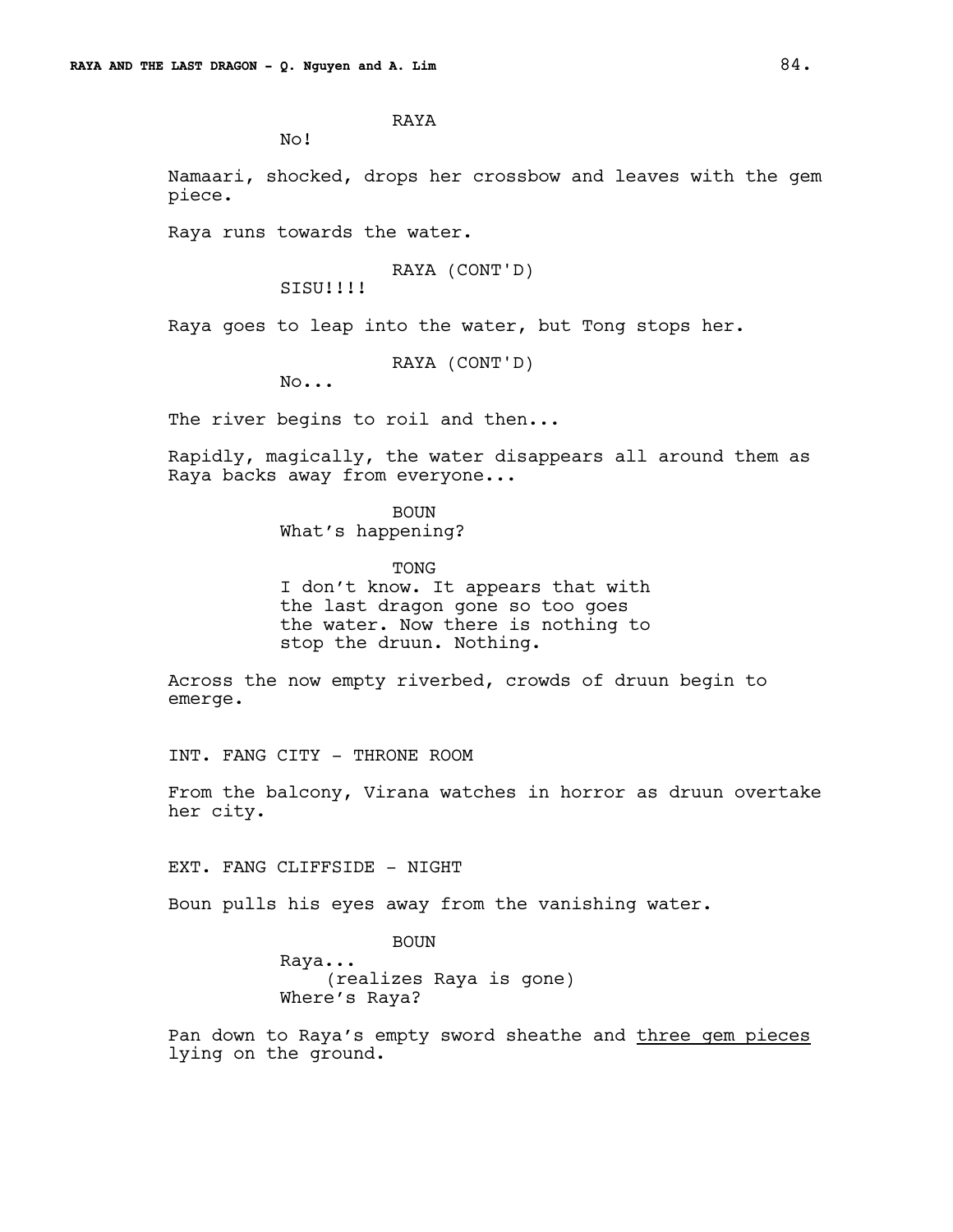RAYA

No!

Namaari, shocked, drops her crossbow and leaves with the gem piece.

Raya runs towards the water.

RAYA (CONT'D)

SISU!!!!

Raya goes to leap into the water, but Tong stops her.

RAYA (CONT'D)

No...

The river begins to roil and then...

Rapidly, magically, the water disappears all around them as Raya backs away from everyone...

BOUN

What's happening?

TONG

I don't know. It appears that with the last dragon gone so too goes the water. Now there is nothing to stop the druun. Nothing.

Across the now empty riverbed, crowds of druun begin to emerge.

INT. FANG CITY - THRONE ROOM

From the balcony, Virana watches in horror as druun overtake her city.

EXT. FANG CLIFFSIDE - NIGHT

Boun pulls his eyes away from the vanishing water.

BOUN

Raya...

(realizes Raya is gone)

Where's Raya?

Pan down to Raya's empty sword sheathe and <u>three gem pieces</u> lying on the ground.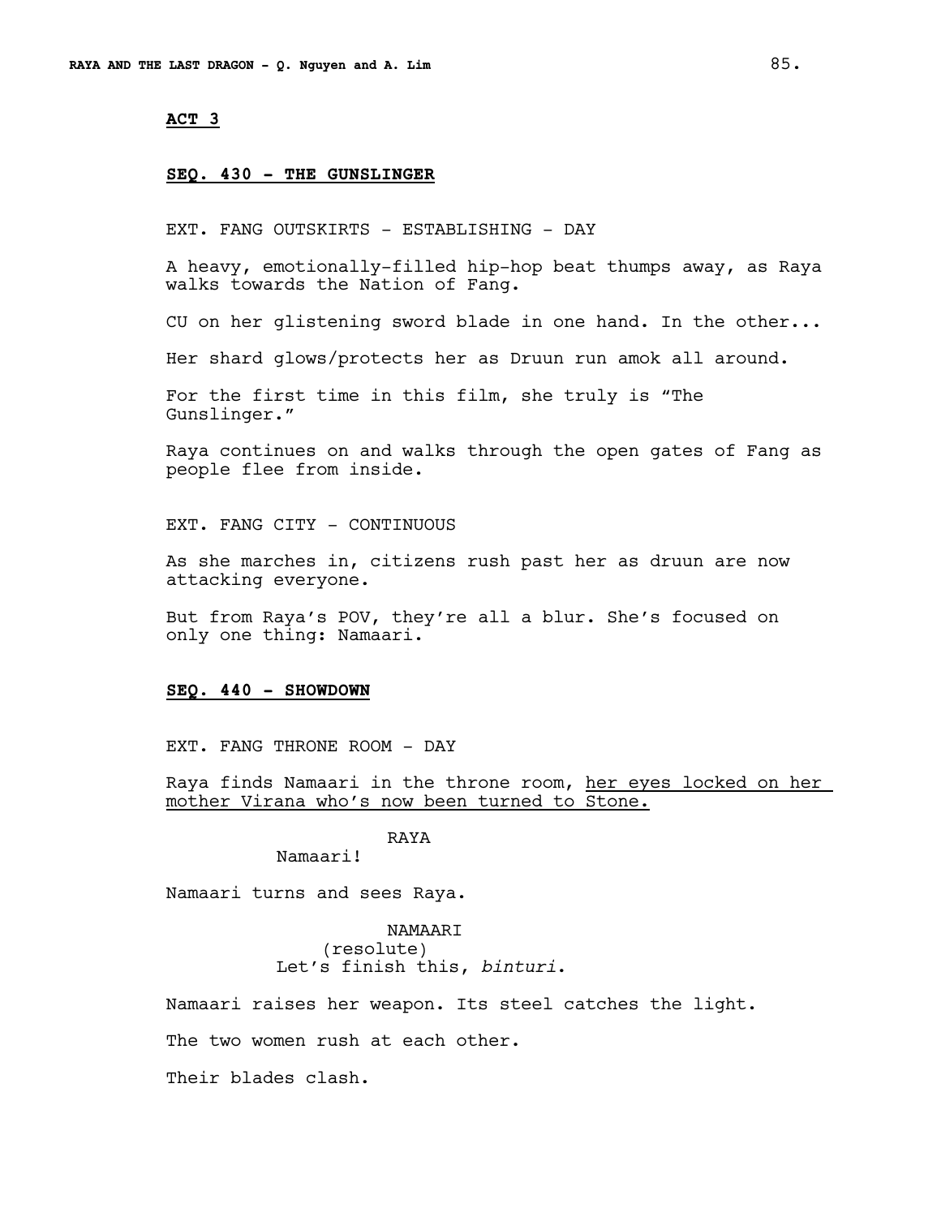**ACT 3**

**SEQ. 430 - THE GUNSLINGER**

EXT. FANG OUTSKIRTS - ESTABLISHING - DAY

A heavy, emotionally-filled hip-hop beat thumps away, as Raya walks towards the Nation of Fang.

CU on her glistening sword blade in one hand. In the other...

Her shard glows/protects her as Druun run amok all around.

For the first time in this film, she truly is "The Gunslinger."

Raya continues on and walks through the open gates of Fang as people flee from inside.

EXT. FANG CITY - CONTINUOUS

As she marches in, citizens rush past her as druun are now attacking everyone.

But from Raya's POV, they're all a blur. She's focused on only one thing: Namaari.

**SEQ. 440 - SHOWDOWN**

EXT. FANG THRONE ROOM - DAY

Raya finds Namaari in the throne room, <u>her eyes locked on her mother Virana who's now been turned to Stone.</u>

RAYA
Namaari!

Namaari turns and sees Raya.

NAMAARI
(resolute)
Let's finish this, *binturi*.

Namaari raises her weapon. Its steel catches the light.

The two women rush at each other.

Their blades clash.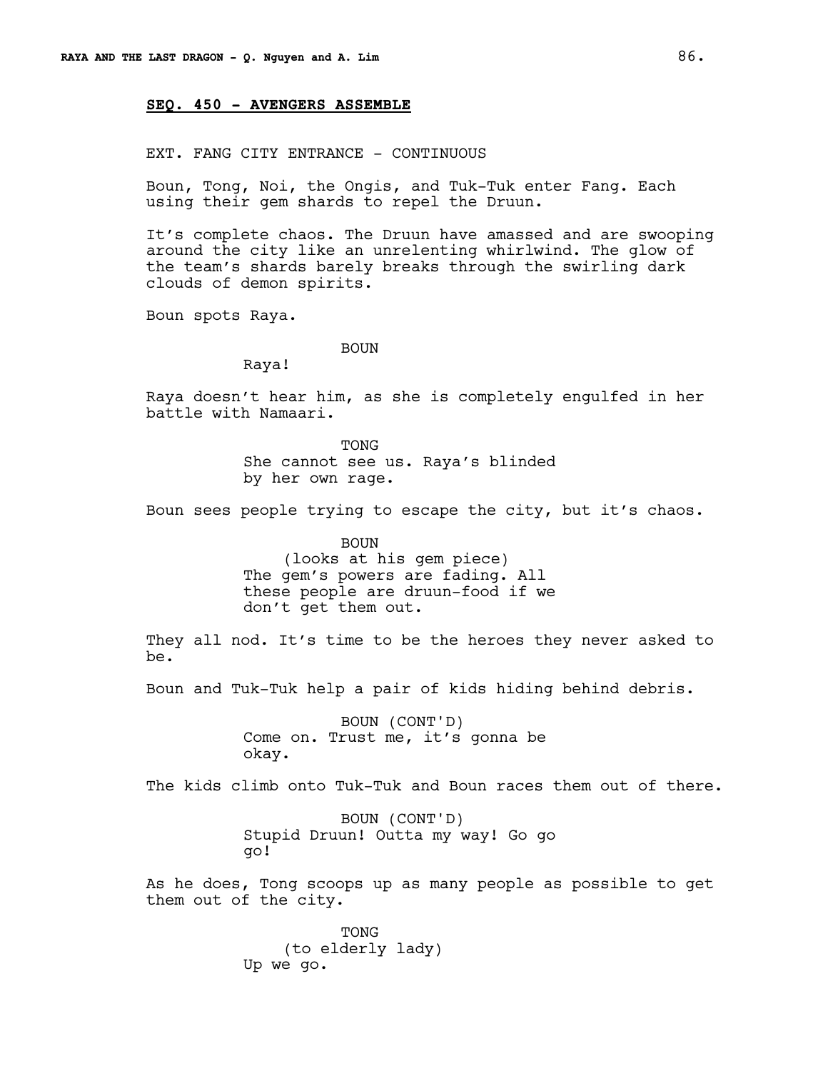**SEQ. 450 - AVENGERS ASSEMBLE**

EXT. FANG CITY ENTRANCE - CONTINUOUS

Boun, Tong, Noi, the Ongis, and Tuk-Tuk enter Fang. Each using their gem shards to repel the Druun.

It's complete chaos. The Druun have amassed and are swooping around the city like an unrelenting whirlwind. The glow of the team's shards barely breaks through the swirling dark clouds of demon spirits.

Boun spots Raya.

BOUN
Raya!

Raya doesn't hear him, as she is completely engulfed in her battle with Namaari.

TONG
She cannot see us. Raya's blinded by her own rage.

Boun sees people trying to escape the city, but it's chaos.

BOUN
(looks at his gem piece)
The gem's powers are fading. All these people are druun-food if we don't get them out.

They all nod. It's time to be the heroes they never asked to be.

Boun and Tuk-Tuk help a pair of kids hiding behind debris.

BOUN (CONT'D)
Come on. Trust me, it's gonna be okay.

The kids climb onto Tuk-Tuk and Boun races them out of there.

BOUN (CONT'D)
Stupid Druun! Outta my way! Go go go!

As he does, Tong scoops up as many people as possible to get them out of the city.

TONG
(to elderly lady)
Up we go.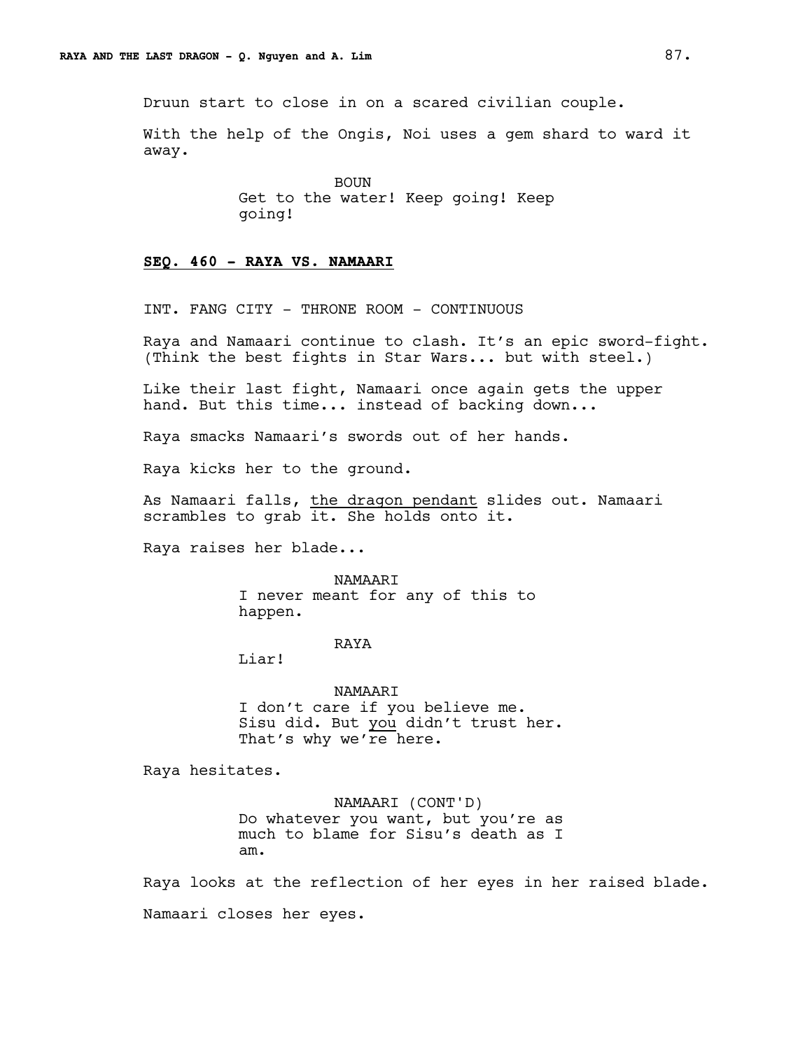Druun start to close in on a scared civilian couple.

With the help of the Ongis, Noi uses a gem shard to ward it away.

BOUN
Get to the water! Keep going! Keep going!

## SEQ. 460 - RAYA VS. NAMAARI

INT. FANG CITY - THRONE ROOM - CONTINUOUS

Raya and Namaari continue to clash. It's an epic sword-fight. (Think the best fights in Star Wars... but with steel.)

Like their last fight, Namaari once again gets the upper hand. But this time... instead of backing down...

Raya smacks Namaari's swords out of her hands.

Raya kicks her to the ground.

As Namaari falls, the dragon pendant slides out. Namaari scrambles to grab it. She holds onto it.

Raya raises her blade...

NAMAARI
I never meant for any of this to happen.

RAYA
Liar!

NAMAARI
I don't care if you believe me. Sisu did. But you didn't trust her. That's why we're here.

Raya hesitates.

NAMAARI (CONT'D)
Do whatever you want, but you're as much to blame for Sisu's death as I am.

Raya looks at the reflection of her eyes in her raised blade.

Namaari closes her eyes.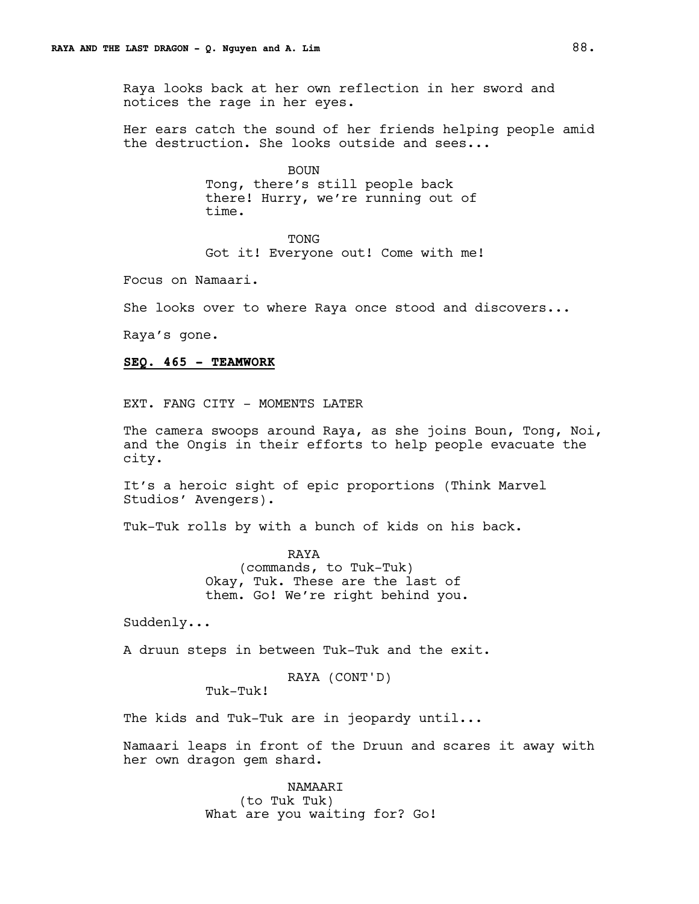Raya looks back at her own reflection in her sword and notices the rage in her eyes.

Her ears catch the sound of her friends helping people amid the destruction. She looks outside and sees...

BOUN
Tong, there's still people back there! Hurry, we're running out of time.

TONG
Got it! Everyone out! Come with me!

Focus on Namaari.

She looks over to where Raya once stood and discovers...

Raya's gone.

**SEQ. 465 - TEAMWORK**

EXT. FANG CITY - MOMENTS LATER

The camera swoops around Raya, as she joins Boun, Tong, Noi, and the Ongis in their efforts to help people evacuate the city.

It's a heroic sight of epic proportions (Think Marvel Studios' Avengers).

Tuk-Tuk rolls by with a bunch of kids on his back.

RAYA
(commands, to Tuk-Tuk)
Okay, Tuk. These are the last of them. Go! We're right behind you.

Suddenly...

A druun steps in between Tuk-Tuk and the exit.

RAYA (CONT'D)
Tuk-Tuk!

The kids and Tuk-Tuk are in jeopardy until...

Namaari leaps in front of the Druun and scares it away with her own dragon gem shard.

NAMAARI
(to Tuk Tuk)
What are you waiting for? Go!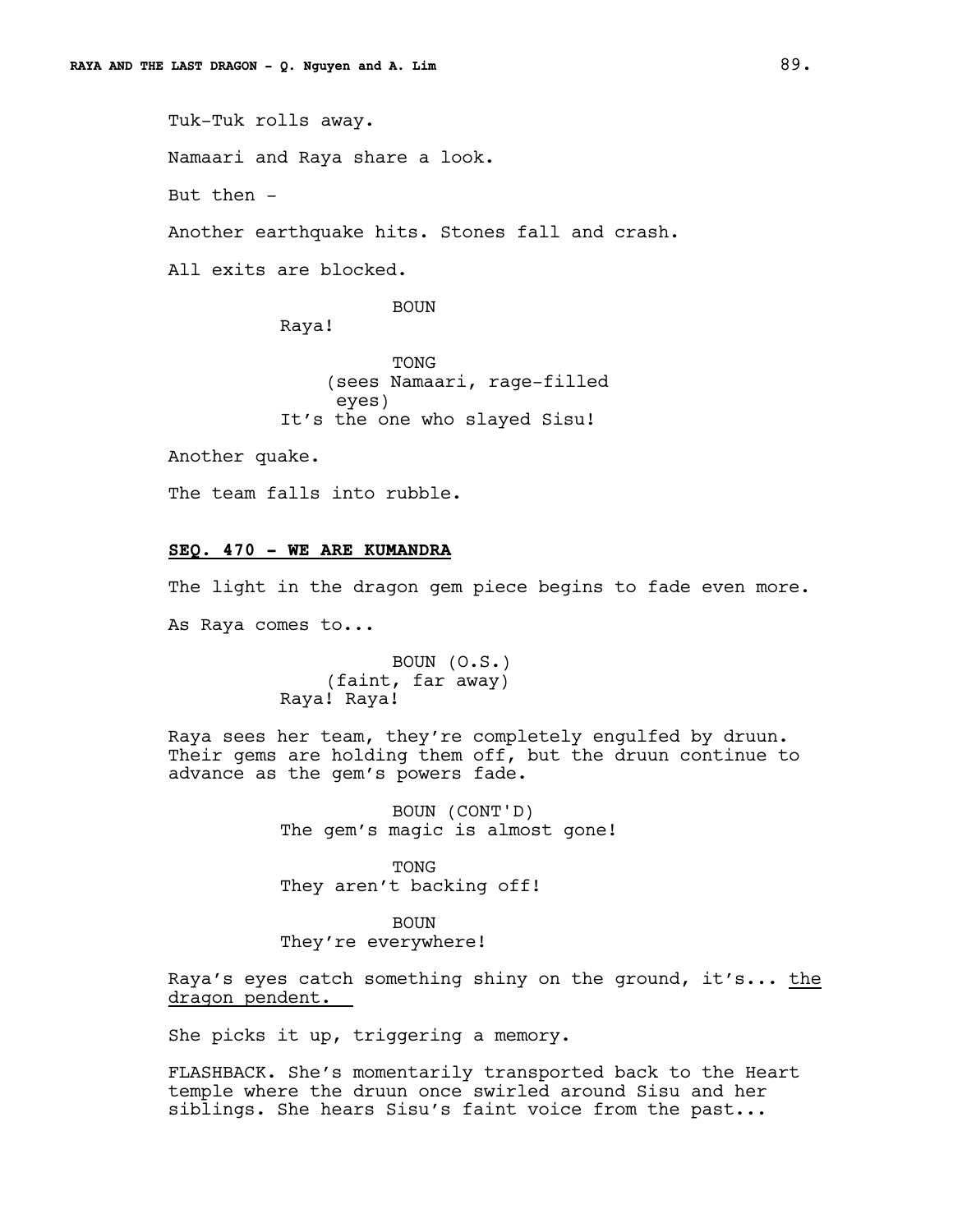Tuk-Tuk rolls away.

Namaari and Raya share a look.

But then -

Another earthquake hits. Stones fall and crash.

All exits are blocked.

BOUN
Raya!

TONG
(sees Namaari, rage-filled eyes)
It's the one who slayed Sisu!

Another quake.

The team falls into rubble.

**SEQ. 470 - WE ARE KUMANDRA**

The light in the dragon gem piece begins to fade even more.

As Raya comes to...

BOUN (O.S.)
(faint, far away)
Raya! Raya!

Raya sees her team, they're completely engulfed by druun. Their gems are holding them off, but the druun continue to advance as the gem's powers fade.

BOUN (CONT'D)
The gem's magic is almost gone!

TONG
They aren't backing off!

BOUN
They're everywhere!

Raya's eyes catch something shiny on the ground, it's... the dragon pendent.

She picks it up, triggering a memory.

FLASHBACK. She's momentarily transported back to the Heart temple where the druun once swirled around Sisu and her siblings. She hears Sisu's faint voice from the past...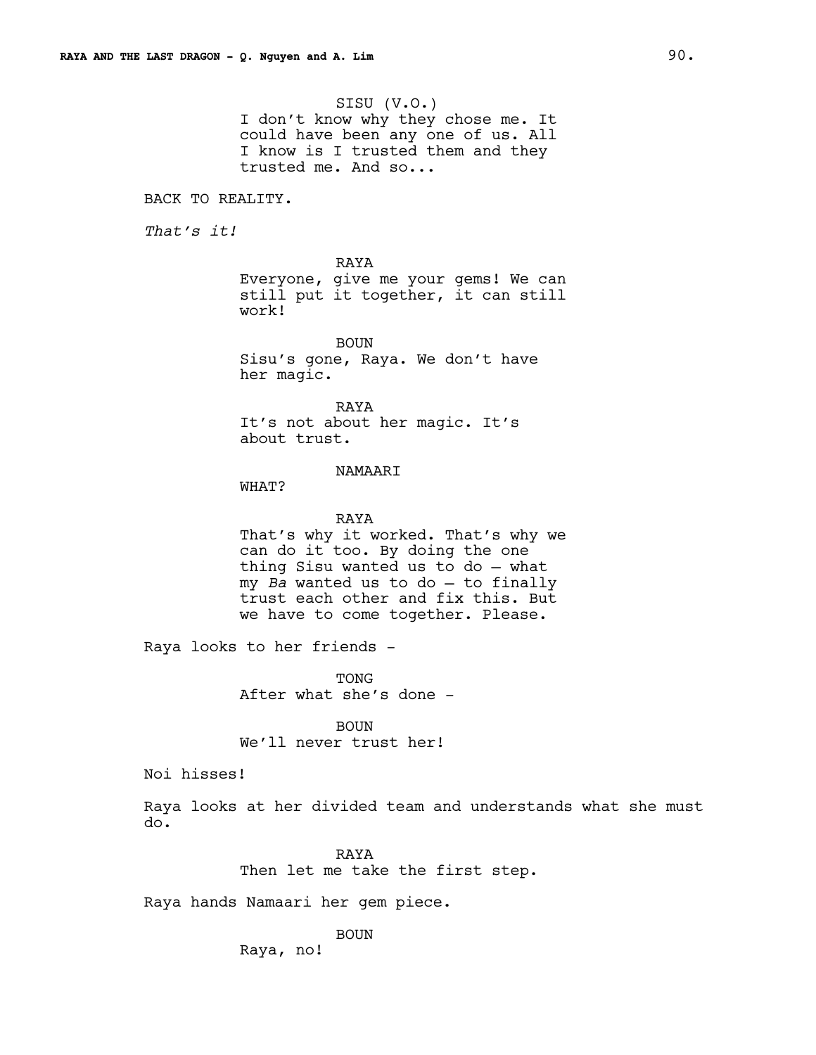SISU (V.O.)
I don't know why they chose me. It could have been any one of us. All I know is I trusted them and they trusted me. And so...

BACK TO REALITY.

*That's it!*

RAYA
Everyone, give me your gems! We can still put it together, it can still work!

BOUN
Sisu's gone, Raya. We don't have her magic.

RAYA
It's not about her magic. It's about trust.

NAMAARI
WHAT?

RAYA
That's why it worked. That's why we can do it too. By doing the one thing Sisu wanted us to do — what my *Ba* wanted us to do — to finally trust each other and fix this. But we have to come together. Please.

Raya looks to her friends -

TONG
After what she's done -

BOUN
We'll never trust her!

Noi hisses!

Raya looks at her divided team and understands what she must do.

RAYA
Then let me take the first step.

Raya hands Namaari her gem piece.

BOUN
Raya, no!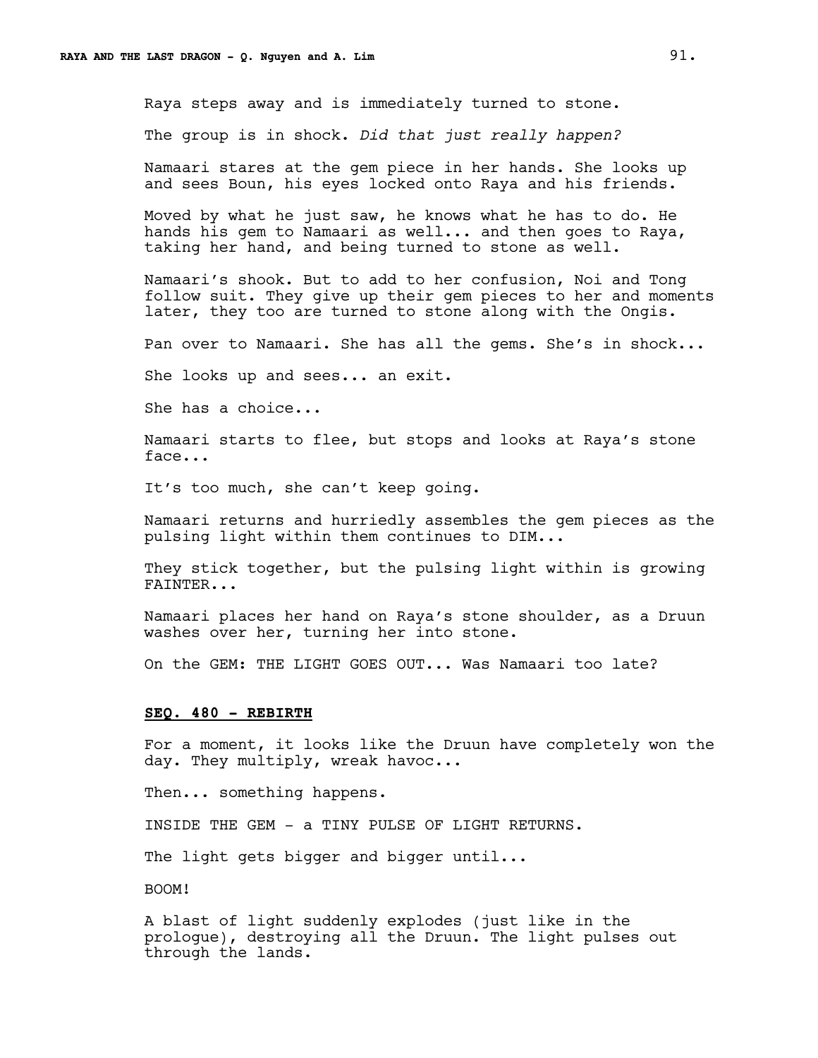Raya steps away and is immediately turned to stone.

The group is in shock. *Did that just really happen?*

Namaari stares at the gem piece in her hands. She looks up and sees Boun, his eyes locked onto Raya and his friends.

Moved by what he just saw, he knows what he has to do. He hands his gem to Namaari as well... and then goes to Raya, taking her hand, and being turned to stone as well.

Namaari's shook. But to add to her confusion, Noi and Tong follow suit. They give up their gem pieces to her and moments later, they too are turned to stone along with the Ongis.

Pan over to Namaari. She has all the gems. She's in shock...

She looks up and sees... an exit.

She has a choice...

Namaari starts to flee, but stops and looks at Raya's stone face...

It's too much, she can't keep going.

Namaari returns and hurriedly assembles the gem pieces as the pulsing light within them continues to DIM...

They stick together, but the pulsing light within is growing FAINTER...

Namaari places her hand on Raya's stone shoulder, as a Druun washes over her, turning her into stone.

On the GEM: THE LIGHT GOES OUT... Was Namaari too late?

**SEQ. 480 - REBIRTH**

For a moment, it looks like the Druun have completely won the day. They multiply, wreak havoc...

Then... something happens.

INSIDE THE GEM - a TINY PULSE OF LIGHT RETURNS.

The light gets bigger and bigger until...

BOOM!

A blast of light suddenly explodes (just like in the prologue), destroying all the Druun. The light pulses out through the lands.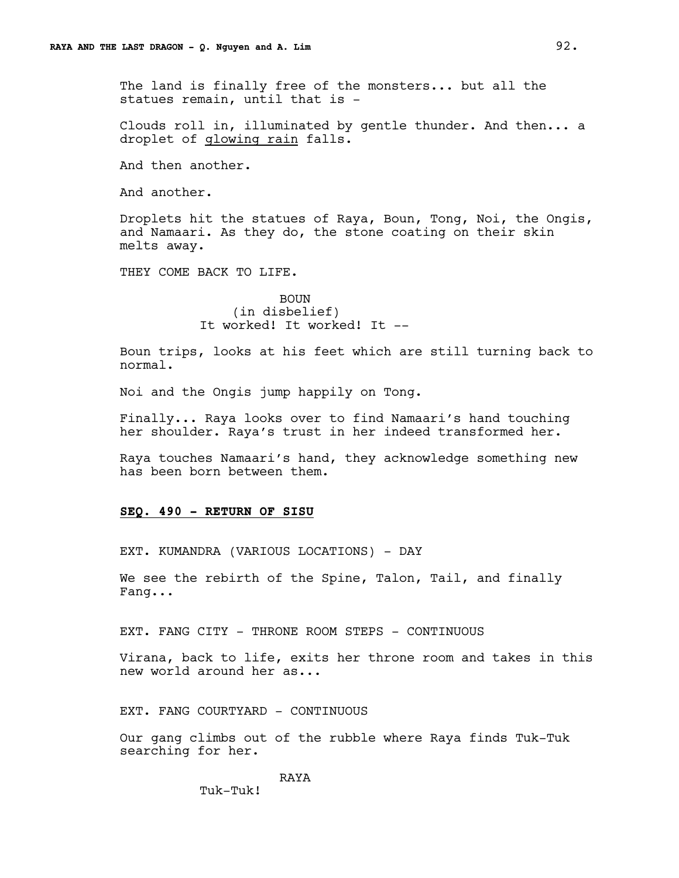The land is finally free of the monsters... but all the statues remain, until that is -

Clouds roll in, illuminated by gentle thunder. And then... a droplet of glowing rain falls.

And then another.

And another.

Droplets hit the statues of Raya, Boun, Tong, Noi, the Ongis, and Namaari. As they do, the stone coating on their skin melts away.

THEY COME BACK TO LIFE.

BOUN
(in disbelief)
It worked! It worked! It --

Boun trips, looks at his feet which are still turning back to normal.

Noi and the Ongis jump happily on Tong.

Finally... Raya looks over to find Namaari's hand touching her shoulder. Raya's trust in her indeed transformed her.

Raya touches Namaari's hand, they acknowledge something new has been born between them.

**SEQ. 490 - RETURN OF SISU**

EXT. KUMANDRA (VARIOUS LOCATIONS) - DAY

We see the rebirth of the Spine, Talon, Tail, and finally Fang...

EXT. FANG CITY - THRONE ROOM STEPS - CONTINUOUS

Virana, back to life, exits her throne room and takes in this new world around her as...

EXT. FANG COURTYARD - CONTINUOUS

Our gang climbs out of the rubble where Raya finds Tuk-Tuk searching for her.

RAYA
Tuk-Tuk!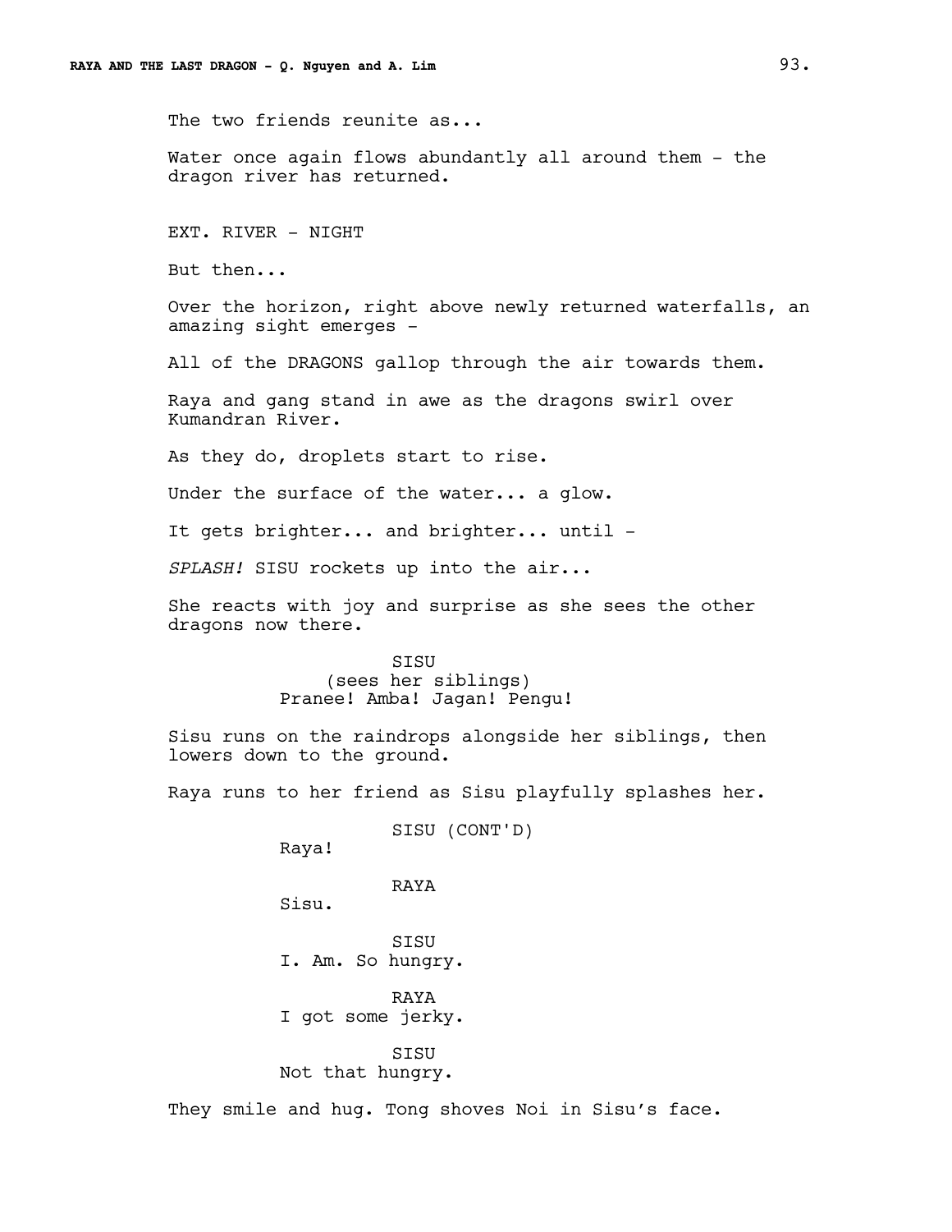The two friends reunite as...

Water once again flows abundantly all around them - the dragon river has returned.

EXT. RIVER - NIGHT

But then...

Over the horizon, right above newly returned waterfalls, an amazing sight emerges -

All of the DRAGONS gallop through the air towards them.

Raya and gang stand in awe as the dragons swirl over Kumandran River.

As they do, droplets start to rise.

Under the surface of the water... a glow.

It gets brighter... and brighter... until -

*SPLASH!* SISU rockets up into the air...

She reacts with joy and surprise as she sees the other dragons now there.

SISU
(sees her siblings)
Pranee! Amba! Jagan! Pengu!

Sisu runs on the raindrops alongside her siblings, then lowers down to the ground.

Raya runs to her friend as Sisu playfully splashes her.

SISU (CONT'D)
Raya!

RAYA
Sisu.

SISU
I. Am. So hungry.

RAYA
I got some jerky.

SISU
Not that hungry.

They smile and hug. Tong shoves Noi in Sisu's face.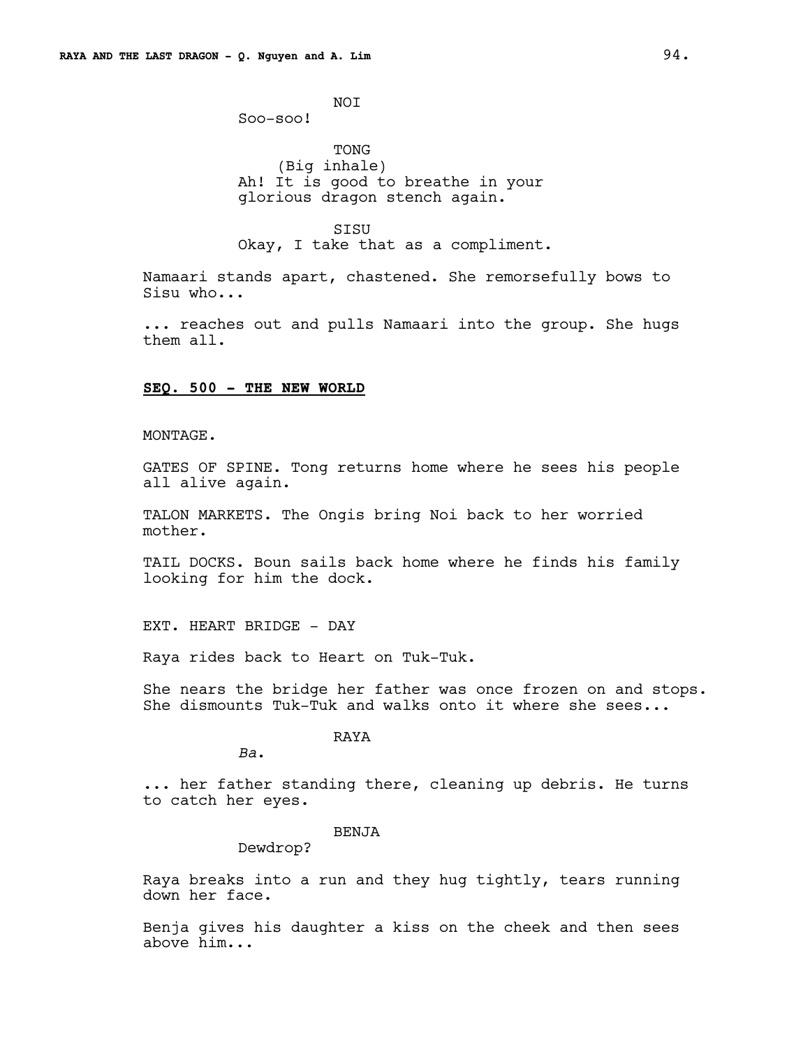NOI

Soo-soo!

TONG

(Big inhale)

Ah! It is good to breathe in your glorious dragon stench again.

SISU

Okay, I take that as a compliment.

Namaari stands apart, chastened. She remorsefully bows to Sisu who...

... reaches out and pulls Namaari into the group. She hugs them all.

**SEQ. 500 - THE NEW WORLD**

MONTAGE.

GATES OF SPINE. Tong returns home where he sees his people all alive again.

TALON MARKETS. The Ongis bring Noi back to her worried mother.

TAIL DOCKS. Boun sails back home where he finds his family looking for him the dock.

EXT. HEART BRIDGE - DAY

Raya rides back to Heart on Tuk-Tuk.

She nears the bridge her father was once frozen on and stops. She dismounts Tuk-Tuk and walks onto it where she sees...

RAYA

*Ba*.

... her father standing there, cleaning up debris. He turns to catch her eyes.

BENJA

Dewdrop?

Raya breaks into a run and they hug tightly, tears running down her face.

Benja gives his daughter a kiss on the cheek and then sees above him...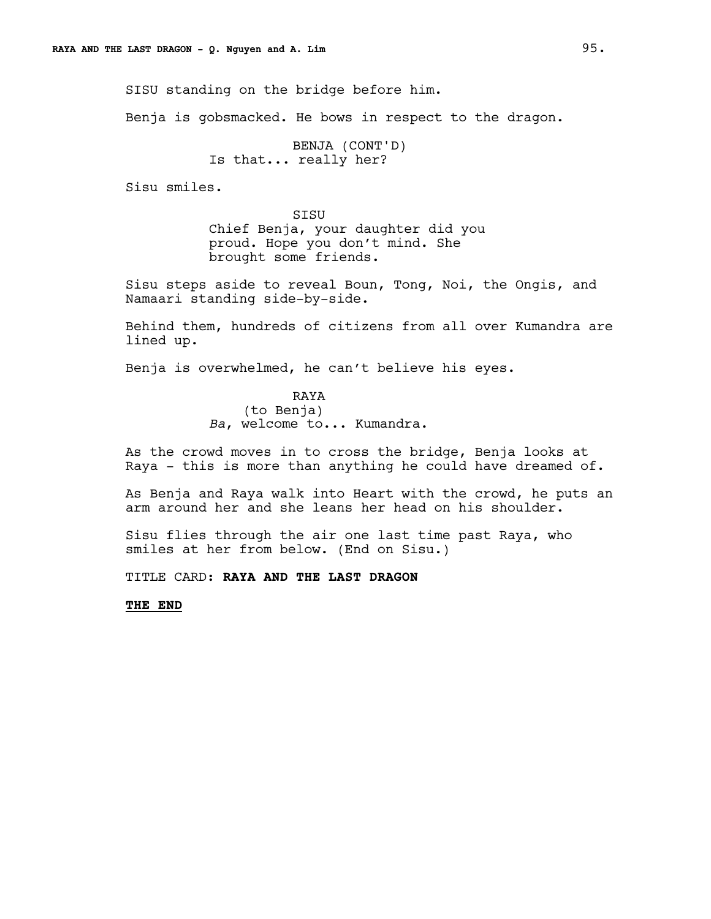SISU standing on the bridge before him.

Benja is gobsmacked. He bows in respect to the dragon.

BENJA (CONT'D)
Is that... really her?

Sisu smiles.

SISU
Chief Benja, your daughter did you proud. Hope you don't mind. She brought some friends.

Sisu steps aside to reveal Boun, Tong, Noi, the Ongis, and Namaari standing side-by-side.

Behind them, hundreds of citizens from all over Kumandra are lined up.

Benja is overwhelmed, he can't believe his eyes.

RAYA
(to Benja)
*Ba*, welcome to... Kumandra.

As the crowd moves in to cross the bridge, Benja looks at Raya - this is more than anything he could have dreamed of.

As Benja and Raya walk into Heart with the crowd, he puts an arm around her and she leans her head on his shoulder.

Sisu flies through the air one last time past Raya, who smiles at her from below. (End on Sisu.)

TITLE CARD: **RAYA AND THE LAST DRAGON**

**THE END**